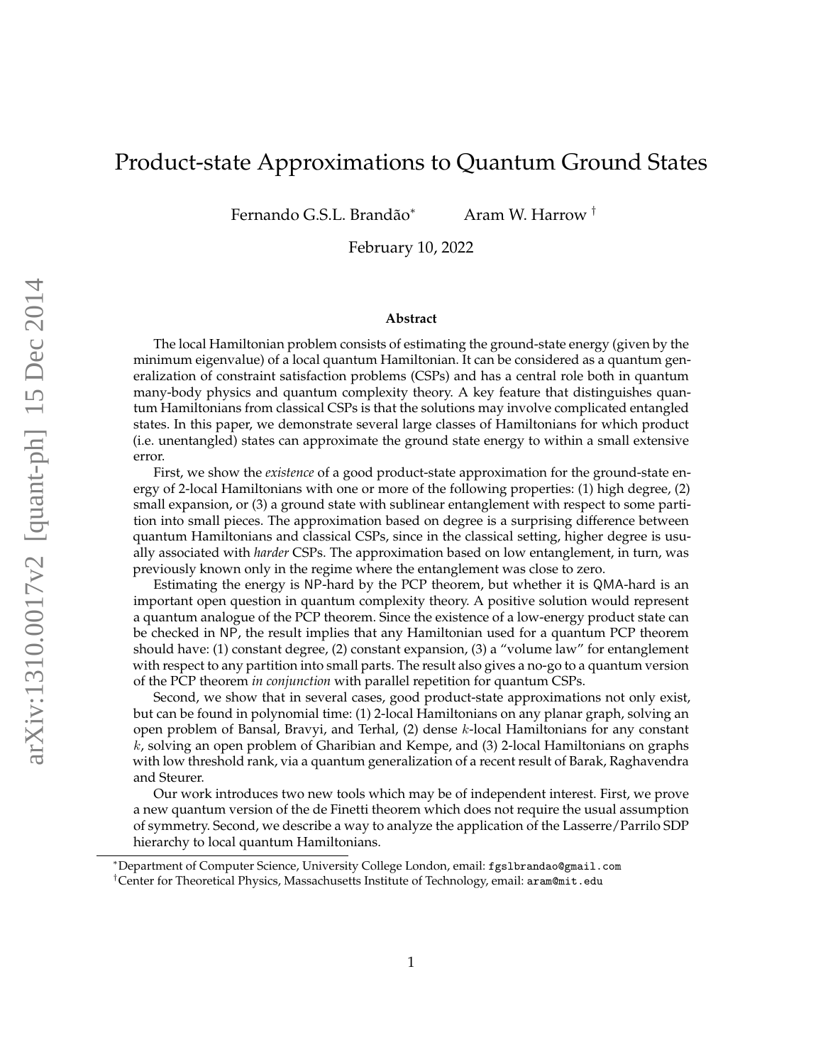# Product-state Approximations to Quantum Ground States

Fernando G.S.L. Brandão[*] Aram W. Harrow[†]

February 10, 2022

### Abstract

The local Hamiltonian problem consists of estimating the ground-state energy (given by the minimum eigenvalue) of a local quantum Hamiltonian. It can be considered as a quantum generalization of constraint satisfaction problems (CSPs) and has a central role both in quantum many-body physics and quantum complexity theory. A key feature that distinguishes quantum Hamiltonians from classical CSPs is that the solutions may involve complicated entangled states. In this paper, we demonstrate several large classes of Hamiltonians for which product (i.e. unentangled) states can approximate the ground state energy to within a small extensive error.

First, we show the *existence* of a good product-state approximation for the ground-state energy of 2-local Hamiltonians with one or more of the following properties: (1) high degree, (2) small expansion, or (3) a ground state with sublinear entanglement with respect to some partition into small pieces. The approximation based on degree is a surprising difference between quantum Hamiltonians and classical CSPs, since in the classical setting, higher degree is usually associated with *harder* CSPs. The approximation based on low entanglement, in turn, was previously known only in the regime where the entanglement was close to zero.

Estimating the energy is NP-hard by the PCP theorem, but whether it is QMA-hard is an important open question in quantum complexity theory. A positive solution would represent a quantum analogue of the PCP theorem. Since the existence of a low-energy product state can be checked in NP, the result implies that any Hamiltonian used for a quantum PCP theorem should have: (1) constant degree, (2) constant expansion, (3) a "volume law" for entanglement with respect to any partition into small parts. The result also gives a no-go to a quantum version of the PCP theorem *in conjunction* with parallel repetition for quantum CSPs.

Second, we show that in several cases, good product-state approximations not only exist, but can be found in polynomial time: (1) 2-local Hamiltonians on any planar graph, solving an open problem of Bansal, Bravyi, and Terhal, (2) dense $k$-local Hamiltonians for any constant $k$, solving an open problem of Gharibian and Kempe, and (3) 2-local Hamiltonians on graphs with low threshold rank, via a quantum generalization of a recent result of Barak, Raghavendra and Steurer.

Our work introduces two new tools which may be of independent interest. First, we prove a new quantum version of the de Finetti theorem which does not require the usual assumption of symmetry. Second, we describe a way to analyze the application of the Lasserre/Parrilo SDP hierarchy to local quantum Hamiltonians.

[*]Department of Computer Science, University College London, email: fgslbrandao@gmail.com

[†]Center for Theoretical Physics, Massachusetts Institute of Technology, email: aram@mit.edu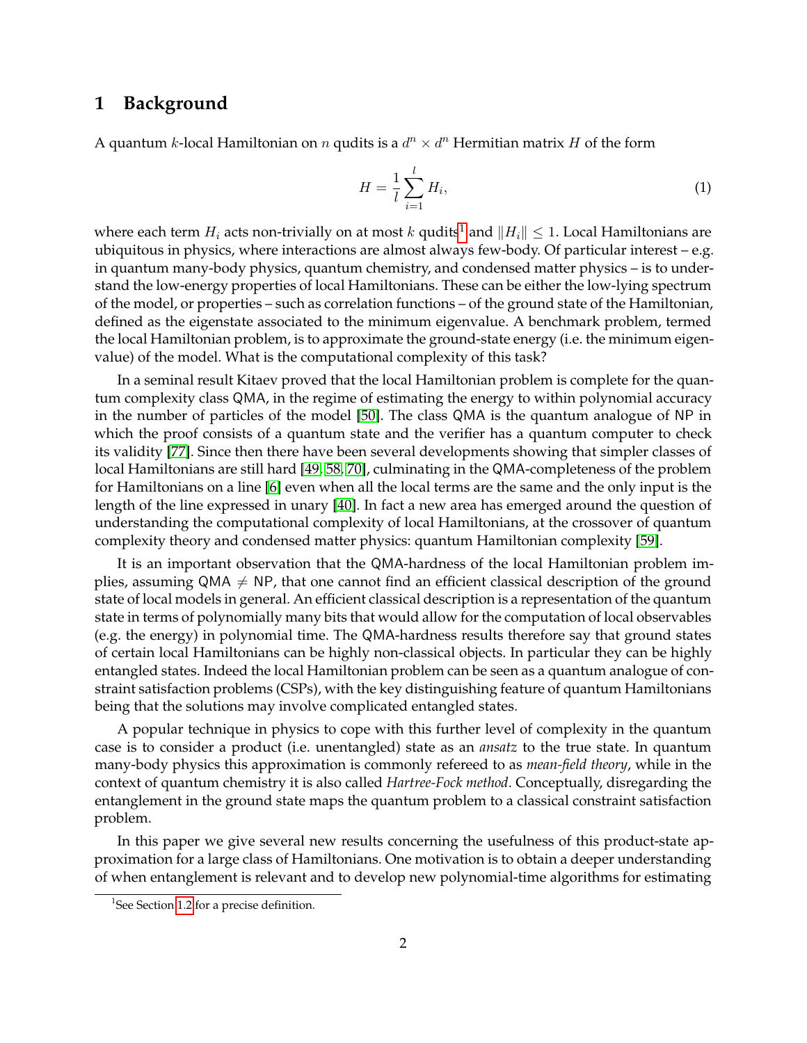# 1 Background

A quantum $k$-local Hamiltonian on $n$ qudits is a $d^n \times d^n$ Hermitian matrix $H$ of the form

$$H = \frac{1}{l} \sum_{i=1}^{l} H_i, \tag{1}$$

where each term $H_i$ acts non-trivially on at most $k$ qudits[1] and $\|H_i\| \leq 1$. Local Hamiltonians are ubiquitous in physics, where interactions are almost always few-body. Of particular interest – e.g. in quantum many-body physics, quantum chemistry, and condensed matter physics – is to understand the low-energy properties of local Hamiltonians. These can be either the low-lying spectrum of the model, or properties – such as correlation functions – of the ground state of the Hamiltonian, defined as the eigenstate associated to the minimum eigenvalue. A benchmark problem, termed the local Hamiltonian problem, is to approximate the ground-state energy (i.e. the minimum eigenvalue) of the model. What is the computational complexity of this task?

In a seminal result Kitaev proved that the local Hamiltonian problem is complete for the quantum complexity class QMA, in the regime of estimating the energy to within polynomial accuracy in the number of particles of the model [50]. The class QMA is the quantum analogue of NP in which the proof consists of a quantum state and the verifier has a quantum computer to check its validity [77]. Since then there have been several developments showing that simpler classes of local Hamiltonians are still hard [49, 58, 70], culminating in the QMA-completeness of the problem for Hamiltonians on a line [6] even when all the local terms are the same and the only input is the length of the line expressed in unary [40]. In fact a new area has emerged around the question of understanding the computational complexity of local Hamiltonians, at the crossover of quantum complexity theory and condensed matter physics: quantum Hamiltonian complexity [59].

It is an important observation that the QMA-hardness of the local Hamiltonian problem implies, assuming QMA $\neq$ NP, that one cannot find an efficient classical description of the ground state of local models in general. An efficient classical description is a representation of the quantum state in terms of polynomially many bits that would allow for the computation of local observables (e.g. the energy) in polynomial time. The QMA-hardness results therefore say that ground states of certain local Hamiltonians can be highly non-classical objects. In particular they can be highly entangled states. Indeed the local Hamiltonian problem can be seen as a quantum analogue of constraint satisfaction problems (CSPs), with the key distinguishing feature of quantum Hamiltonians being that the solutions may involve complicated entangled states.

A popular technique in physics to cope with this further level of complexity in the quantum case is to consider a product (i.e. unentangled) state as an *ansatz* to the true state. In quantum many-body physics this approximation is commonly refereed to as *mean-field theory*, while in the context of quantum chemistry it is also called *Hartree-Fock method*. Conceptually, disregarding the entanglement in the ground state maps the quantum problem to a classical constraint satisfaction problem.

In this paper we give several new results concerning the usefulness of this product-state approximation for a large class of Hamiltonians. One motivation is to obtain a deeper understanding of when entanglement is relevant and to develop new polynomial-time algorithms for estimating

[1] See Section 1.2 for a precise definition.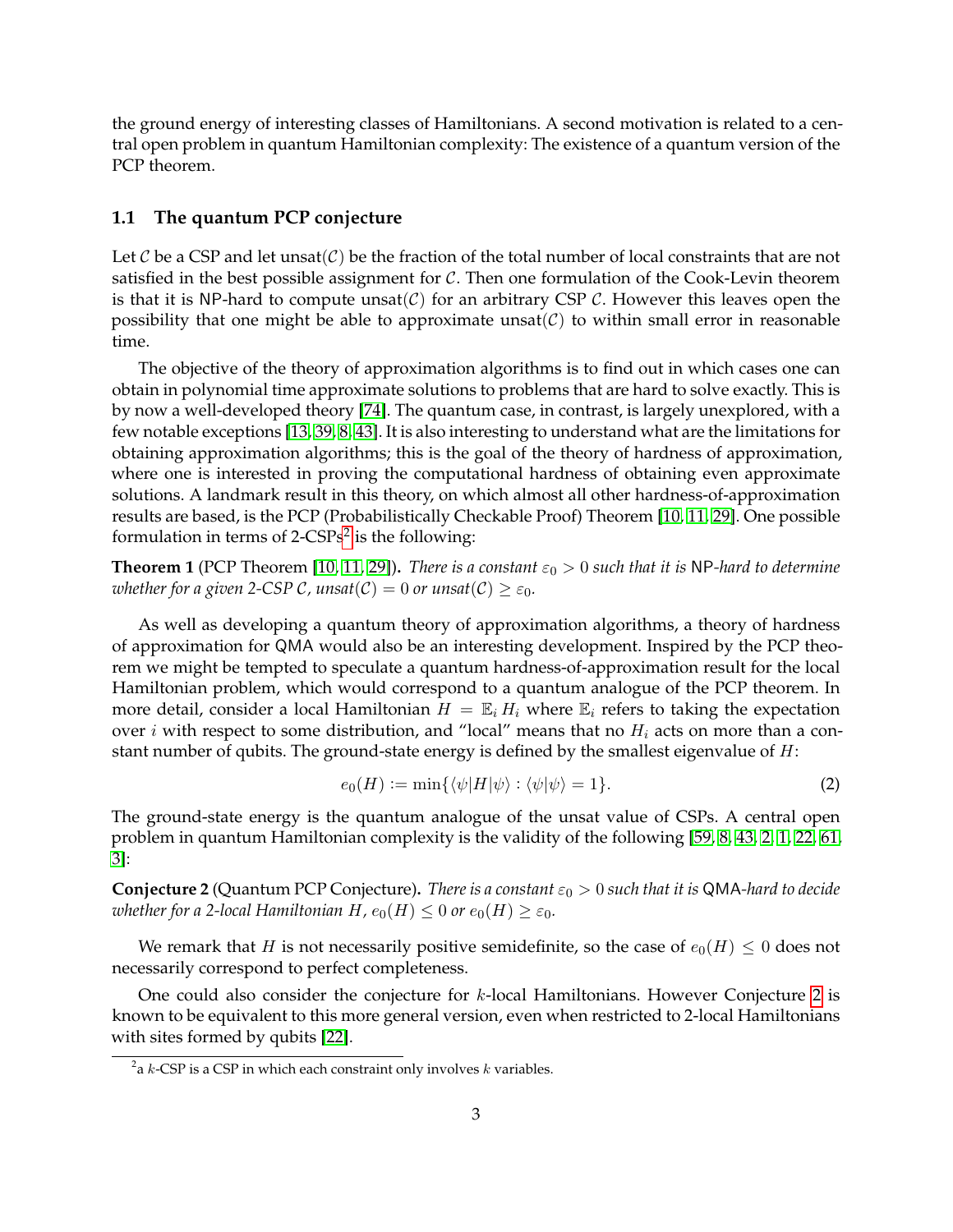the ground energy of interesting classes of Hamiltonians. A second motivation is related to a central open problem in quantum Hamiltonian complexity: The existence of a quantum version of the PCP theorem.

### 1.1 The quantum PCP conjecture

Let $\mathcal{C}$ be a CSP and let $\mathrm{unsat}(\mathcal{C})$ be the fraction of the total number of local constraints that are not satisfied in the best possible assignment for $\mathcal{C}$. Then one formulation of the Cook-Levin theorem is that it is NP-hard to compute $\mathrm{unsat}(\mathcal{C})$ for an arbitrary CSP $\mathcal{C}$. However this leaves open the possibility that one might be able to approximate $\mathrm{unsat}(\mathcal{C})$ to within small error in reasonable time.

The objective of the theory of approximation algorithms is to find out in which cases one can obtain in polynomial time approximate solutions to problems that are hard to solve exactly. This is by now a well-developed theory [74]. The quantum case, in contrast, is largely unexplored, with a few notable exceptions [13, 39, 8, 43]. It is also interesting to understand what are the limitations for obtaining approximation algorithms; this is the goal of the theory of hardness of approximation, where one is interested in proving the computational hardness of obtaining even approximate solutions. A landmark result in this theory, on which almost all other hardness-of-approximation results are based, is the PCP (Probabilistically Checkable Proof) Theorem [10, 11, 29]. One possible formulation in terms of 2-CSPs[2] is the following:

**Theorem 1** (PCP Theorem [10, 11, 29])**.** *There is a constant $\varepsilon_0 > 0$ such that it is* NP*-hard to determine whether for a given 2-CSP $\mathcal{C}$, $\mathrm{unsat}(\mathcal{C}) = 0$ or $\mathrm{unsat}(\mathcal{C}) \geq \varepsilon_0$.*

As well as developing a quantum theory of approximation algorithms, a theory of hardness of approximation for QMA would also be an interesting development. Inspired by the PCP theorem we might be tempted to speculate a quantum hardness-of-approximation result for the local Hamiltonian problem, which would correspond to a quantum analogue of the PCP theorem. In more detail, consider a local Hamiltonian $H = \mathbb{E}_i H_i$ where $\mathbb{E}_i$ refers to taking the expectation over $i$ with respect to some distribution, and "local" means that no $H_i$ acts on more than a constant number of qubits. The ground-state energy is defined by the smallest eigenvalue of $H$:

$$e_0(H) := \min\{\langle\psi|H|\psi\rangle : \langle\psi|\psi\rangle = 1\}. \tag{2}$$

The ground-state energy is the quantum analogue of the unsat value of CSPs. A central open problem in quantum Hamiltonian complexity is the validity of the following [59, 8, 43, 2, 1, 22, 61, 3]:

**Conjecture 2** (Quantum PCP Conjecture)**.** *There is a constant $\varepsilon_0 > 0$ such that it is* QMA*-hard to decide whether for a 2-local Hamiltonian $H$, $e_0(H) \leq 0$ or $e_0(H) \geq \varepsilon_0$.*

We remark that $H$ is not necessarily positive semidefinite, so the case of $e_0(H) \leq 0$ does not necessarily correspond to perfect completeness.

One could also consider the conjecture for $k$-local Hamiltonians. However Conjecture 2 is known to be equivalent to this more general version, even when restricted to 2-local Hamiltonians with sites formed by qubits [22].

[2] a $k$-CSP is a CSP in which each constraint only involves $k$ variables.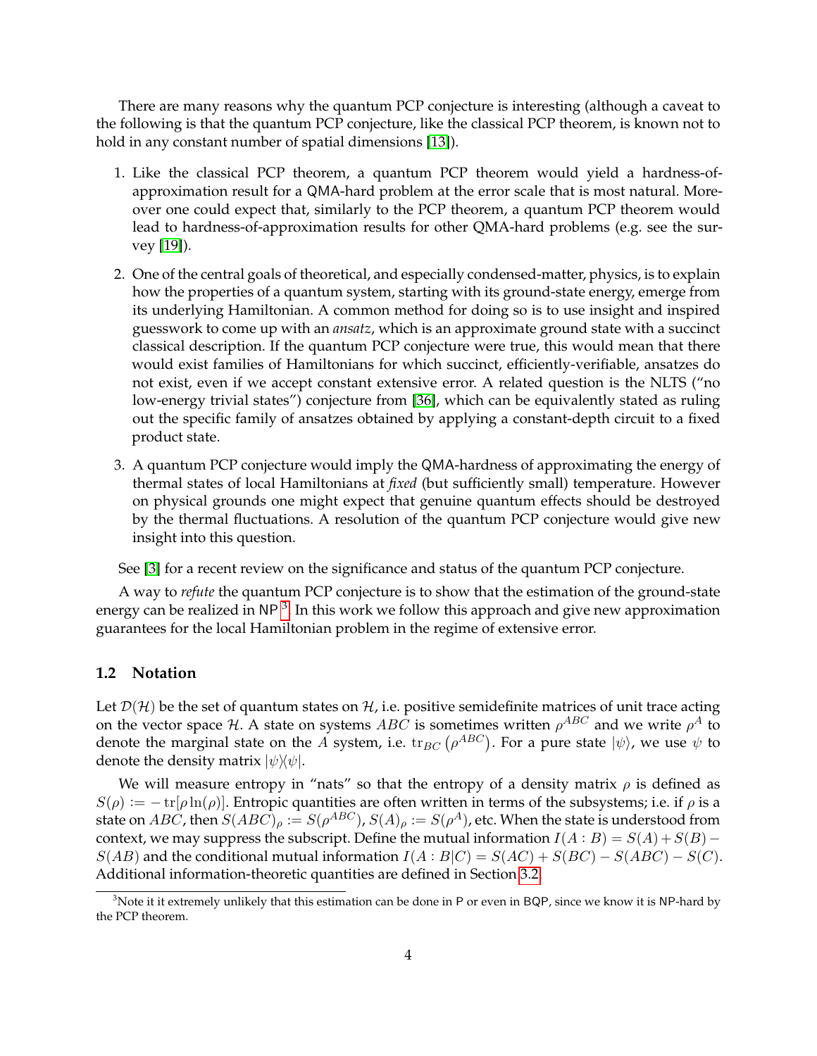There are many reasons why the quantum PCP conjecture is interesting (although a caveat to the following is that the quantum PCP conjecture, like the classical PCP theorem, is known not to hold in any constant number of spatial dimensions [13]).

1. Like the classical PCP theorem, a quantum PCP theorem would yield a hardness-of-approximation result for a QMA-hard problem at the error scale that is most natural. Moreover one could expect that, similarly to the PCP theorem, a quantum PCP theorem would lead to hardness-of-approximation results for other QMA-hard problems (e.g. see the survey [19]).
2. One of the central goals of theoretical, and especially condensed-matter, physics, is to explain how the properties of a quantum system, starting with its ground-state energy, emerge from its underlying Hamiltonian. A common method for doing so is to use insight and inspired guesswork to come up with an *ansatz*, which is an approximate ground state with a succinct classical description. If the quantum PCP conjecture were true, this would mean that there would exist families of Hamiltonians for which succinct, efficiently-verifiable, ansatzes do not exist, even if we accept constant extensive error. A related question is the NLTS ("no low-energy trivial states") conjecture from [36], which can be equivalently stated as ruling out the specific family of ansatzes obtained by applying a constant-depth circuit to a fixed product state.
3. A quantum PCP conjecture would imply the QMA-hardness of approximating the energy of thermal states of local Hamiltonians at *fixed* (but sufficiently small) temperature. However on physical grounds one might expect that genuine quantum effects should be destroyed by the thermal fluctuations. A resolution of the quantum PCP conjecture would give new insight into this question.

See [3] for a recent review on the significance and status of the quantum PCP conjecture.

A way to *refute* the quantum PCP conjecture is to show that the estimation of the ground-state energy can be realized in NP [3]. In this work we follow this approach and give new approximation guarantees for the local Hamiltonian problem in the regime of extensive error.

### 1.2 Notation

Let $\mathcal{D}(\mathcal{H})$ be the set of quantum states on $\mathcal{H}$, i.e. positive semidefinite matrices of unit trace acting on the vector space $\mathcal{H}$. A state on systems $ABC$ is sometimes written $\rho^{ABC}$ and we write $\rho^A$ to denote the marginal state on the $A$ system, i.e. $\mathrm{tr}_{BC}\left(\rho^{ABC}\right)$. For a pure state $|\psi\rangle$, we use $\psi$ to denote the density matrix $|\psi\rangle\langle\psi|$.

We will measure entropy in "nats" so that the entropy of a density matrix $\rho$ is defined as $S(\rho) := -\mathrm{tr}[\rho \ln(\rho)]$. Entropic quantities are often written in terms of the subsystems; i.e. if $\rho$ is a state on $ABC$, then $S(ABC)_\rho := S(\rho^{ABC})$, $S(A)_\rho := S(\rho^A)$, etc. When the state is understood from context, we may suppress the subscript. Define the mutual information $I(A:B) = S(A) + S(B) - S(AB)$ and the conditional mutual information $I(A:B|C) = S(AC) + S(BC) - S(ABC) - S(C)$. Additional information-theoretic quantities are defined in Section 3.2.

[3] Note it it extremely unlikely that this estimation can be done in P or even in BQP, since we know it is NP-hard by the PCP theorem.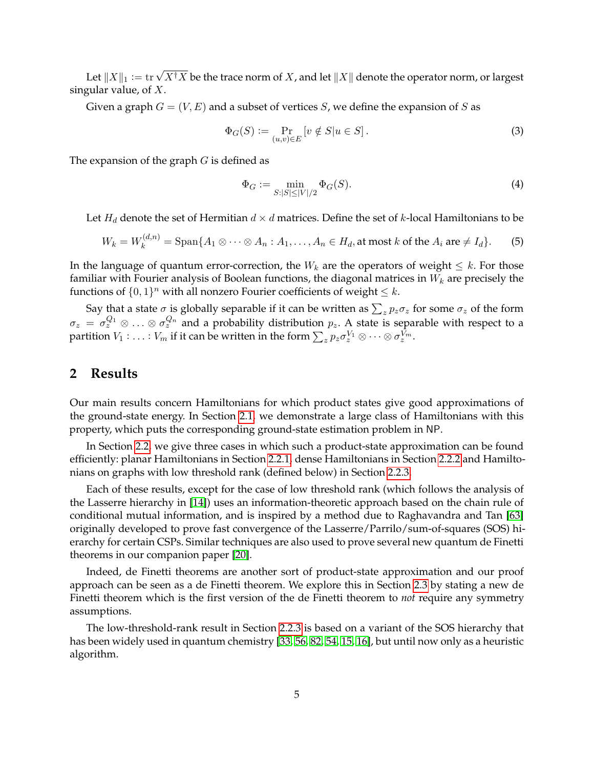Let $\|X\|_1 := \operatorname{tr}\sqrt{X^\dagger X}$ be the trace norm of $X$, and let $\|X\|$ denote the operator norm, or largest singular value, of $X$.

Given a graph $G = (V, E)$ and a subset of vertices $S$, we define the expansion of $S$ as

$$\Phi_G(S) := \Pr_{(u,v)\in E}\left[v \notin S | u \in S\right]. \tag{3}$$

The expansion of the graph $G$ is defined as

$$\Phi_G := \min_{S:|S|\leq|V|/2} \Phi_G(S). \tag{4}$$

Let $H_d$ denote the set of Hermitian $d \times d$ matrices. Define the set of $k$-local Hamiltonians to be

$$W_k = W_k^{(d,n)} = \operatorname{Span}\{A_1 \otimes \cdots \otimes A_n : A_1, \ldots, A_n \in H_d, \text{at most } k \text{ of the } A_i \text{ are } \neq I_d\}. \tag{5}$$

In the language of quantum error-correction, the $W_k$ are the operators of weight $\leq k$. For those familiar with Fourier analysis of Boolean functions, the diagonal matrices in $W_k$ are precisely the functions of $\{0,1\}^n$ with all nonzero Fourier coefficients of weight $\leq k$.

Say that a state $\sigma$ is globally separable if it can be written as $\sum_z p_z \sigma_z$ for some $\sigma_z$ of the form $\sigma_z = \sigma_z^{Q_1} \otimes \ldots \otimes \sigma_z^{Q_n}$ and a probability distribution $p_z$. A state is separable with respect to a partition $V_1 : \ldots : V_m$ if it can be written in the form $\sum_z p_z \sigma_z^{V_1} \otimes \cdots \otimes \sigma_z^{V_m}$.

## 2 Results

Our main results concern Hamiltonians for which product states give good approximations of the ground-state energy. In Section 2.1, we demonstrate a large class of Hamiltonians with this property, which puts the corresponding ground-state estimation problem in NP.

In Section 2.2, we give three cases in which such a product-state approximation can be found efficiently: planar Hamiltonians in Section 2.2.1, dense Hamiltonians in Section 2.2.2 and Hamiltonians on graphs with low threshold rank (defined below) in Section 2.2.3.

Each of these results, except for the case of low threshold rank (which follows the analysis of the Lasserre hierarchy in [14]) uses an information-theoretic approach based on the chain rule of conditional mutual information, and is inspired by a method due to Raghavandra and Tan [63] originally developed to prove fast convergence of the Lasserre/Parrilo/sum-of-squares (SOS) hierarchy for certain CSPs. Similar techniques are also used to prove several new quantum de Finetti theorems in our companion paper [20].

Indeed, de Finetti theorems are another sort of product-state approximation and our proof approach can be seen as a de Finetti theorem. We explore this in Section 2.3 by stating a new de Finetti theorem which is the first version of the de Finetti theorem to *not* require any symmetry assumptions.

The low-threshold-rank result in Section 2.2.3 is based on a variant of the SOS hierarchy that has been widely used in quantum chemistry [33, 56, 82, 54, 15, 16], but until now only as a heuristic algorithm.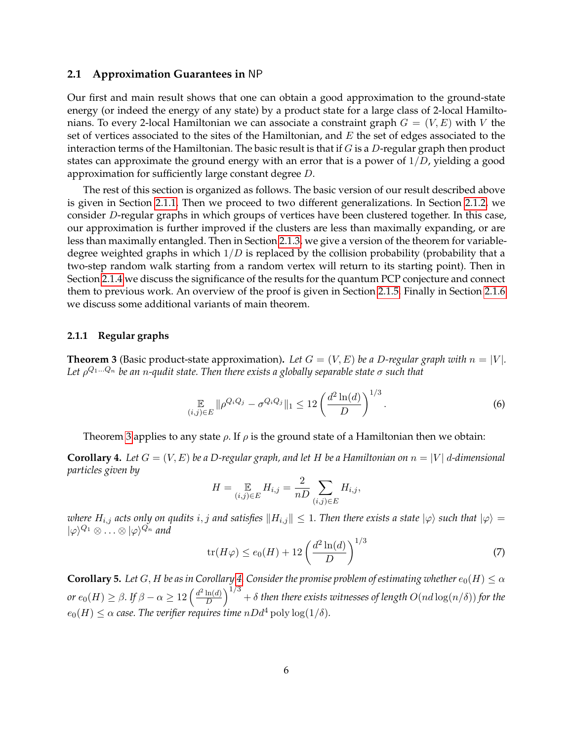### 2.1 Approximation Guarantees in NP

Our first and main result shows that one can obtain a good approximation to the ground-state energy (or indeed the energy of any state) by a product state for a large class of 2-local Hamiltonians. To every 2-local Hamiltonian we can associate a constraint graph $G = (V, E)$ with $V$ the set of vertices associated to the sites of the Hamiltonian, and $E$ the set of edges associated to the interaction terms of the Hamiltonian. The basic result is that if $G$ is a $D$-regular graph then product states can approximate the ground energy with an error that is a power of $1/D$, yielding a good approximation for sufficiently large constant degree $D$.

The rest of this section is organized as follows. The basic version of our result described above is given in Section 2.1.1. Then we proceed to two different generalizations. In Section 2.1.2, we consider $D$-regular graphs in which groups of vertices have been clustered together. In this case, our approximation is further improved if the clusters are less than maximally expanding, or are less than maximally entangled. Then in Section 2.1.3, we give a version of the theorem for variable-degree weighted graphs in which $1/D$ is replaced by the collision probability (probability that a two-step random walk starting from a random vertex will return to its starting point). Then in Section 2.1.4 we discuss the significance of the results for the quantum PCP conjecture and connect them to previous work. An overview of the proof is given in Section 2.1.5. Finally in Section 2.1.6 we discuss some additional variants of main theorem.

#### 2.1.1 Regular graphs

**Theorem 3** (Basic product-state approximation)**.** *Let $G = (V, E)$ be a $D$-regular graph with $n = |V|$. Let $\rho^{Q_1 \ldots Q_n}$ be an $n$-qudit state. Then there exists a globally separable state $\sigma$ such that*

$$\mathop{\mathbb{E}}_{(i,j)\in E} \|\rho^{Q_i Q_j} - \sigma^{Q_i Q_j}\|_1 \leq 12 \left(\frac{d^2 \ln(d)}{D}\right)^{1/3}. \tag{6}$$

Theorem 3 applies to any state $\rho$. If $\rho$ is the ground state of a Hamiltonian then we obtain:

**Corollary 4.** *Let $G = (V, E)$ be a $D$-regular graph, and let $H$ be a Hamiltonian on $n = |V|$ $d$-dimensional particles given by*

$$H = \mathop{\mathbb{E}}_{(i,j)\in E} H_{i,j} = \frac{2}{nD} \sum_{(i,j)\in E} H_{i,j},$$

*where $H_{i,j}$ acts only on qudits $i, j$ and satisfies $\|H_{i,j}\| \leq 1$. Then there exists a state $|\varphi\rangle$ such that $|\varphi\rangle = |\varphi\rangle^{Q_1} \otimes \ldots \otimes |\varphi\rangle^{Q_n}$ and*

$$\operatorname{tr}(H\varphi) \leq e_0(H) + 12 \left(\frac{d^2 \ln(d)}{D}\right)^{1/3} \tag{7}$$

**Corollary 5.** *Let $G, H$ be as in Corollary 4. Consider the promise problem of estimating whether $e_0(H) \leq \alpha$ or $e_0(H) \geq \beta$. If $\beta - \alpha \geq 12 \left(\frac{d^2 \ln(d)}{D}\right)^{1/3} + \delta$ then there exists witnesses of length $O(nd \log(n/\delta))$ for the $e_0(H) \leq \alpha$ case. The verifier requires time $nDd^4 \operatorname{poly}\log(1/\delta)$.*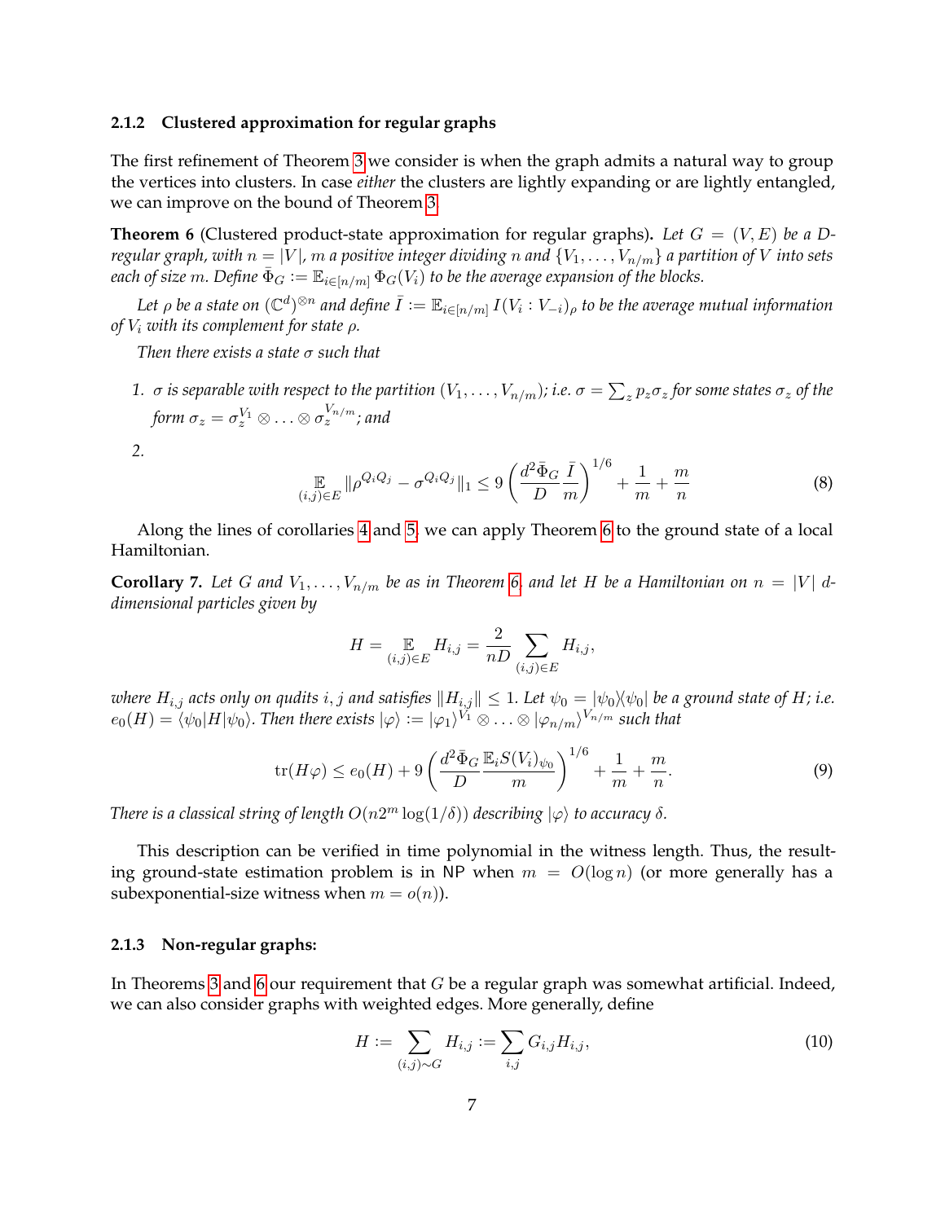### 2.1.2 Clustered approximation for regular graphs

The first refinement of Theorem 3 we consider is when the graph admits a natural way to group the vertices into clusters. In case *either* the clusters are lightly expanding or are lightly entangled, we can improve on the bound of Theorem 3.

**Theorem 6** (Clustered product-state approximation for regular graphs)**.** *Let $G = (V, E)$ be a $D$-regular graph, with $n = |V|$, $m$ a positive integer dividing $n$ and $\{V_1, \ldots, V_{n/m}\}$ a partition of $V$ into sets each of size $m$. Define $\bar{\Phi}_G := \mathbb{E}_{i \in [n/m]} \Phi_G(V_i)$ to be the average expansion of the blocks.*

*Let $\rho$ be a state on $(\mathbb{C}^d)^{\otimes n}$ and define $\bar{I} := \mathbb{E}_{i \in [n/m]} I(V_i : V_{-i})_\rho$ to be the average mutual information of $V_i$ with its complement for state $\rho$.*

*Then there exists a state $\sigma$ such that*

1. *$\sigma$ is separable with respect to the partition $(V_1, \ldots, V_{n/m})$; i.e. $\sigma = \sum_z p_z \sigma_z$ for some states $\sigma_z$ of the form $\sigma_z = \sigma_z^{V_1} \otimes \ldots \otimes \sigma_z^{V_{n/m}}$; and*

2. $$\mathop{\mathbb{E}}_{(i,j) \in E} \|\rho^{Q_i Q_j} - \sigma^{Q_i Q_j}\|_1 \leq 9 \left( \frac{d^2 \bar{\Phi}_G}{D} \frac{\bar{I}}{m} \right)^{1/6} + \frac{1}{m} + \frac{m}{n} \tag{8}$$

Along the lines of corollaries 4 and 5, we can apply Theorem 6 to the ground state of a local Hamiltonian.

**Corollary 7.** *Let $G$ and $V_1, \ldots, V_{n/m}$ be as in Theorem 6, and let $H$ be a Hamiltonian on $n = |V|$ $d$-dimensional particles given by*

$$H = \mathop{\mathbb{E}}_{(i,j) \in E} H_{i,j} = \frac{2}{nD} \sum_{(i,j) \in E} H_{i,j},$$

*where $H_{i,j}$ acts only on qudits $i, j$ and satisfies $\|H_{i,j}\| \leq 1$. Let $\psi_0 = |\psi_0\rangle\langle\psi_0|$ be a ground state of $H$; i.e. $e_0(H) = \langle\psi_0|H|\psi_0\rangle$. Then there exists $|\varphi\rangle := |\varphi_1\rangle^{V_1} \otimes \ldots \otimes |\varphi_{n/m}\rangle^{V_{n/m}}$ such that*

$$\operatorname{tr}(H\varphi) \leq e_0(H) + 9 \left( \frac{d^2 \bar{\Phi}_G}{D} \frac{\mathbb{E}_i S(V_i)_{\psi_0}}{m} \right)^{1/6} + \frac{1}{m} + \frac{m}{n}. \tag{9}$$

*There is a classical string of length $O(n 2^m \log(1/\delta))$ describing $|\varphi\rangle$ to accuracy $\delta$.*

This description can be verified in time polynomial in the witness length. Thus, the resulting ground-state estimation problem is in NP when $m = O(\log n)$ (or more generally has a subexponential-size witness when $m = o(n)$).

### 2.1.3 Non-regular graphs:

In Theorems 3 and 6 our requirement that $G$ be a regular graph was somewhat artificial. Indeed, we can also consider graphs with weighted edges. More generally, define

$$H := \sum_{(i,j) \sim G} H_{i,j} := \sum_{i,j} G_{i,j} H_{i,j}, \tag{10}$$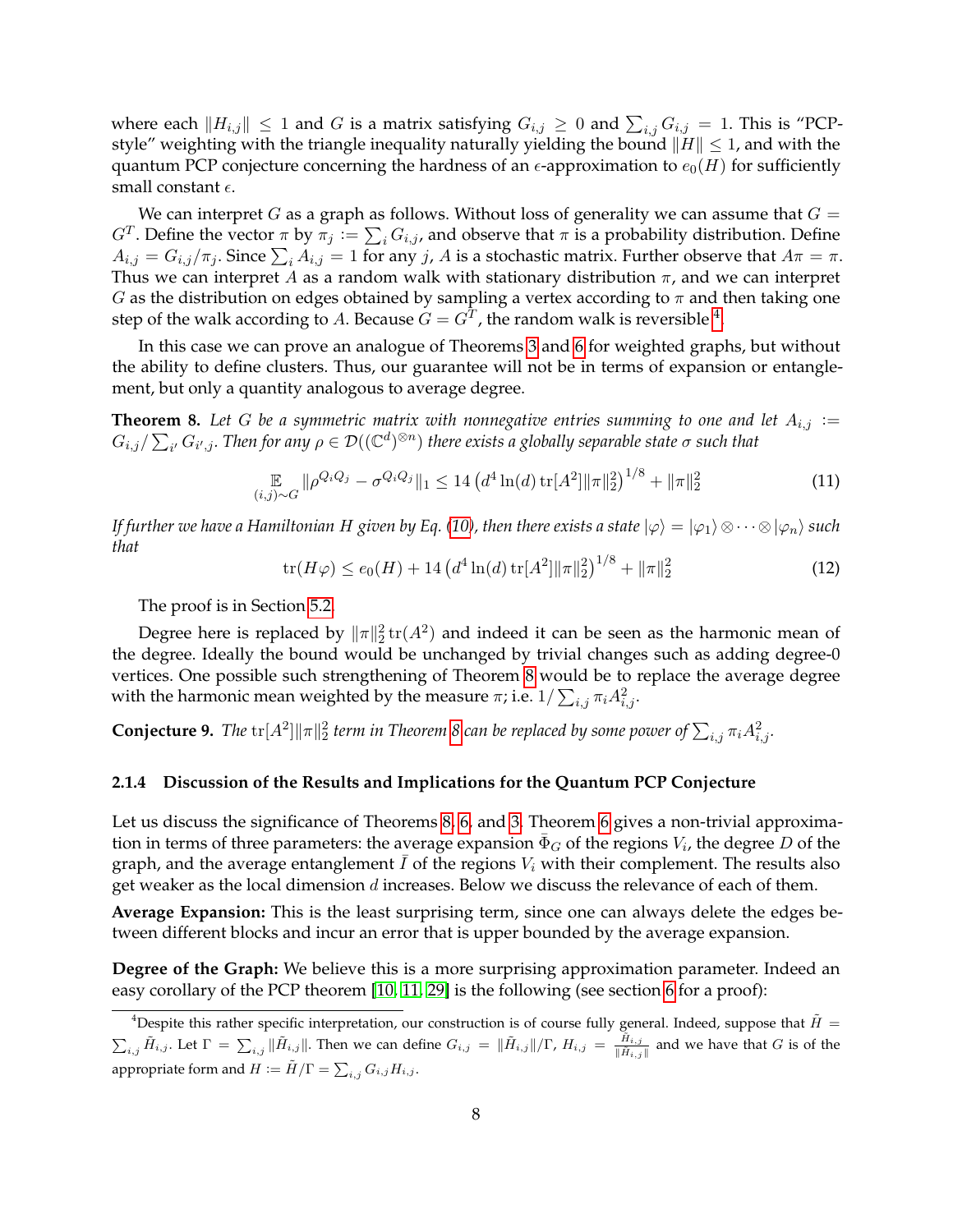where each $\|H_{i,j}\| \leq 1$ and $G$ is a matrix satisfying $G_{i,j} \geq 0$ and $\sum_{i,j} G_{i,j} = 1$. This is "PCP-style" weighting with the triangle inequality naturally yielding the bound $\|H\| \leq 1$, and with the quantum PCP conjecture concerning the hardness of an $\epsilon$-approximation to $e_0(H)$ for sufficiently small constant $\epsilon$.

We can interpret $G$ as a graph as follows. Without loss of generality we can assume that $G = G^T$. Define the vector $\pi$ by $\pi_j := \sum_i G_{i,j}$, and observe that $\pi$ is a probability distribution. Define $A_{i,j} = G_{i,j}/\pi_j$. Since $\sum_i A_{i,j} = 1$ for any $j$, $A$ is a stochastic matrix. Further observe that $A\pi = \pi$. Thus we can interpret $A$ as a random walk with stationary distribution $\pi$, and we can interpret $G$ as the distribution on edges obtained by sampling a vertex according to $\pi$ and then taking one step of the walk according to $A$. Because $G = G^T$, the random walk is reversible [4].

In this case we can prove an analogue of Theorems 3 and 6 for weighted graphs, but without the ability to define clusters. Thus, our guarantee will not be in terms of expansion or entanglement, but only a quantity analogous to average degree.

**Theorem 8.** *Let $G$ be a symmetric matrix with nonnegative entries summing to one and let $A_{i,j} := G_{i,j}/\sum_{i'} G_{i',j}$. Then for any $\rho \in \mathcal{D}((\mathbb{C}^d)^{\otimes n})$ there exists a globally separable state $\sigma$ such that*

$$\mathop{\mathbb{E}}_{(i,j)\sim G} \|\rho^{Q_iQ_j} - \sigma^{Q_iQ_j}\|_1 \leq 14 \left(d^4 \ln(d) \operatorname{tr}[A^2]\|\pi\|_2^2\right)^{1/8} + \|\pi\|_2^2 \tag{11}$$

*If further we have a Hamiltonian $H$ given by Eq. (10), then there exists a state $|\varphi\rangle = |\varphi_1\rangle \otimes \cdots \otimes |\varphi_n\rangle$ such that*

$$\operatorname{tr}(H\varphi) \leq e_0(H) + 14 \left(d^4 \ln(d) \operatorname{tr}[A^2]\|\pi\|_2^2\right)^{1/8} + \|\pi\|_2^2 \tag{12}$$

The proof is in Section 5.2.

Degree here is replaced by $\|\pi\|_2^2 \operatorname{tr}(A^2)$ and indeed it can be seen as the harmonic mean of the degree. Ideally the bound would be unchanged by trivial changes such as adding degree-0 vertices. One possible such strengthening of Theorem 8 would be to replace the average degree with the harmonic mean weighted by the measure $\pi$; i.e. $1/\sum_{i,j} \pi_i A_{i,j}^2$.

**Conjecture 9.** *The $\operatorname{tr}[A^2]\|\pi\|_2^2$ term in Theorem 8 can be replaced by some power of $\sum_{i,j} \pi_i A_{i,j}^2$.*

#### 2.1.4 Discussion of the Results and Implications for the Quantum PCP Conjecture

Let us discuss the significance of Theorems 8, 6, and 3. Theorem 6 gives a non-trivial approximation in terms of three parameters: the average expansion $\bar{\Phi}_G$ of the regions $V_i$, the degree $D$ of the graph, and the average entanglement $\bar{I}$ of the regions $V_i$ with their complement. The results also get weaker as the local dimension $d$ increases. Below we discuss the relevance of each of them.

**Average Expansion:** This is the least surprising term, since one can always delete the edges between different blocks and incur an error that is upper bounded by the average expansion.

**Degree of the Graph:** We believe this is a more surprising approximation parameter. Indeed an easy corollary of the PCP theorem [10, 11, 29] is the following (see section 6 for a proof):

---

[4] Despite this rather specific interpretation, our construction is of course fully general. Indeed, suppose that $\tilde{H} = \sum_{i,j} \tilde{H}_{i,j}$. Let $\Gamma = \sum_{i,j} \|\tilde{H}_{i,j}\|$. Then we can define $G_{i,j} = \|\tilde{H}_{i,j}\|/\Gamma$, $H_{i,j} = \frac{\tilde{H}_{i,j}}{\|\tilde{H}_{i,j}\|}$ and we have that $G$ is of the appropriate form and $H := \tilde{H}/\Gamma = \sum_{i,j} G_{i,j}H_{i,j}$.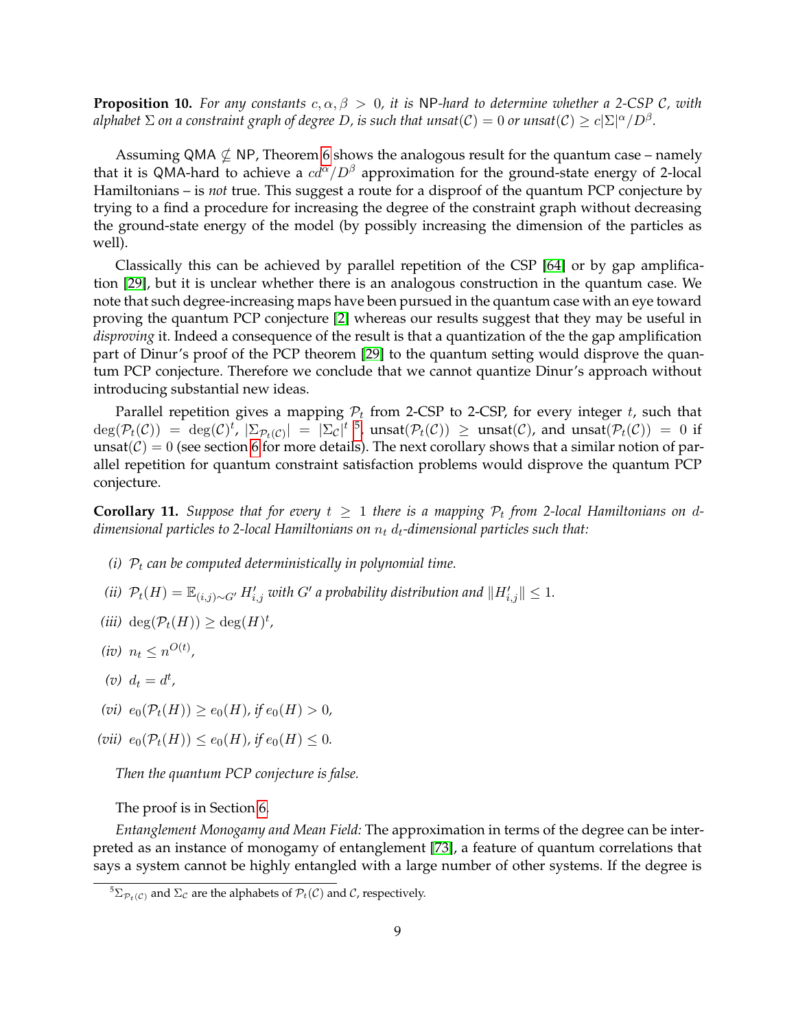**Proposition 10.** *For any constants $c, \alpha, \beta > 0$, it is* NP*-hard to determine whether a 2-CSP $\mathcal{C}$, with alphabet $\Sigma$ on a constraint graph of degree $D$, is such that $\text{unsat}(\mathcal{C}) = 0$ or $\text{unsat}(\mathcal{C}) \geq c|\Sigma|^{\alpha}/D^{\beta}$.*

Assuming QMA $\not\subseteq$ NP, Theorem 6 shows the analogous result for the quantum case – namely that it is QMA-hard to achieve a $cd^{\alpha}/D^{\beta}$ approximation for the ground-state energy of 2-local Hamiltonians – is *not* true. This suggest a route for a disproof of the quantum PCP conjecture by trying to a find a procedure for increasing the degree of the constraint graph without decreasing the ground-state energy of the model (by possibly increasing the dimension of the particles as well).

Classically this can be achieved by parallel repetition of the CSP [64] or by gap amplification [29], but it is unclear whether there is an analogous construction in the quantum case. We note that such degree-increasing maps have been pursued in the quantum case with an eye toward proving the quantum PCP conjecture [2] whereas our results suggest that they may be useful in *disproving* it. Indeed a consequence of the result is that a quantization of the the gap amplification part of Dinur's proof of the PCP theorem [29] to the quantum setting would disprove the quantum PCP conjecture. Therefore we conclude that we cannot quantize Dinur's approach without introducing substantial new ideas.

Parallel repetition gives a mapping $\mathcal{P}_t$ from 2-CSP to 2-CSP, for every integer $t$, such that $\deg(\mathcal{P}_t(\mathcal{C})) = \deg(\mathcal{C})^t$, $|\Sigma_{\mathcal{P}_t(\mathcal{C})}| = |\Sigma_{\mathcal{C}}|^t$ [5], $\text{unsat}(\mathcal{P}_t(\mathcal{C})) \geq \text{unsat}(\mathcal{C})$, and $\text{unsat}(\mathcal{P}_t(\mathcal{C})) = 0$ if $\text{unsat}(\mathcal{C}) = 0$ (see section 6 for more details). The next corollary shows that a similar notion of parallel repetition for quantum constraint satisfaction problems would disprove the quantum PCP conjecture.

**Corollary 11.** *Suppose that for every $t \geq 1$ there is a mapping $\mathcal{P}_t$ from 2-local Hamiltonians on $d$-dimensional particles to 2-local Hamiltonians on $n_t$ $d_t$-dimensional particles such that:*

*(i)* *$\mathcal{P}_t$ can be computed deterministically in polynomial time.*

*(ii)* *$\mathcal{P}_t(H) = \mathbb{E}_{(i,j)\sim G'} H'_{i,j}$ with $G'$ a probability distribution and $\|H'_{i,j}\| \leq 1$.*

*(iii)* $\deg(\mathcal{P}_t(H)) \geq \deg(H)^t$,

*(iv)* $n_t \leq n^{O(t)}$,

*(v)* $d_t = d^t$,

*(vi)* $e_0(\mathcal{P}_t(H)) \geq e_0(H)$*, if* $e_0(H) > 0$,

*(vii)* $e_0(\mathcal{P}_t(H)) \leq e_0(H)$*, if* $e_0(H) \leq 0$.

*Then the quantum PCP conjecture is false.*

The proof is in Section 6.

*Entanglement Monogamy and Mean Field:* The approximation in terms of the degree can be interpreted as an instance of monogamy of entanglement [73], a feature of quantum correlations that says a system cannot be highly entangled with a large number of other systems. If the degree is

[5] $\Sigma_{\mathcal{P}_t(\mathcal{C})}$ and $\Sigma_{\mathcal{C}}$ are the alphabets of $\mathcal{P}_t(\mathcal{C})$ and $\mathcal{C}$, respectively.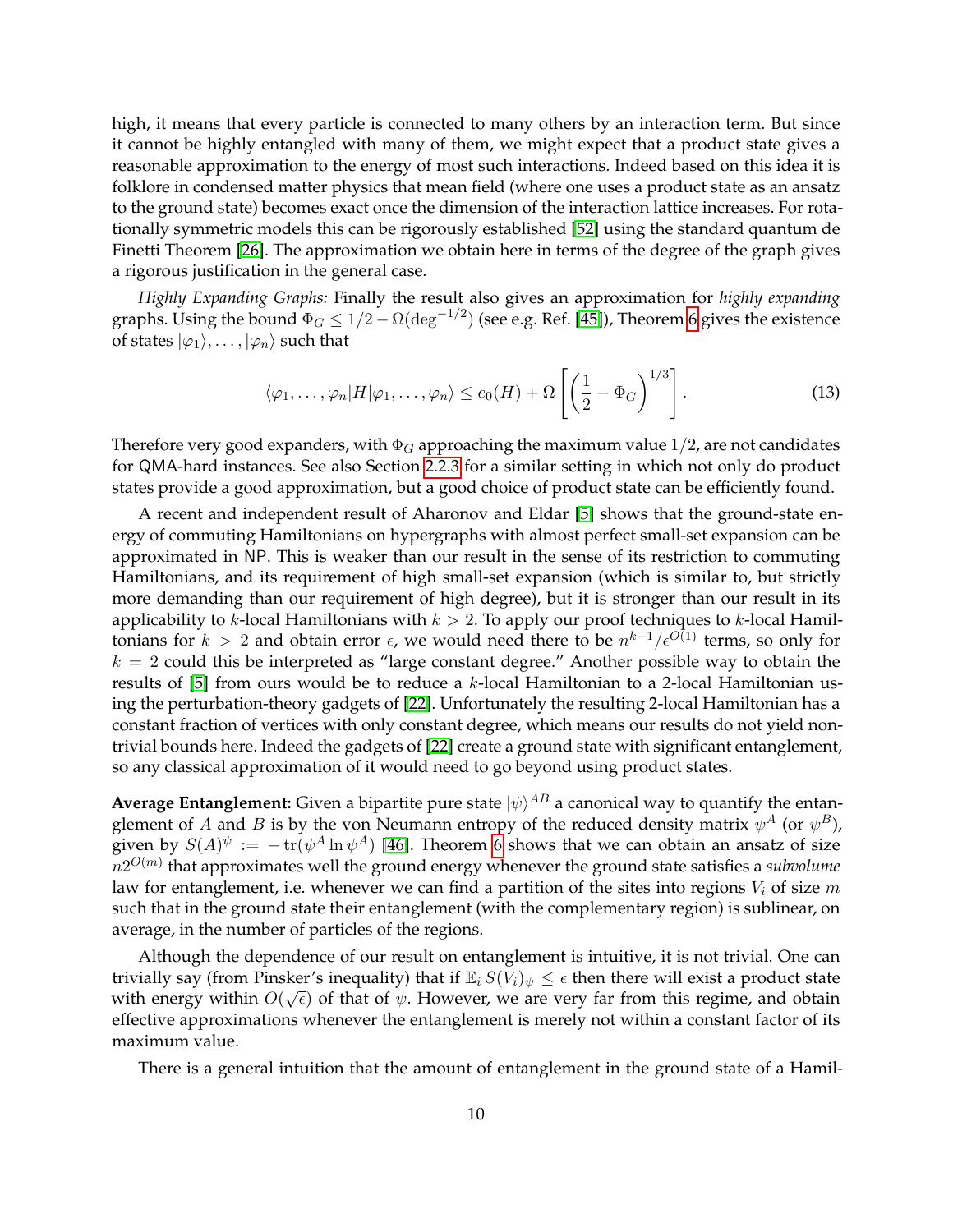high, it means that every particle is connected to many others by an interaction term. But since it cannot be highly entangled with many of them, we might expect that a product state gives a reasonable approximation to the energy of most such interactions. Indeed based on this idea it is folklore in condensed matter physics that mean field (where one uses a product state as an ansatz to the ground state) becomes exact once the dimension of the interaction lattice increases. For rotationally symmetric models this can be rigorously established [52] using the standard quantum de Finetti Theorem [26]. The approximation we obtain here in terms of the degree of the graph gives a rigorous justification in the general case.

*Highly Expanding Graphs:* Finally the result also gives an approximation for *highly expanding* graphs. Using the bound $\Phi_G \leq 1/2 - \Omega(\deg^{-1/2})$ (see e.g. Ref. [45]), Theorem 6 gives the existence of states $|\varphi_1\rangle, \ldots, |\varphi_n\rangle$ such that

$$\langle \varphi_1, \ldots, \varphi_n | H | \varphi_1, \ldots, \varphi_n \rangle \leq e_0(H) + \Omega\left[\left(\frac{1}{2} - \Phi_G\right)^{1/3}\right]. \tag{13}$$

Therefore very good expanders, with $\Phi_G$ approaching the maximum value $1/2$, are not candidates for QMA-hard instances. See also Section 2.2.3 for a similar setting in which not only do product states provide a good approximation, but a good choice of product state can be efficiently found.

A recent and independent result of Aharonov and Eldar [5] shows that the ground-state energy of commuting Hamiltonians on hypergraphs with almost perfect small-set expansion can be approximated in NP. This is weaker than our result in the sense of its restriction to commuting Hamiltonians, and its requirement of high small-set expansion (which is similar to, but strictly more demanding than our requirement of high degree), but it is stronger than our result in its applicability to $k$-local Hamiltonians with $k > 2$. To apply our proof techniques to $k$-local Hamiltonians for $k > 2$ and obtain error $\epsilon$, we would need there to be $n^{k-1}/\epsilon^{O(1)}$ terms, so only for $k = 2$ could this be interpreted as "large constant degree." Another possible way to obtain the results of [5] from ours would be to reduce a $k$-local Hamiltonian to a 2-local Hamiltonian using the perturbation-theory gadgets of [22]. Unfortunately the resulting 2-local Hamiltonian has a constant fraction of vertices with only constant degree, which means our results do not yield non-trivial bounds here. Indeed the gadgets of [22] create a ground state with significant entanglement, so any classical approximation of it would need to go beyond using product states.

**Average Entanglement:** Given a bipartite pure state $|\psi\rangle^{AB}$ a canonical way to quantify the entanglement of $A$ and $B$ is by the von Neumann entropy of the reduced density matrix $\psi^A$ (or $\psi^B$), given by $S(A)^\psi := -\operatorname{tr}(\psi^A \ln \psi^A)$ [46]. Theorem 6 shows that we can obtain an ansatz of size $n2^{O(m)}$ that approximates well the ground energy whenever the ground state satisfies a *subvolume* law for entanglement, i.e. whenever we can find a partition of the sites into regions $V_i$ of size $m$ such that in the ground state their entanglement (with the complementary region) is sublinear, on average, in the number of particles of the regions.

Although the dependence of our result on entanglement is intuitive, it is not trivial. One can trivially say (from Pinsker's inequality) that if $\mathbb{E}_i\, S(V_i)_\psi \leq \epsilon$ then there will exist a product state with energy within $O(\sqrt{\epsilon})$ of that of $\psi$. However, we are very far from this regime, and obtain effective approximations whenever the entanglement is merely not within a constant factor of its maximum value.

There is a general intuition that the amount of entanglement in the ground state of a Hamil-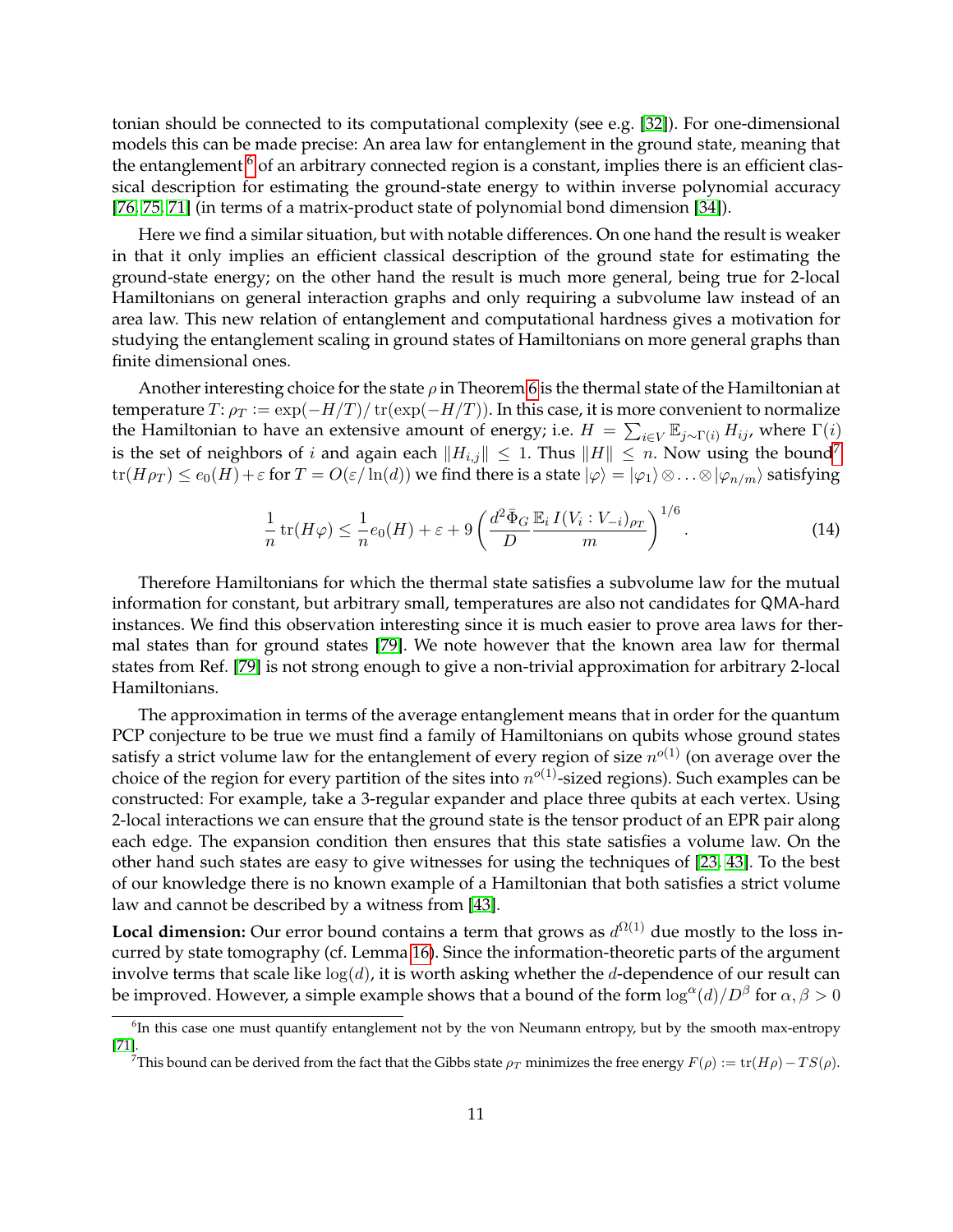tonian should be connected to its computational complexity (see e.g. [32]). For one-dimensional models this can be made precise: An area law for entanglement in the ground state, meaning that the entanglement [6] of an arbitrary connected region is a constant, implies there is an efficient classical description for estimating the ground-state energy to within inverse polynomial accuracy [76, 75, 71] (in terms of a matrix-product state of polynomial bond dimension [34]).

Here we find a similar situation, but with notable differences. On one hand the result is weaker in that it only implies an efficient classical description of the ground state for estimating the ground-state energy; on the other hand the result is much more general, being true for 2-local Hamiltonians on general interaction graphs and only requiring a subvolume law instead of an area law. This new relation of entanglement and computational hardness gives a motivation for studying the entanglement scaling in ground states of Hamiltonians on more general graphs than finite dimensional ones.

Another interesting choice for the state $\rho$ in Theorem 6 is the thermal state of the Hamiltonian at temperature $T$: $\rho_T := \exp(-H/T)/\operatorname{tr}(\exp(-H/T))$. In this case, it is more convenient to normalize the Hamiltonian to have an extensive amount of energy; i.e. $H = \sum_{i \in V} \mathbb{E}_{j\sim\Gamma(i)} H_{ij}$, where $\Gamma(i)$ is the set of neighbors of $i$ and again each $\|H_{i,j}\| \leq 1$. Thus $\|H\| \leq n$. Now using the bound[7] $\operatorname{tr}(H\rho_T) \leq e_0(H) + \varepsilon$ for $T = O(\varepsilon/\ln(d))$ we find there is a state $|\varphi\rangle = |\varphi_1\rangle \otimes \ldots \otimes |\varphi_{n/m}\rangle$ satisfying

$$\frac{1}{n}\operatorname{tr}(H\varphi) \leq \frac{1}{n} e_0(H) + \varepsilon + 9\left(\frac{d^2 \bar{\Phi}_G}{D} \frac{\mathbb{E}_i\, I(V_i : V_{-i})_{\rho_T}}{m}\right)^{1/6}. \tag{14}$$

Therefore Hamiltonians for which the thermal state satisfies a subvolume law for the mutual information for constant, but arbitrary small, temperatures are also not candidates for QMA-hard instances. We find this observation interesting since it is much easier to prove area laws for thermal states than for ground states [79]. We note however that the known area law for thermal states from Ref. [79] is not strong enough to give a non-trivial approximation for arbitrary 2-local Hamiltonians.

The approximation in terms of the average entanglement means that in order for the quantum PCP conjecture to be true we must find a family of Hamiltonians on qubits whose ground states satisfy a strict volume law for the entanglement of every region of size $n^{o(1)}$ (on average over the choice of the region for every partition of the sites into $n^{o(1)}$-sized regions). Such examples can be constructed: For example, take a 3-regular expander and place three qubits at each vertex. Using 2-local interactions we can ensure that the ground state is the tensor product of an EPR pair along each edge. The expansion condition then ensures that this state satisfies a volume law. On the other hand such states are easy to give witnesses for using the techniques of [23, 43]. To the best of our knowledge there is no known example of a Hamiltonian that both satisfies a strict volume law and cannot be described by a witness from [43].

**Local dimension:** Our error bound contains a term that grows as $d^{\Omega(1)}$ due mostly to the loss incurred by state tomography (cf. Lemma 16). Since the information-theoretic parts of the argument involve terms that scale like $\log(d)$, it is worth asking whether the $d$-dependence of our result can be improved. However, a simple example shows that a bound of the form $\log^\alpha(d)/D^\beta$ for $\alpha, \beta > 0$

[6] In this case one must quantify entanglement not by the von Neumann entropy, but by the smooth max-entropy [71].

[7] This bound can be derived from the fact that the Gibbs state $\rho_T$ minimizes the free energy $F(\rho) := \operatorname{tr}(H\rho) - TS(\rho)$.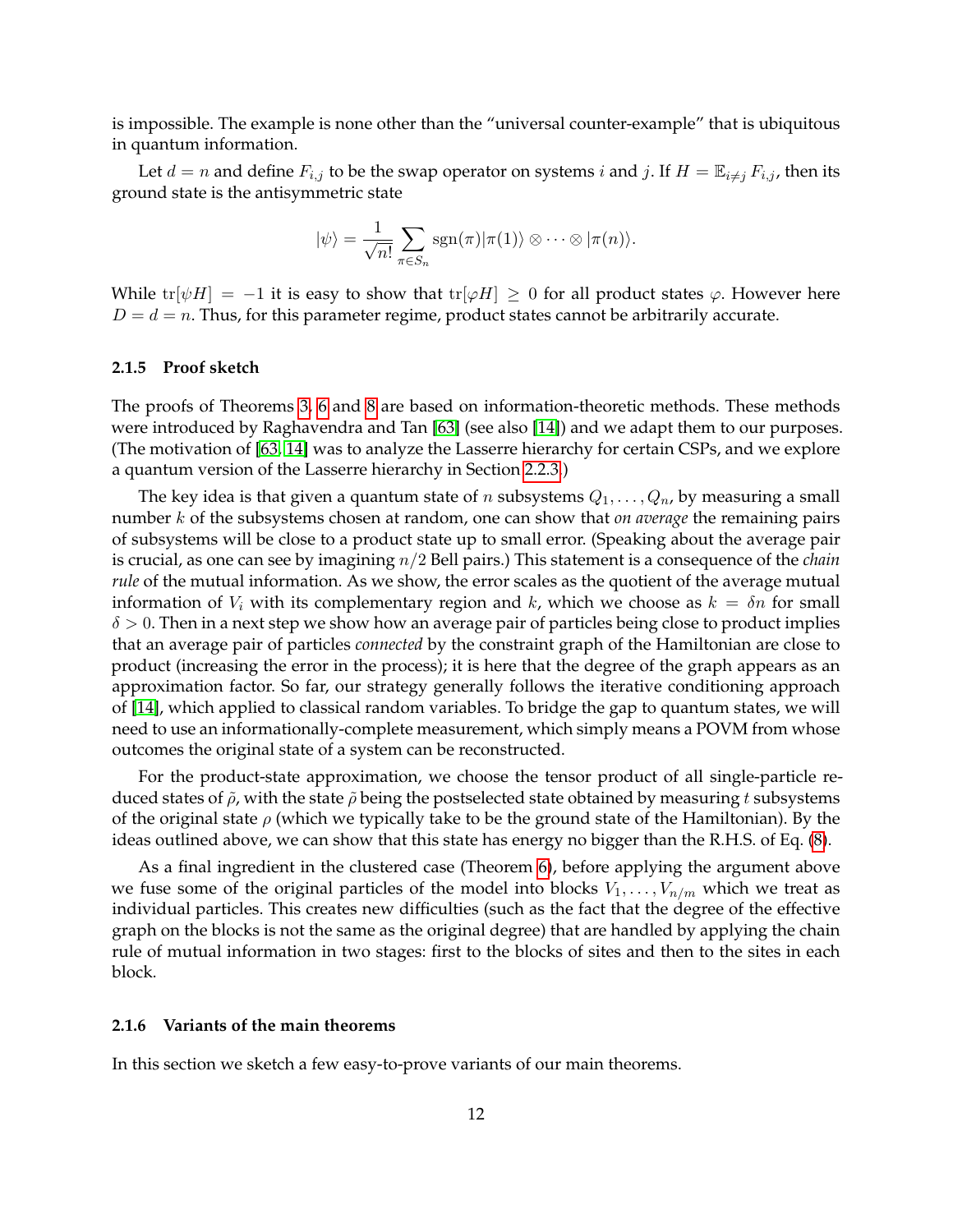is impossible. The example is none other than the "universal counter-example" that is ubiquitous in quantum information.

Let $d = n$ and define $F_{i,j}$ to be the swap operator on systems $i$ and $j$. If $H = \mathbb{E}_{i \neq j} F_{i,j}$, then its ground state is the antisymmetric state

$$|\psi\rangle = \frac{1}{\sqrt{n!}} \sum_{\pi \in S_n} \operatorname{sgn}(\pi) |\pi(1)\rangle \otimes \cdots \otimes |\pi(n)\rangle.$$

While $\operatorname{tr}[\psi H] = -1$ it is easy to show that $\operatorname{tr}[\varphi H] \geq 0$ for all product states $\varphi$. However here $D = d = n$. Thus, for this parameter regime, product states cannot be arbitrarily accurate.

#### 2.1.5 Proof sketch

The proofs of Theorems 3, 6 and 8 are based on information-theoretic methods. These methods were introduced by Raghavendra and Tan [63] (see also [14]) and we adapt them to our purposes. (The motivation of [63, 14] was to analyze the Lasserre hierarchy for certain CSPs, and we explore a quantum version of the Lasserre hierarchy in Section 2.2.3.)

The key idea is that given a quantum state of $n$ subsystems $Q_1, \ldots, Q_n$, by measuring a small number $k$ of the subsystems chosen at random, one can show that *on average* the remaining pairs of subsystems will be close to a product state up to small error. (Speaking about the average pair is crucial, as one can see by imagining $n/2$ Bell pairs.) This statement is a consequence of the *chain rule* of the mutual information. As we show, the error scales as the quotient of the average mutual information of $V_i$ with its complementary region and $k$, which we choose as $k = \delta n$ for small $\delta > 0$. Then in a next step we show how an average pair of particles being close to product implies that an average pair of particles *connected* by the constraint graph of the Hamiltonian are close to product (increasing the error in the process); it is here that the degree of the graph appears as an approximation factor. So far, our strategy generally follows the iterative conditioning approach of [14], which applied to classical random variables. To bridge the gap to quantum states, we will need to use an informationally-complete measurement, which simply means a POVM from whose outcomes the original state of a system can be reconstructed.

For the product-state approximation, we choose the tensor product of all single-particle reduced states of $\tilde{\rho}$, with the state $\tilde{\rho}$ being the postselected state obtained by measuring $t$ subsystems of the original state $\rho$ (which we typically take to be the ground state of the Hamiltonian). By the ideas outlined above, we can show that this state has energy no bigger than the R.H.S. of Eq. (8).

As a final ingredient in the clustered case (Theorem 6), before applying the argument above we fuse some of the original particles of the model into blocks $V_1, \ldots, V_{n/m}$ which we treat as individual particles. This creates new difficulties (such as the fact that the degree of the effective graph on the blocks is not the same as the original degree) that are handled by applying the chain rule of mutual information in two stages: first to the blocks of sites and then to the sites in each block.

#### 2.1.6 Variants of the main theorems

In this section we sketch a few easy-to-prove variants of our main theorems.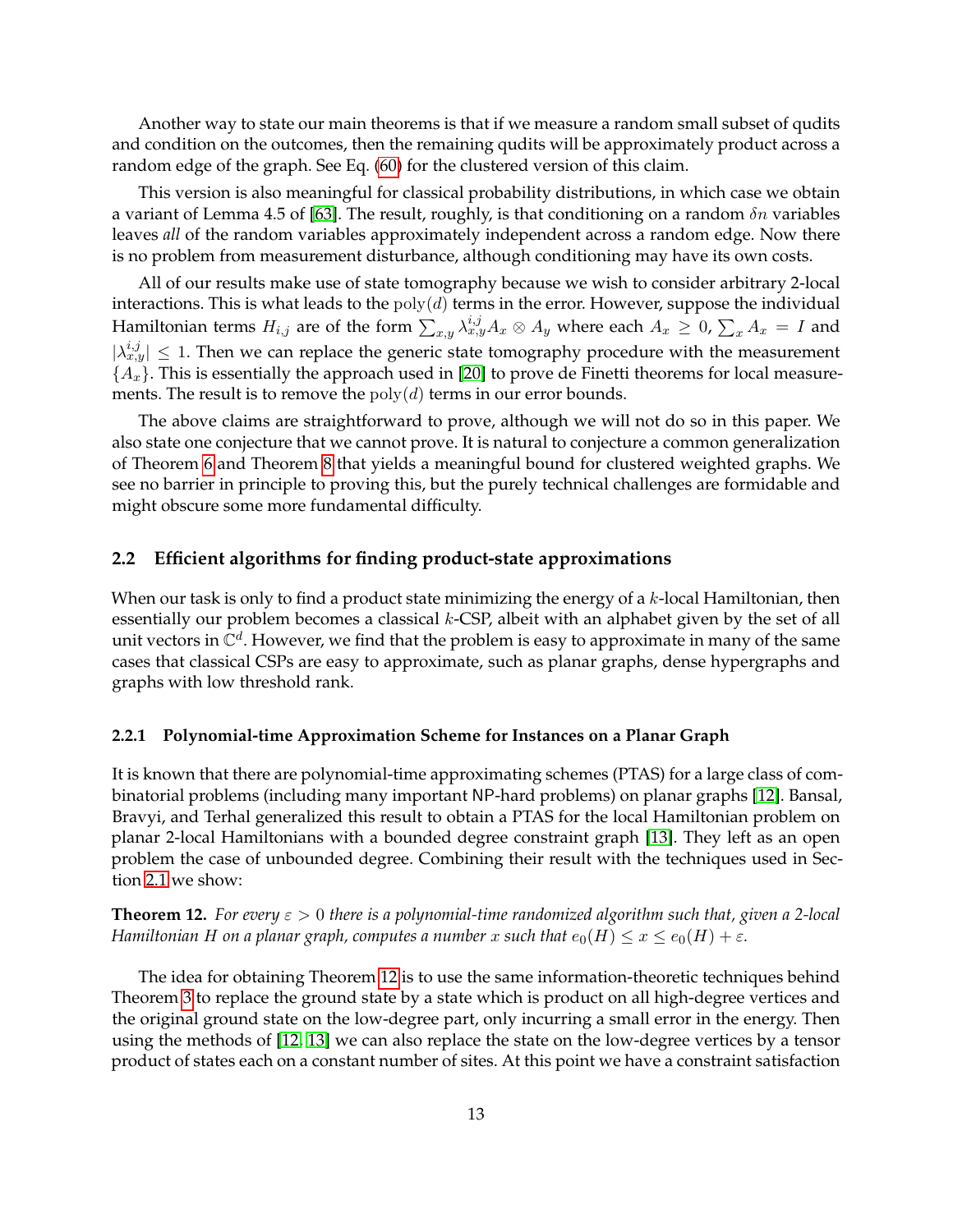Another way to state our main theorems is that if we measure a random small subset of qudits and condition on the outcomes, then the remaining qudits will be approximately product across a random edge of the graph. See Eq. (60) for the clustered version of this claim.

This version is also meaningful for classical probability distributions, in which case we obtain a variant of Lemma 4.5 of [63]. The result, roughly, is that conditioning on a random $\delta n$ variables leaves *all* of the random variables approximately independent across a random edge. Now there is no problem from measurement disturbance, although conditioning may have its own costs.

All of our results make use of state tomography because we wish to consider arbitrary 2-local interactions. This is what leads to the $\mathrm{poly}(d)$ terms in the error. However, suppose the individual Hamiltonian terms $H_{i,j}$ are of the form $\sum_{x,y} \lambda^{i,j}_{x,y} A_x \otimes A_y$ where each $A_x \geq 0$, $\sum_x A_x = I$ and $|\lambda^{i,j}_{x,y}| \leq 1$. Then we can replace the generic state tomography procedure with the measurement $\{A_x\}$. This is essentially the approach used in [20] to prove de Finetti theorems for local measurements. The result is to remove the $\mathrm{poly}(d)$ terms in our error bounds.

The above claims are straightforward to prove, although we will not do so in this paper. We also state one conjecture that we cannot prove. It is natural to conjecture a common generalization of Theorem 6 and Theorem 8 that yields a meaningful bound for clustered weighted graphs. We see no barrier in principle to proving this, but the purely technical challenges are formidable and might obscure some more fundamental difficulty.

## 2.2 Efficient algorithms for finding product-state approximations

When our task is only to find a product state minimizing the energy of a $k$-local Hamiltonian, then essentially our problem becomes a classical $k$-CSP, albeit with an alphabet given by the set of all unit vectors in $\mathbb{C}^d$. However, we find that the problem is easy to approximate in many of the same cases that classical CSPs are easy to approximate, such as planar graphs, dense hypergraphs and graphs with low threshold rank.

### 2.2.1 Polynomial-time Approximation Scheme for Instances on a Planar Graph

It is known that there are polynomial-time approximating schemes (PTAS) for a large class of combinatorial problems (including many important NP-hard problems) on planar graphs [12]. Bansal, Bravyi, and Terhal generalized this result to obtain a PTAS for the local Hamiltonian problem on planar 2-local Hamiltonians with a bounded degree constraint graph [13]. They left as an open problem the case of unbounded degree. Combining their result with the techniques used in Section 2.1 we show:

**Theorem 12.** *For every $\varepsilon > 0$ there is a polynomial-time randomized algorithm such that, given a 2-local Hamiltonian $H$ on a planar graph, computes a number $x$ such that $e_0(H) \leq x \leq e_0(H) + \varepsilon$.*

The idea for obtaining Theorem 12 is to use the same information-theoretic techniques behind Theorem 3 to replace the ground state by a state which is product on all high-degree vertices and the original ground state on the low-degree part, only incurring a small error in the energy. Then using the methods of [12, 13] we can also replace the state on the low-degree vertices by a tensor product of states each on a constant number of sites. At this point we have a constraint satisfaction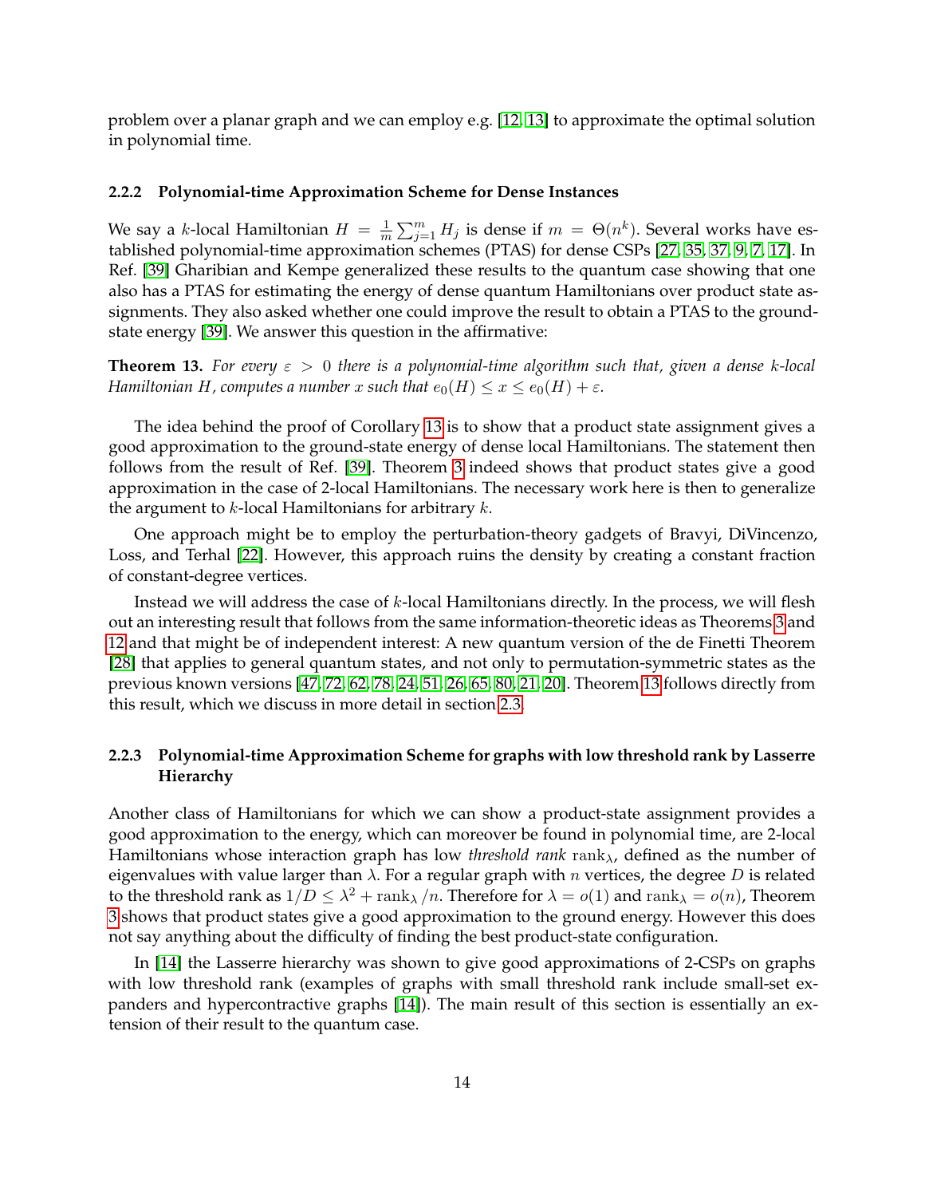problem over a planar graph and we can employ e.g. [12, 13] to approximate the optimal solution in polynomial time.

### 2.2.2 Polynomial-time Approximation Scheme for Dense Instances

We say a $k$-local Hamiltonian $H = \frac{1}{m}\sum_{j=1}^{m} H_j$ is dense if $m = \Theta(n^k)$. Several works have established polynomial-time approximation schemes (PTAS) for dense CSPs [27, 35, 37, 9, 7, 17]. In Ref. [39] Gharibian and Kempe generalized these results to the quantum case showing that one also has a PTAS for estimating the energy of dense quantum Hamiltonians over product state assignments. They also asked whether one could improve the result to obtain a PTAS to the ground-state energy [39]. We answer this question in the affirmative:

**Theorem 13.** *For every $\varepsilon > 0$ there is a polynomial-time algorithm such that, given a dense $k$-local Hamiltonian $H$, computes a number $x$ such that $e_0(H) \leq x \leq e_0(H) + \varepsilon$.*

The idea behind the proof of Corollary 13 is to show that a product state assignment gives a good approximation to the ground-state energy of dense local Hamiltonians. The statement then follows from the result of Ref. [39]. Theorem 3 indeed shows that product states give a good approximation in the case of 2-local Hamiltonians. The necessary work here is then to generalize the argument to $k$-local Hamiltonians for arbitrary $k$.

One approach might be to employ the perturbation-theory gadgets of Bravyi, DiVincenzo, Loss, and Terhal [22]. However, this approach ruins the density by creating a constant fraction of constant-degree vertices.

Instead we will address the case of $k$-local Hamiltonians directly. In the process, we will flesh out an interesting result that follows from the same information-theoretic ideas as Theorems 3 and 12 and that might be of independent interest: A new quantum version of the de Finetti Theorem [28] that applies to general quantum states, and not only to permutation-symmetric states as the previous known versions [47, 72, 62, 78, 24, 51, 26, 65, 80, 21, 20]. Theorem 13 follows directly from this result, which we discuss in more detail in section 2.3.

### 2.2.3 Polynomial-time Approximation Scheme for graphs with low threshold rank by Lasserre Hierarchy

Another class of Hamiltonians for which we can show a product-state assignment provides a good approximation to the energy, which can moreover be found in polynomial time, are 2-local Hamiltonians whose interaction graph has low *threshold rank* $\mathrm{rank}_\lambda$, defined as the number of eigenvalues with value larger than $\lambda$. For a regular graph with $n$ vertices, the degree $D$ is related to the threshold rank as $1/D \leq \lambda^2 + \mathrm{rank}_\lambda / n$. Therefore for $\lambda = o(1)$ and $\mathrm{rank}_\lambda = o(n)$, Theorem 3 shows that product states give a good approximation to the ground energy. However this does not say anything about the difficulty of finding the best product-state configuration.

In [14] the Lasserre hierarchy was shown to give good approximations of 2-CSPs on graphs with low threshold rank (examples of graphs with small threshold rank include small-set expanders and hypercontractive graphs [14]). The main result of this section is essentially an extension of their result to the quantum case.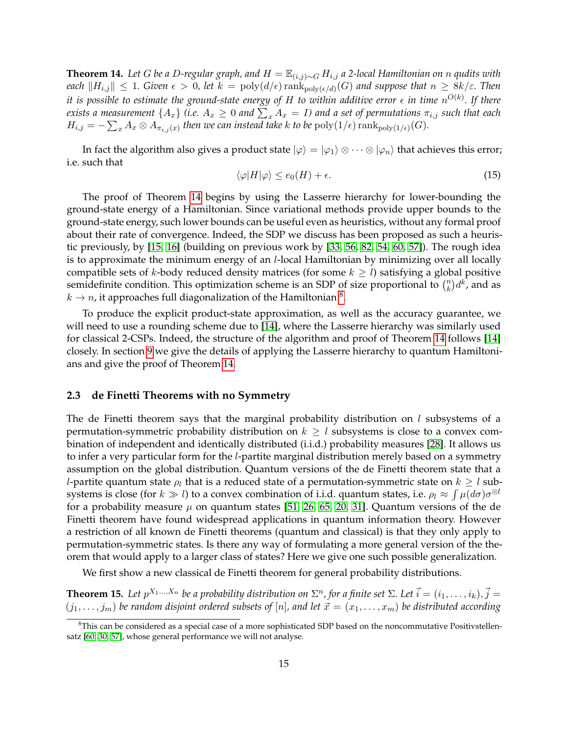**Theorem 14.** *Let $G$ be a $D$-regular graph, and $H = \mathbb{E}_{(i,j)\sim G} H_{i,j}$ a 2-local Hamiltonian on $n$ qudits with each $\|H_{i,j}\| \leq 1$. Given $\epsilon > 0$, let $k = \text{poly}(d/\epsilon)\,\text{rank}_{\text{poly}(\epsilon/d)}(G)$ and suppose that $n \geq 8k/\varepsilon$. Then it is possible to estimate the ground-state energy of $H$ to within additive error $\epsilon$ in time $n^{O(k)}$. If there exists a measurement $\{A_x\}$ (i.e. $A_x \geq 0$ and $\sum_x A_x = I$) and a set of permutations $\pi_{i,j}$ such that each $H_{i,j} = -\sum_x A_x \otimes A_{\pi_{i,j}(x)}$ then we can instead take $k$ to be $\text{poly}(1/\epsilon)\,\text{rank}_{\text{poly}(1/\epsilon)}(G)$.*

In fact the algorithm also gives a product state $|\varphi\rangle = |\varphi_1\rangle \otimes \cdots \otimes |\varphi_n\rangle$ that achieves this error; i.e. such that

$$\langle\varphi|H|\varphi\rangle \leq e_0(H) + \epsilon. \tag{15}$$

The proof of Theorem 14 begins by using the Lasserre hierarchy for lower-bounding the ground-state energy of a Hamiltonian. Since variational methods provide upper bounds to the ground-state energy, such lower bounds can be useful even as heuristics, without any formal proof about their rate of convergence. Indeed, the SDP we discuss has been proposed as such a heuristic previously, by [15, 16] (building on previous work by [33, 56, 82, 54, 60, 57]). The rough idea is to approximate the minimum energy of an $l$-local Hamiltonian by minimizing over all locally compatible sets of $k$-body reduced density matrices (for some $k \geq l$) satisfying a global positive semidefinite condition. This optimization scheme is an SDP of size proportional to $\binom{n}{k} d^k$, and as $k \to n$, it approaches full diagonalization of the Hamiltonian[8].

To produce the explicit product-state approximation, as well as the accuracy guarantee, we will need to use a rounding scheme due to [14], where the Lasserre hierarchy was similarly used for classical 2-CSPs. Indeed, the structure of the algorithm and proof of Theorem 14 follows [14] closely. In section 9 we give the details of applying the Lasserre hierarchy to quantum Hamiltonians and give the proof of Theorem 14.

### 2.3 de Finetti Theorems with no Symmetry

The de Finetti theorem says that the marginal probability distribution on $l$ subsystems of a permutation-symmetric probability distribution on $k \geq l$ subsystems is close to a convex combination of independent and identically distributed (i.i.d.) probability measures [28]. It allows us to infer a very particular form for the $l$-partite marginal distribution merely based on a symmetry assumption on the global distribution. Quantum versions of the de Finetti theorem state that a $l$-partite quantum state $\rho_l$ that is a reduced state of a permutation-symmetric state on $k \geq l$ subsystems is close (for $k \gg l$) to a convex combination of i.i.d. quantum states, i.e. $\rho_l \approx \int \mu(d\sigma)\sigma^{\otimes l}$ for a probability measure $\mu$ on quantum states [51, 26, 65, 20, 31]. Quantum versions of the de Finetti theorem have found widespread applications in quantum information theory. However a restriction of all known de Finetti theorems (quantum and classical) is that they only apply to permutation-symmetric states. Is there any way of formulating a more general version of the theorem that would apply to a larger class of states? Here we give one such possible generalization.

We first show a new classical de Finetti theorem for general probability distributions.

**Theorem 15.** *Let $p^{X_1\ldots X_n}$ be a probability distribution on $\Sigma^n$, for a finite set $\Sigma$. Let $\vec{i} = (i_1, \ldots, i_k), \vec{j} = (j_1, \ldots, j_m)$ be random disjoint ordered subsets of $[n]$, and let $\vec{x} = (x_1, \ldots, x_m)$ be distributed according*

[8] This can be considered as a special case of a more sophisticated SDP based on the noncommutative Positivstellensatz [60, 30, 57], whose general performance we will not analyse.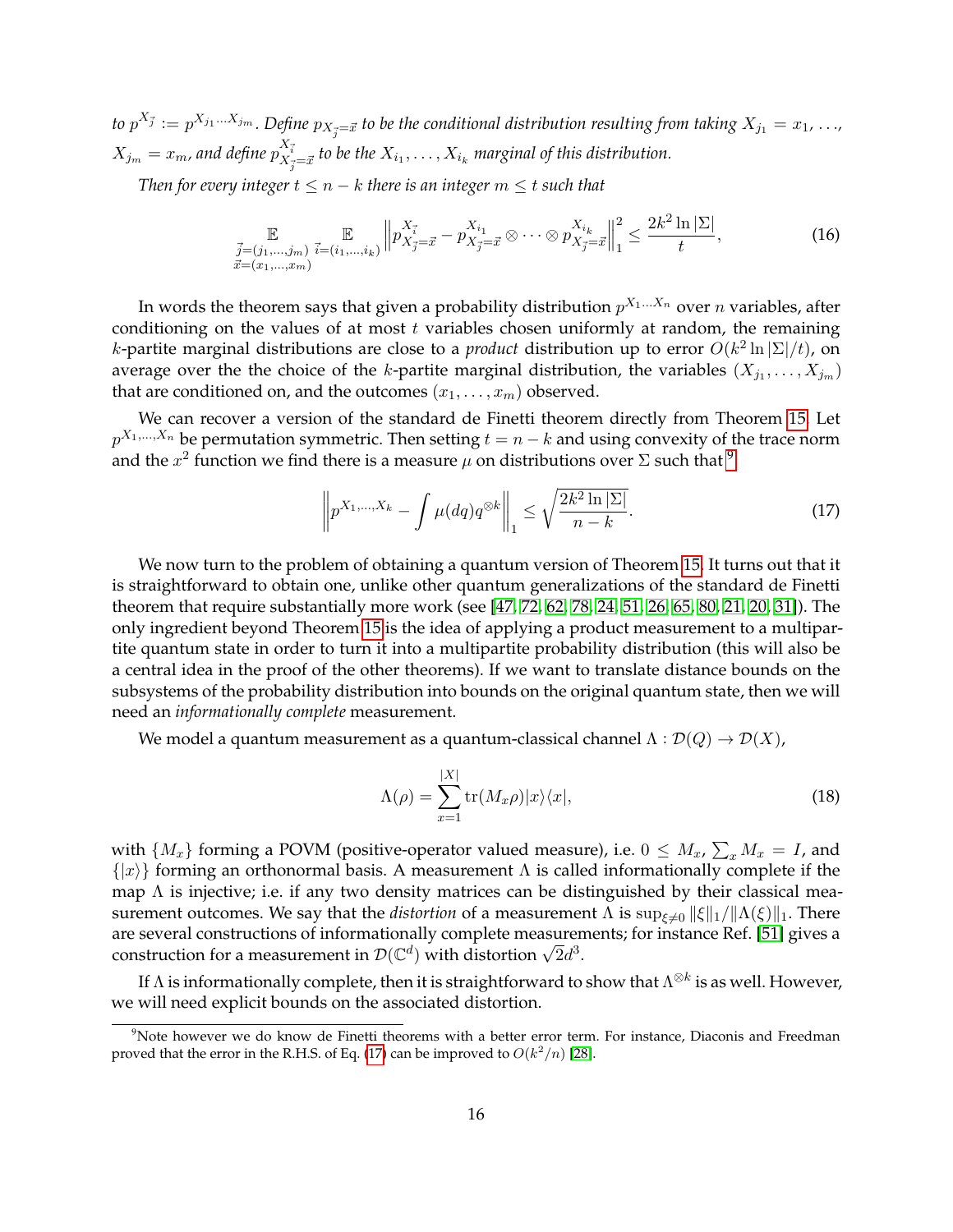*to $p^{X_{\vec{j}}} := p^{X_{j_1}\dots X_{j_m}}$. Define $p_{X_{\vec{j}}=\vec{x}}$ to be the conditional distribution resulting from taking $X_{j_1} = x_1, \dots, X_{j_m} = x_m$, and define $p^{X_{\vec{i}}}_{X_{\vec{j}}=\vec{x}}$ to be the $X_{i_1}, \dots, X_{i_k}$ marginal of this distribution.*

*Then for every integer $t \leq n-k$ there is an integer $m \leq t$ such that*

$$\mathop{\mathbb{E}}_{\substack{\vec{j}=(j_1,\dots,j_m)\\ \vec{x}=(x_1,\dots,x_m)}} \mathop{\mathbb{E}}_{\vec{i}=(i_1,\dots,i_k)} \left\| p^{X_{\vec{i}}}_{X_{\vec{j}}=\vec{x}} - p^{X_{i_1}}_{X_{\vec{j}}=\vec{x}} \otimes \cdots \otimes p^{X_{i_k}}_{X_{\vec{j}}=\vec{x}} \right\|_1^2 \leq \frac{2k^2 \ln|\Sigma|}{t}, \tag{16}$$

In words the theorem says that given a probability distribution $p^{X_1\dots X_n}$ over $n$ variables, after conditioning on the values of at most $t$ variables chosen uniformly at random, the remaining $k$-partite marginal distributions are close to a *product* distribution up to error $O(k^2 \ln|\Sigma|/t)$, on average over the the choice of the $k$-partite marginal distribution, the variables $(X_{j_1}, \dots, X_{j_m})$ that are conditioned on, and the outcomes $(x_1, \dots, x_m)$ observed.

We can recover a version of the standard de Finetti theorem directly from Theorem 15. Let $p^{X_1,\dots,X_n}$ be permutation symmetric. Then setting $t = n-k$ and using convexity of the trace norm and the $x^2$ function we find there is a measure $\mu$ on distributions over $\Sigma$ such that[9]

$$\left\| p^{X_1,\dots,X_k} - \int \mu(dq) q^{\otimes k} \right\|_1 \leq \sqrt{\frac{2k^2 \ln|\Sigma|}{n-k}}. \tag{17}$$

We now turn to the problem of obtaining a quantum version of Theorem 15. It turns out that it is straightforward to obtain one, unlike other quantum generalizations of the standard de Finetti theorem that require substantially more work (see [47, 72, 62, 78, 24, 51, 26, 65, 80, 21, 20, 31]). The only ingredient beyond Theorem 15 is the idea of applying a product measurement to a multipartite quantum state in order to turn it into a multipartite probability distribution (this will also be a central idea in the proof of the other theorems). If we want to translate distance bounds on the subsystems of the probability distribution into bounds on the original quantum state, then we will need an *informationally complete* measurement.

We model a quantum measurement as a quantum-classical channel $\Lambda : \mathcal{D}(Q) \to \mathcal{D}(X)$,

$$\Lambda(\rho) = \sum_{x=1}^{|X|} \operatorname{tr}(M_x \rho) |x\rangle\langle x|, \tag{18}$$

with $\{M_x\}$ forming a POVM (positive-operator valued measure), i.e. $0 \leq M_x$, $\sum_x M_x = I$, and $\{|x\rangle\}$ forming an orthonormal basis. A measurement $\Lambda$ is called informationally complete if the map $\Lambda$ is injective; i.e. if any two density matrices can be distinguished by their classical measurement outcomes. We say that the *distortion* of a measurement $\Lambda$ is $\sup_{\xi \neq 0} \|\xi\|_1 / \|\Lambda(\xi)\|_1$. There are several constructions of informationally complete measurements; for instance Ref. [51] gives a construction for a measurement in $\mathcal{D}(\mathbb{C}^d)$ with distortion $\sqrt{2}d^3$.

If $\Lambda$ is informationally complete, then it is straightforward to show that $\Lambda^{\otimes k}$ is as well. However, we will need explicit bounds on the associated distortion.

[9] Note however we do know de Finetti theorems with a better error term. For instance, Diaconis and Freedman proved that the error in the R.H.S. of Eq. (17) can be improved to $O(k^2/n)$ [28].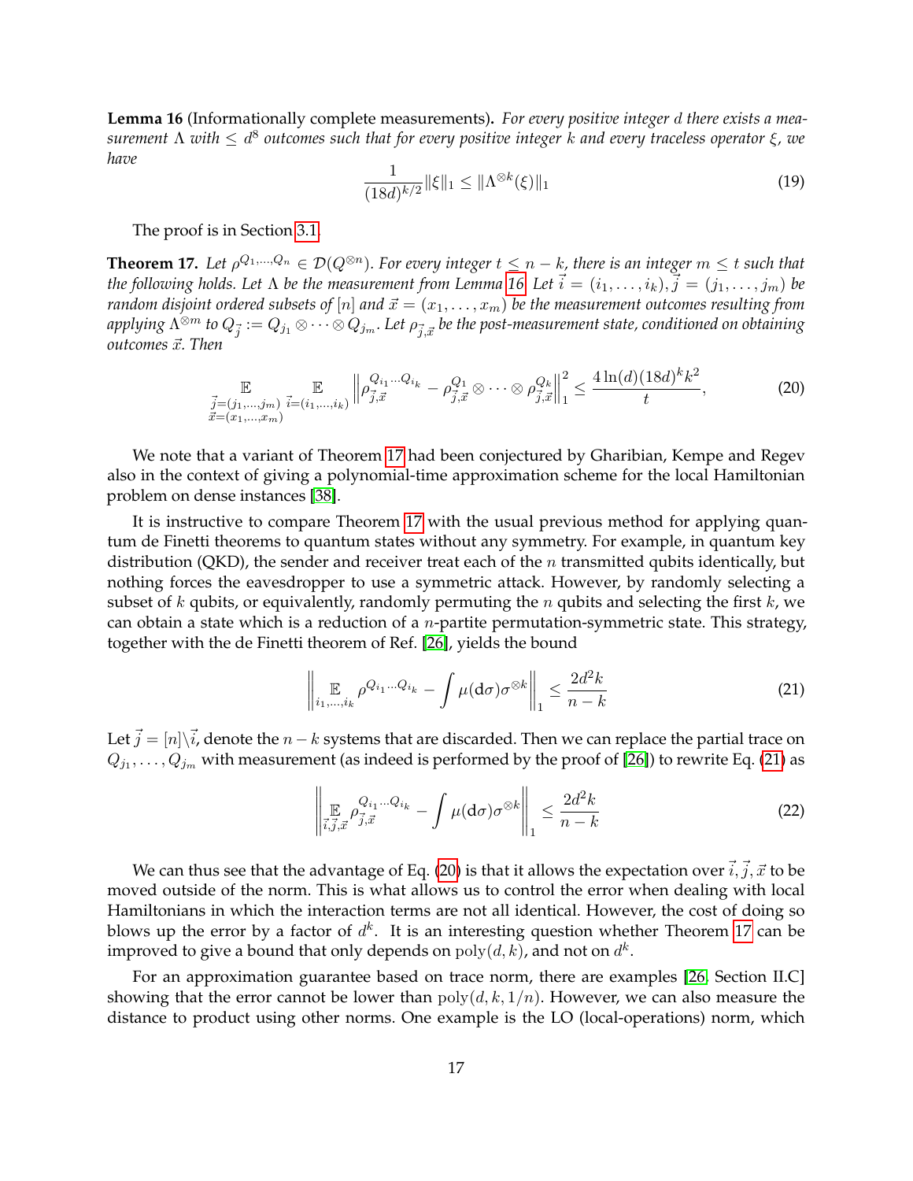**Lemma 16** (Informationally complete measurements)**.** *For every positive integer $d$ there exists a measurement $\Lambda$ with $\leq d^8$ outcomes such that for every positive integer $k$ and every traceless operator $\xi$, we have*

$$\frac{1}{(18d)^{k/2}}\|\xi\|_1 \leq \|\Lambda^{\otimes k}(\xi)\|_1 \tag{19}$$

The proof is in Section 3.1.

**Theorem 17.** *Let $\rho^{Q_1,\ldots,Q_n} \in \mathcal{D}(Q^{\otimes n})$. For every integer $t \leq n-k$, there is an integer $m \leq t$ such that the following holds. Let $\Lambda$ be the measurement from Lemma 16. Let $\vec{i} = (i_1,\ldots,i_k), \vec{j} = (j_1,\ldots,j_m)$ be random disjoint ordered subsets of $[n]$ and $\vec{x} = (x_1,\ldots,x_m)$ be the measurement outcomes resulting from applying $\Lambda^{\otimes m}$ to $Q_{\vec{j}} := Q_{j_1} \otimes \cdots \otimes Q_{j_m}$. Let $\rho_{\vec{j},\vec{x}}$ be the post-measurement state, conditioned on obtaining outcomes $\vec{x}$. Then*

$$\mathop{\mathbb{E}}_{\substack{\vec{j}=(j_1,\ldots,j_m)\\ \vec{x}=(x_1,\ldots,x_m)}} \mathop{\mathbb{E}}_{\vec{i}=(i_1,\ldots,i_k)} \left\| \rho_{\vec{j},\vec{x}}^{Q_{i_1}\ldots Q_{i_k}} - \rho_{\vec{j},\vec{x}}^{Q_1} \otimes \cdots \otimes \rho_{\vec{j},\vec{x}}^{Q_k} \right\|_1^2 \leq \frac{4\ln(d)(18d)^k k^2}{t}, \tag{20}$$

We note that a variant of Theorem 17 had been conjectured by Gharibian, Kempe and Regev also in the context of giving a polynomial-time approximation scheme for the local Hamiltonian problem on dense instances [38].

It is instructive to compare Theorem 17 with the usual previous method for applying quantum de Finetti theorems to quantum states without any symmetry. For example, in quantum key distribution (QKD), the sender and receiver treat each of the $n$ transmitted qubits identically, but nothing forces the eavesdropper to use a symmetric attack. However, by randomly selecting a subset of $k$ qubits, or equivalently, randomly permuting the $n$ qubits and selecting the first $k$, we can obtain a state which is a reduction of a $n$-partite permutation-symmetric state. This strategy, together with the de Finetti theorem of Ref. [26], yields the bound

$$\left\| \mathop{\mathbb{E}}_{i_1,\ldots,i_k} \rho^{Q_{i_1}\ldots Q_{i_k}} - \int \mu(\mathrm{d}\sigma)\sigma^{\otimes k} \right\|_1 \leq \frac{2d^2k}{n-k} \tag{21}$$

Let $\vec{j} = [n]\backslash\vec{i}$, denote the $n-k$ systems that are discarded. Then we can replace the partial trace on $Q_{j_1},\ldots,Q_{j_m}$ with measurement (as indeed is performed by the proof of [26]) to rewrite Eq. (21) as

$$\left\| \mathop{\mathbb{E}}_{\vec{i},\vec{j},\vec{x}} \rho_{\vec{j},\vec{x}}^{Q_{i_1}\ldots Q_{i_k}} - \int \mu(\mathrm{d}\sigma)\sigma^{\otimes k} \right\|_1 \leq \frac{2d^2k}{n-k} \tag{22}$$

We can thus see that the advantage of Eq. (20) is that it allows the expectation over $\vec{i},\vec{j},\vec{x}$ to be moved outside of the norm. This is what allows us to control the error when dealing with local Hamiltonians in which the interaction terms are not all identical. However, the cost of doing so blows up the error by a factor of $d^k$. It is an interesting question whether Theorem 17 can be improved to give a bound that only depends on $\mathrm{poly}(d,k)$, and not on $d^k$.

For an approximation guarantee based on trace norm, there are examples [26, Section II.C] showing that the error cannot be lower than $\mathrm{poly}(d,k,1/n)$. However, we can also measure the distance to product using other norms. One example is the LO (local-operations) norm, which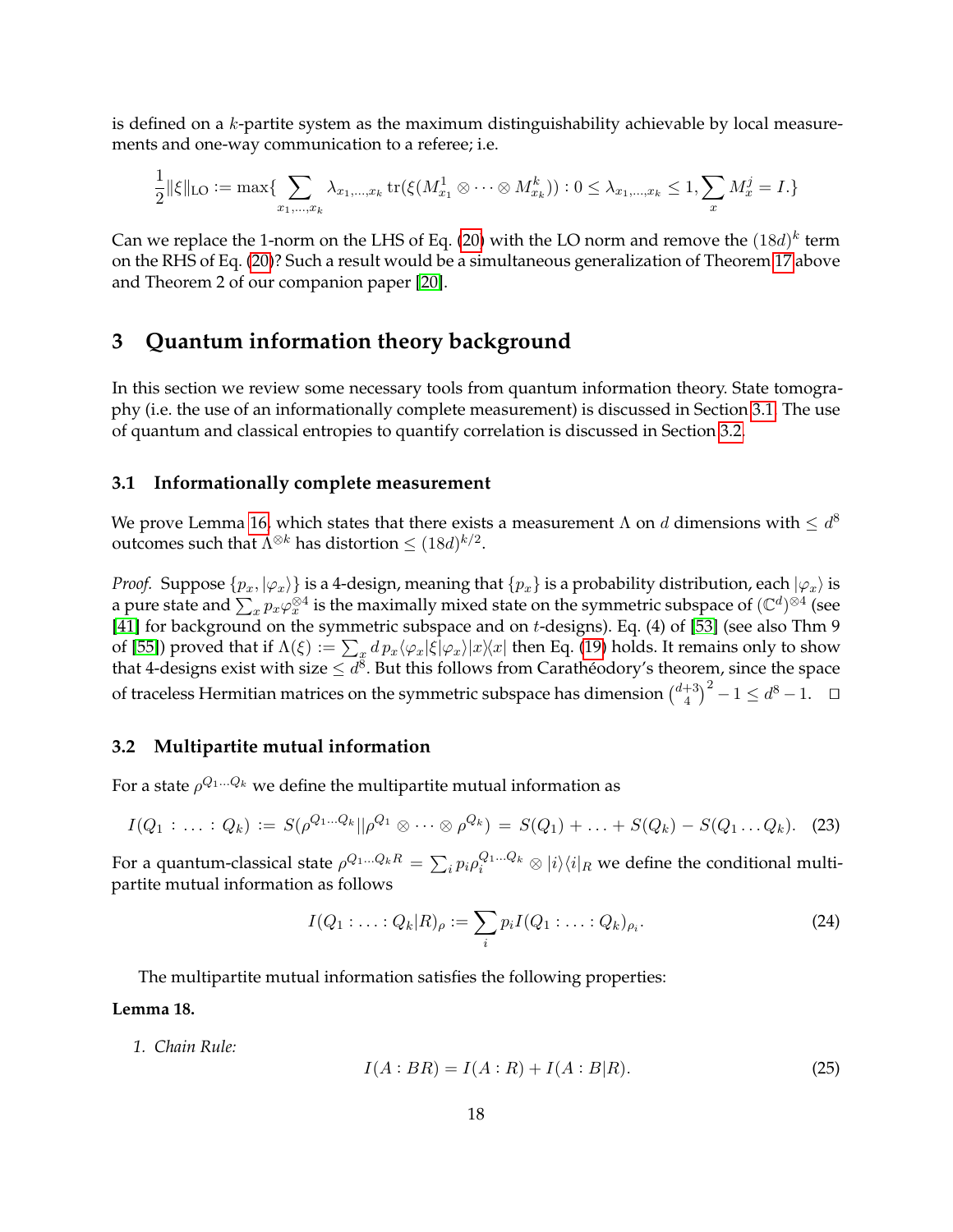is defined on a $k$-partite system as the maximum distinguishability achievable by local measurements and one-way communication to a referee; i.e.

$$\frac{1}{2}\|\xi\|_{\text{LO}} := \max\{\sum_{x_1,\ldots,x_k} \lambda_{x_1,\ldots,x_k} \operatorname{tr}(\xi(M^1_{x_1} \otimes \cdots \otimes M^k_{x_k})) : 0 \le \lambda_{x_1,\ldots,x_k} \le 1, \sum_x M^j_x = I.\}$$

Can we replace the 1-norm on the LHS of Eq. (20) with the LO norm and remove the $(18d)^k$ term on the RHS of Eq. (20)? Such a result would be a simultaneous generalization of Theorem 17 above and Theorem 2 of our companion paper [20].

## 3 Quantum information theory background

In this section we review some necessary tools from quantum information theory. State tomography (i.e. the use of an informationally complete measurement) is discussed in Section 3.1. The use of quantum and classical entropies to quantify correlation is discussed in Section 3.2.

### 3.1 Informationally complete measurement

We prove Lemma 16, which states that there exists a measurement $\Lambda$ on $d$ dimensions with $\le d^8$ outcomes such that $\Lambda^{\otimes k}$ has distortion $\le (18d)^{k/2}$.

*Proof.* Suppose $\{p_x, |\varphi_x\rangle\}$ is a 4-design, meaning that $\{p_x\}$ is a probability distribution, each $|\varphi_x\rangle$ is a pure state and $\sum_x p_x \varphi_x^{\otimes 4}$ is the maximally mixed state on the symmetric subspace of $(\mathbb{C}^d)^{\otimes 4}$ (see [41] for background on the symmetric subspace and on $t$-designs). Eq. (4) of [53] (see also Thm 9 of [55]) proved that if $\Lambda(\xi) := \sum_x d\, p_x \langle\varphi_x|\xi|\varphi_x\rangle |x\rangle\langle x|$ then Eq. (19) holds. It remains only to show that 4-designs exist with size $\le d^8$. But this follows from Carathéodory's theorem, since the space of traceless Hermitian matrices on the symmetric subspace has dimension $\binom{d+3}{4}^2 - 1 \le d^8 - 1$. $\square$

### 3.2 Multipartite mutual information

For a state $\rho^{Q_1\ldots Q_k}$ we define the multipartite mutual information as

$$I(Q_1 : \ldots : Q_k) := S(\rho^{Q_1\ldots Q_k}||\rho^{Q_1} \otimes \cdots \otimes \rho^{Q_k}) = S(Q_1) + \ldots + S(Q_k) - S(Q_1 \ldots Q_k). \quad (23)$$

For a quantum-classical state $\rho^{Q_1\ldots Q_k R} = \sum_i p_i \rho_i^{Q_1\ldots Q_k} \otimes |i\rangle\langle i|_R$ we define the conditional multipartite mutual information as follows

$$I(Q_1 : \ldots : Q_k|R)_\rho := \sum_i p_i I(Q_1 : \ldots : Q_k)_{\rho_i}. \quad (24)$$

The multipartite mutual information satisfies the following properties:

**Lemma 18.**

1. *Chain Rule:*

$$I(A : BR) = I(A : R) + I(A : B|R). \quad (25)$$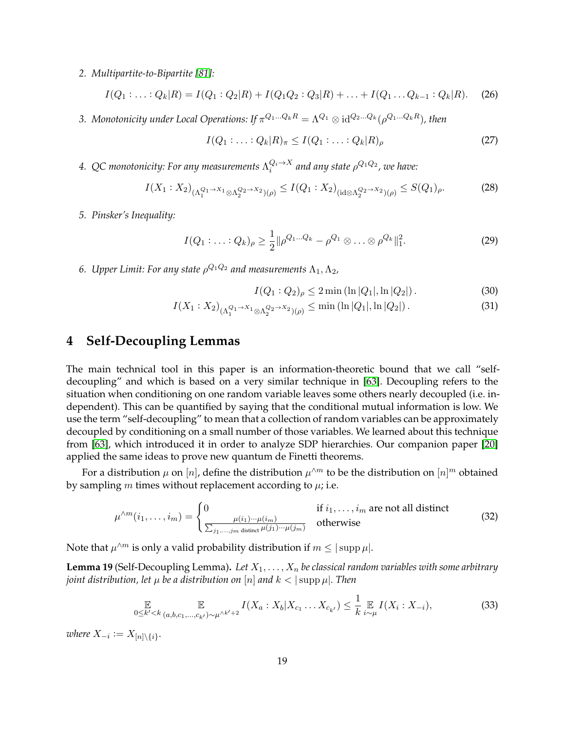2. *Multipartite-to-Bipartite [81]:*

$$I(Q_1 : \ldots : Q_k|R) = I(Q_1 : Q_2|R) + I(Q_1Q_2 : Q_3|R) + \ldots + I(Q_1 \ldots Q_{k-1} : Q_k|R). \quad (26)$$

3. *Monotonicity under Local Operations: If $\pi^{Q_1 \ldots Q_k R} = \Lambda^{Q_1} \otimes \mathrm{id}^{Q_2 \ldots Q_k}(\rho^{Q_1 \ldots Q_k R})$, then*

$$I(Q_1 : \ldots : Q_k|R)_\pi \leq I(Q_1 : \ldots : Q_k|R)_\rho \quad (27)$$

4. *QC monotonicity: For any measurements $\Lambda_i^{Q_i \to X}$ and any state $\rho^{Q_1 Q_2}$, we have:*

$$I(X_1 : X_2)_{(\Lambda_1^{Q_1 \to X_1} \otimes \Lambda_2^{Q_2 \to X_2})(\rho)} \leq I(Q_1 : X_2)_{(\mathrm{id} \otimes \Lambda_2^{Q_2 \to X_2})(\rho)} \leq S(Q_1)_\rho. \quad (28)$$

5. *Pinsker's Inequality:*

$$I(Q_1 : \ldots : Q_k)_\rho \geq \frac{1}{2}\|\rho^{Q_1 \ldots Q_k} - \rho^{Q_1} \otimes \ldots \otimes \rho^{Q_k}\|_1^2. \quad (29)$$

6. *Upper Limit: For any state $\rho^{Q_1 Q_2}$ and measurements $\Lambda_1, \Lambda_2$,*

$$I(Q_1 : Q_2)_\rho \leq 2 \min\left(\ln |Q_1|, \ln |Q_2|\right). \quad (30)$$

$$I(X_1 : X_2)_{(\Lambda_1^{Q_1 \to X_1} \otimes \Lambda_2^{Q_2 \to X_2})(\rho)} \leq \min\left(\ln |Q_1|, \ln |Q_2|\right). \quad (31)$$

# 4 Self-Decoupling Lemmas

The main technical tool in this paper is an information-theoretic bound that we call "self-decoupling" and which is based on a very similar technique in [63]. Decoupling refers to the situation when conditioning on one random variable leaves some others nearly decoupled (i.e. independent). This can be quantified by saying that the conditional mutual information is low. We use the term "self-decoupling" to mean that a collection of random variables can be approximately decoupled by conditioning on a small number of those variables. We learned about this technique from [63], which introduced it in order to analyze SDP hierarchies. Our companion paper [20] applied the same ideas to prove new quantum de Finetti theorems.

For a distribution $\mu$ on $[n]$, define the distribution $\mu^{\wedge m}$ to be the distribution on $[n]^m$ obtained by sampling $m$ times without replacement according to $\mu$; i.e.

$$\mu^{\wedge m}(i_1, \ldots, i_m) = \begin{cases} 0 & \text{if } i_1, \ldots, i_m \text{ are not all distinct} \\ \frac{\mu(i_1) \cdots \mu(i_m)}{\sum_{j_1, \ldots, j_m \text{ distinct}} \mu(j_1) \cdots \mu(j_m)} & \text{otherwise} \end{cases} \quad (32)$$

Note that $\mu^{\wedge m}$ is only a valid probability distribution if $m \leq |\operatorname{supp} \mu|$.

**Lemma 19** (Self-Decoupling Lemma)**.** *Let $X_1, \ldots, X_n$ be classical random variables with some arbitrary joint distribution, let $\mu$ be a distribution on $[n]$ and $k < |\operatorname{supp} \mu|$. Then*

$$\mathop{\mathbb{E}}_{0 \leq k' < k} \mathop{\mathbb{E}}_{(a,b,c_1,\ldots,c_{k'}) \sim \mu^{\wedge k'+2}} I(X_a : X_b | X_{c_1} \ldots X_{c_{k'}}) \leq \frac{1}{k} \mathop{\mathbb{E}}_{i \sim \mu} I(X_i : X_{-i}), \quad (33)$$

*where $X_{-i} := X_{[n] \setminus \{i\}}$.*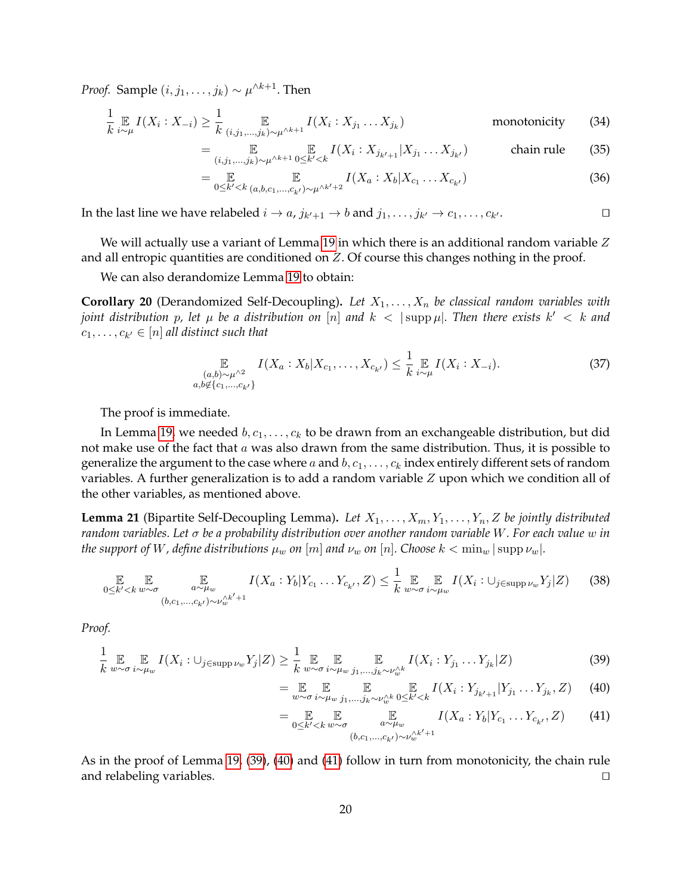*Proof.* Sample $(i, j_1, \ldots, j_k) \sim \mu^{\wedge k+1}$. Then

$$
\begin{aligned}
\frac{1}{k} \mathop{\mathbb{E}}_{i \sim \mu} I(X_i : X_{-i}) &\geq \frac{1}{k} \mathop{\mathbb{E}}_{(i,j_1,\ldots,j_k) \sim \mu^{\wedge k+1}} I(X_i : X_{j_1} \ldots X_{j_k}) && \text{monotonicity} \quad (34) \\
&= \mathop{\mathbb{E}}_{(i,j_1,\ldots,j_k) \sim \mu^{\wedge k+1}} \mathop{\mathbb{E}}_{0 \leq k' < k} I(X_i : X_{j_{k'+1}} | X_{j_1} \ldots X_{j_{k'}}) && \text{chain rule} \quad (35) \\
&= \mathop{\mathbb{E}}_{0 \leq k' < k} \mathop{\mathbb{E}}_{(a,b,c_1,\ldots,c_{k'}) \sim \mu^{\wedge k'+2}} I(X_a : X_b | X_{c_1} \ldots X_{c_{k'}}) && (36)
\end{aligned}
$$

In the last line we have relabeled $i \to a$, $j_{k'+1} \to b$ and $j_1, \ldots, j_{k'} \to c_1, \ldots, c_{k'}$. □

We will actually use a variant of Lemma 19 in which there is an additional random variable $Z$ and all entropic quantities are conditioned on $Z$. Of course this changes nothing in the proof.

We can also derandomize Lemma 19 to obtain:

**Corollary 20** (Derandomized Self-Decoupling)**.** *Let $X_1, \ldots, X_n$ be classical random variables with joint distribution $p$, let $\mu$ be a distribution on $[n]$ and $k < |\operatorname{supp} \mu|$. Then there exists $k' < k$ and $c_1, \ldots, c_{k'} \in [n]$ all distinct such that*

$$
\mathop{\mathbb{E}}_{\substack{(a,b) \sim \mu^{\wedge 2} \\ a,b \notin \{c_1,\ldots,c_{k'}\}}} I(X_a : X_b | X_{c_1}, \ldots, X_{c_{k'}}) \leq \frac{1}{k} \mathop{\mathbb{E}}_{i \sim \mu} I(X_i : X_{-i}). \tag{37}
$$

The proof is immediate.

In Lemma 19, we needed $b, c_1, \ldots, c_k$ to be drawn from an exchangeable distribution, but did not make use of the fact that $a$ was also drawn from the same distribution. Thus, it is possible to generalize the argument to the case where $a$ and $b, c_1, \ldots, c_k$ index entirely different sets of random variables. A further generalization is to add a random variable $Z$ upon which we condition all of the other variables, as mentioned above.

**Lemma 21** (Bipartite Self-Decoupling Lemma)**.** *Let $X_1, \ldots, X_m, Y_1, \ldots, Y_n, Z$ be jointly distributed random variables. Let $\sigma$ be a probability distribution over another random variable $W$. For each value $w$ in the support of $W$, define distributions $\mu_w$ on $[m]$ and $\nu_w$ on $[n]$. Choose $k < \min_w |\operatorname{supp} \nu_w|$.*

$$
\mathop{\mathbb{E}}_{0 \leq k' < k} \mathop{\mathbb{E}}_{w \sim \sigma} \mathop{\mathbb{E}}_{\substack{a \sim \mu_w \\ (b,c_1,\ldots,c_{k'}) \sim \nu_w^{\wedge k'+1}}} I(X_a : Y_b | Y_{c_1} \ldots Y_{c_{k'}}, Z) \leq \frac{1}{k} \mathop{\mathbb{E}}_{w \sim \sigma} \mathop{\mathbb{E}}_{i \sim \mu_w} I(X_i : \cup_{j \in \operatorname{supp} \nu_w} Y_j | Z) \tag{38}
$$

*Proof.*

$$
\begin{aligned}
\frac{1}{k} \mathop{\mathbb{E}}_{w \sim \sigma} \mathop{\mathbb{E}}_{i \sim \mu_w} I(X_i : \cup_{j \in \operatorname{supp} \nu_w} Y_j | Z) &\geq \frac{1}{k} \mathop{\mathbb{E}}_{w \sim \sigma} \mathop{\mathbb{E}}_{i \sim \mu_w} \mathop{\mathbb{E}}_{j_1,\ldots,j_k \sim \nu_w^{\wedge k}} I(X_i : Y_{j_1} \ldots Y_{j_k} | Z) && (39) \\
&= \mathop{\mathbb{E}}_{w \sim \sigma} \mathop{\mathbb{E}}_{i \sim \mu_w} \mathop{\mathbb{E}}_{j_1,\ldots,j_k \sim \nu_w^{\wedge k}} \mathop{\mathbb{E}}_{0 \leq k' < k} I(X_i : Y_{j_{k'+1}} | Y_{j_1} \ldots Y_{j_k}, Z) && (40) \\
&= \mathop{\mathbb{E}}_{0 \leq k' < k} \mathop{\mathbb{E}}_{w \sim \sigma} \mathop{\mathbb{E}}_{\substack{a \sim \mu_w \\ (b,c_1,\ldots,c_{k'}) \sim \nu_w^{\wedge k'+1}}} I(X_a : Y_b | Y_{c_1} \ldots Y_{c_{k'}}, Z) && (41)
\end{aligned}
$$

As in the proof of Lemma 19, (39), (40) and (41) follow in turn from monotonicity, the chain rule and relabeling variables. □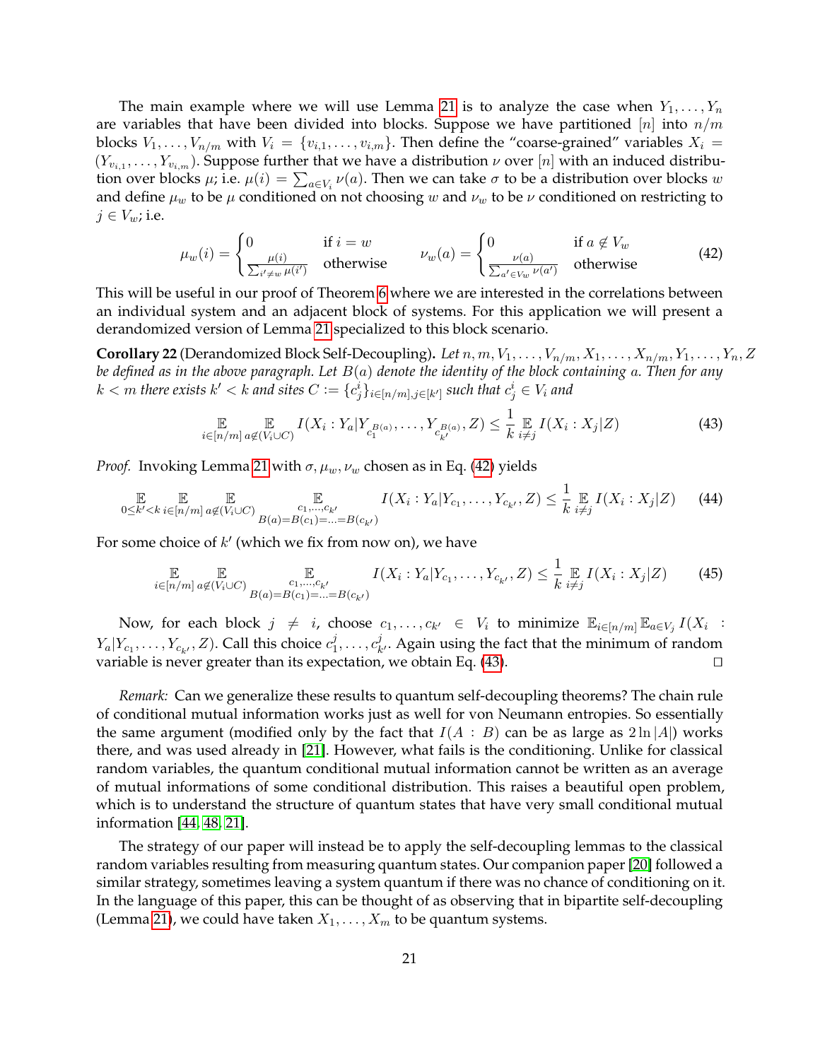The main example where we will use Lemma 21 is to analyze the case when $Y_1, \ldots, Y_n$ are variables that have been divided into blocks. Suppose we have partitioned $[n]$ into $n/m$ blocks $V_1, \ldots, V_{n/m}$ with $V_i = \{v_{i,1}, \ldots, v_{i,m}\}$. Then define the "coarse-grained" variables $X_i = (Y_{v_{i,1}}, \ldots, Y_{v_{i,m}})$. Suppose further that we have a distribution $\nu$ over $[n]$ with an induced distribution over blocks $\mu$; i.e. $\mu(i) = \sum_{a \in V_i} \nu(a)$. Then we can take $\sigma$ to be a distribution over blocks $w$ and define $\mu_w$ to be $\mu$ conditioned on not choosing $w$ and $\nu_w$ to be $\nu$ conditioned on restricting to $j \in V_w$; i.e.

$$\mu_w(i) = \begin{cases} 0 & \text{if } i = w \\ \frac{\mu(i)}{\sum_{i' \neq w} \mu(i')} & \text{otherwise} \end{cases} \qquad \nu_w(a) = \begin{cases} 0 & \text{if } a \notin V_w \\ \frac{\nu(a)}{\sum_{a' \in V_w} \nu(a')} & \text{otherwise} \end{cases} \tag{42}$$

This will be useful in our proof of Theorem 6 where we are interested in the correlations between an individual system and an adjacent block of systems. For this application we will present a derandomized version of Lemma 21 specialized to this block scenario.

**Corollary 22** (Derandomized Block Self-Decoupling)**.** *Let $n, m, V_1, \ldots, V_{n/m}, X_1, \ldots, X_{n/m}, Y_1, \ldots, Y_n, Z$ be defined as in the above paragraph. Let $B(a)$ denote the identity of the block containing $a$. Then for any $k < m$ there exists $k' < k$ and sites $C := \{c^i_j\}_{i \in [n/m], j \in [k']}$ such that $c^i_j \in V_i$ and*

$$\mathop{\mathbb{E}}_{i \in [n/m]} \mathop{\mathbb{E}}_{a \notin (V_i \cup C)} I(X_i : Y_a | Y_{c_1^{B(a)}}, \ldots, Y_{c_{k'}^{B(a)}}, Z) \leq \frac{1}{k} \mathop{\mathbb{E}}_{i \neq j} I(X_i : X_j | Z) \tag{43}$$

*Proof.* Invoking Lemma 21 with $\sigma, \mu_w, \nu_w$ chosen as in Eq. (42) yields

$$\mathop{\mathbb{E}}_{0 \leq k' < k} \mathop{\mathbb{E}}_{i \in [n/m]} \mathop{\mathbb{E}}_{a \notin (V_i \cup C)} \mathop{\mathbb{E}}_{\substack{c_1, \ldots, c_{k'} \\ B(a) = B(c_1) = \ldots = B(c_{k'})}} I(X_i : Y_a | Y_{c_1}, \ldots, Y_{c_{k'}}, Z) \leq \frac{1}{k} \mathop{\mathbb{E}}_{i \neq j} I(X_i : X_j | Z) \tag{44}$$

For some choice of $k'$ (which we fix from now on), we have

$$\mathop{\mathbb{E}}_{i \in [n/m]} \mathop{\mathbb{E}}_{a \notin (V_i \cup C)} \mathop{\mathbb{E}}_{\substack{c_1, \ldots, c_{k'} \\ B(a) = B(c_1) = \ldots = B(c_{k'})}} I(X_i : Y_a | Y_{c_1}, \ldots, Y_{c_{k'}}, Z) \leq \frac{1}{k} \mathop{\mathbb{E}}_{i \neq j} I(X_i : X_j | Z) \tag{45}$$

Now, for each block $j \neq i$, choose $c_1, \ldots, c_{k'} \in V_i$ to minimize $\mathbb{E}_{i \in [n/m]} \mathbb{E}_{a \in V_j} I(X_i : Y_a | Y_{c_1}, \ldots, Y_{c_{k'}}, Z)$. Call this choice $c^j_1, \ldots, c^j_{k'}$. Again using the fact that the minimum of random variable is never greater than its expectation, we obtain Eq. (43). ◻

*Remark:* Can we generalize these results to quantum self-decoupling theorems? The chain rule of conditional mutual information works just as well for von Neumann entropies. So essentially the same argument (modified only by the fact that $I(A : B)$ can be as large as $2 \ln |A|$) works there, and was used already in [21]. However, what fails is the conditioning. Unlike for classical random variables, the quantum conditional mutual information cannot be written as an average of mutual informations of some conditional distribution. This raises a beautiful open problem, which is to understand the structure of quantum states that have very small conditional mutual information [44, 48, 21].

The strategy of our paper will instead be to apply the self-decoupling lemmas to the classical random variables resulting from measuring quantum states. Our companion paper [20] followed a similar strategy, sometimes leaving a system quantum if there was no chance of conditioning on it. In the language of this paper, this can be thought of as observing that in bipartite self-decoupling (Lemma 21), we could have taken $X_1, \ldots, X_m$ to be quantum systems.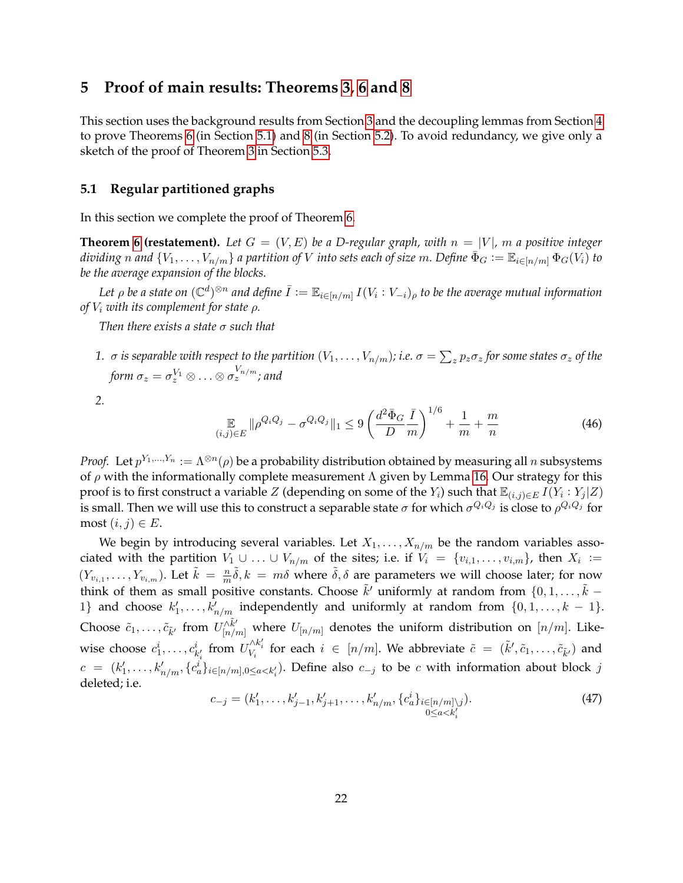# 5 Proof of main results: Theorems 3, 6 and 8

This section uses the background results from Section 3 and the decoupling lemmas from Section 4 to prove Theorems 6 (in Section 5.1) and 8 (in Section 5.2). To avoid redundancy, we give only a sketch of the proof of Theorem 3 in Section 5.3.

## 5.1 Regular partitioned graphs

In this section we complete the proof of Theorem 6.

**Theorem 6 (restatement).** *Let $G = (V, E)$ be a $D$-regular graph, with $n = |V|$, $m$ a positive integer dividing $n$ and $\{V_1, \ldots, V_{n/m}\}$ a partition of $V$ into sets each of size $m$. Define $\bar{\Phi}_G := \mathbb{E}_{i \in [n/m]} \Phi_G(V_i)$ to be the average expansion of the blocks.*

*Let $\rho$ be a state on $(\mathbb{C}^d)^{\otimes n}$ and define $\bar{I} := \mathbb{E}_{i \in [n/m]} I(V_i : V_{-i})_\rho$ to be the average mutual information of $V_i$ with its complement for state $\rho$.*

*Then there exists a state $\sigma$ such that*

1. *$\sigma$ is separable with respect to the partition $(V_1, \ldots, V_{n/m})$; i.e. $\sigma = \sum_z p_z \sigma_z$ for some states $\sigma_z$ of the form $\sigma_z = \sigma_z^{V_1} \otimes \ldots \otimes \sigma_z^{V_{n/m}}$; and*

2. 
$$\mathop{\mathbb{E}}_{(i,j) \in E} \|\rho^{Q_i Q_j} - \sigma^{Q_i Q_j}\|_1 \leq 9 \left( \frac{d^2 \bar{\Phi}_G}{D} \frac{\bar{I}}{m} \right)^{1/6} + \frac{1}{m} + \frac{m}{n} \tag{46}$$

*Proof.* Let $p^{Y_1, \ldots, Y_n} := \Lambda^{\otimes n}(\rho)$ be a probability distribution obtained by measuring all $n$ subsystems of $\rho$ with the informationally complete measurement $\Lambda$ given by Lemma 16. Our strategy for this proof is to first construct a variable $Z$ (depending on some of the $Y_i$) such that $\mathbb{E}_{(i,j) \in E} I(Y_i : Y_j | Z)$ is small. Then we will use this to construct a separable state $\sigma$ for which $\sigma^{Q_i Q_j}$ is close to $\rho^{Q_i Q_j}$ for most $(i, j) \in E$.

We begin by introducing several variables. Let $X_1, \ldots, X_{n/m}$ be the random variables associated with the partition $V_1 \cup \ldots \cup V_{n/m}$ of the sites; i.e. if $V_i = \{v_{i,1}, \ldots, v_{i,m}\}$, then $X_i := (Y_{v_{i,1}}, \ldots, Y_{v_{i,m}})$. Let $\tilde{k} = \frac{n}{m}\tilde{\delta}, k = m\delta$ where $\tilde{\delta}, \delta$ are parameters we will choose later; for now think of them as small positive constants. Choose $\tilde{k}'$ uniformly at random from $\{0, 1, \ldots, \tilde{k} - 1\}$ and choose $k'_1, \ldots, k'_{n/m}$ independently and uniformly at random from $\{0, 1, \ldots, k - 1\}$. Choose $\tilde{c}_1, \ldots, \tilde{c}_{\tilde{k}'}$ from $U_{[n/m]}^{\wedge \tilde{k}'}$ where $U_{[n/m]}$ denotes the uniform distribution on $[n/m]$. Likewise choose $c_1^i, \ldots, c_{k'_i}^i$ from $U_{V_i}^{\wedge k'_i}$ for each $i \in [n/m]$. We abbreviate $\tilde{c} = (\tilde{k}', \tilde{c}_1, \ldots, \tilde{c}_{\tilde{k}'})$ and $c = (k'_1, \ldots, k'_{n/m}, \{c_a^i\}_{i \in [n/m], 0 \leq a < k'_i})$. Define also $c_{-j}$ to be $c$ with information about block $j$ deleted; i.e.

$$c_{-j} = (k'_1, \ldots, k'_{j-1}, k'_{j+1}, \ldots, k'_{n/m}, \{c_a^i\}_{\substack{i \in [n/m] \setminus j \\ 0 \leq a < k'_i}}). \tag{47}$$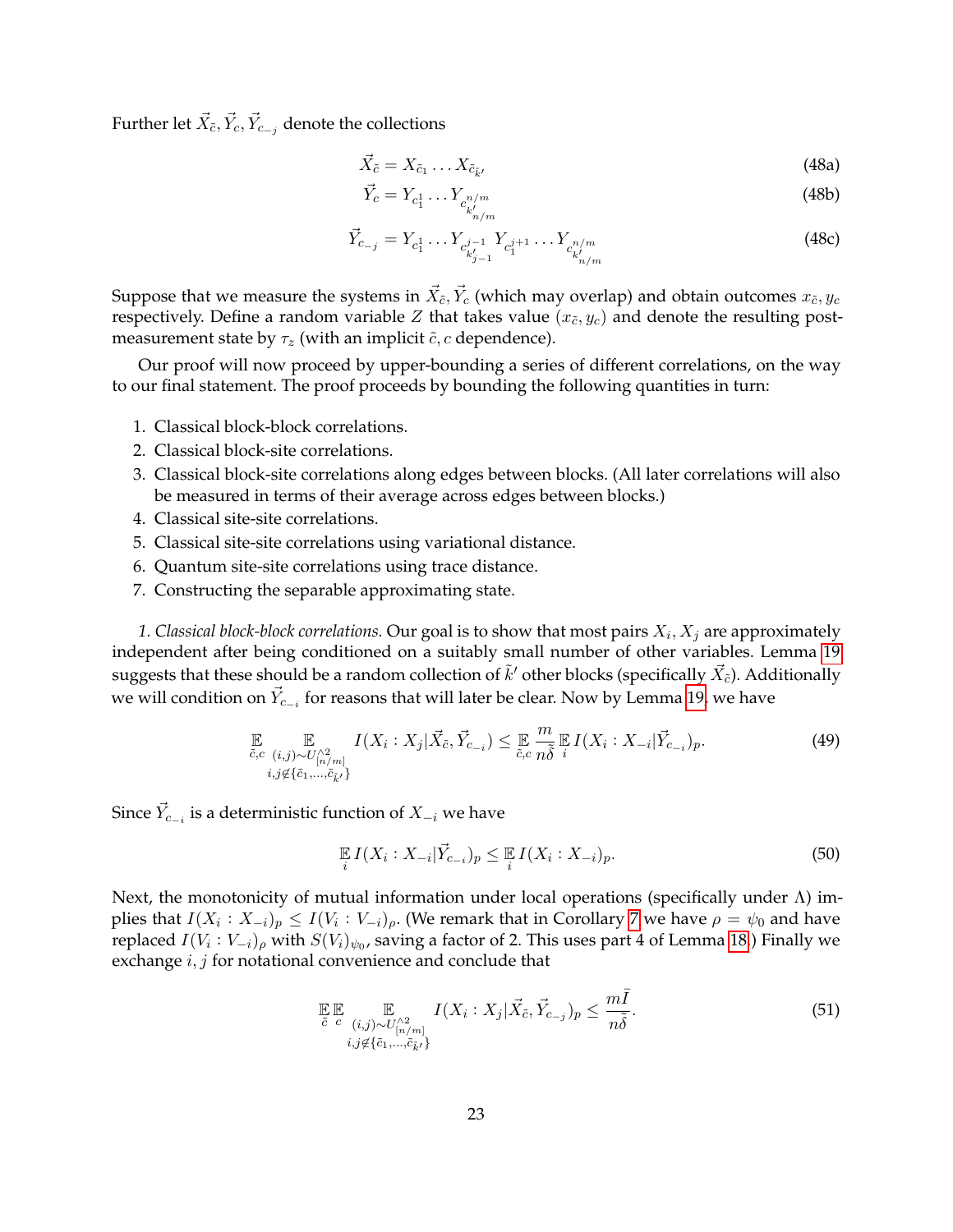Further let $\vec{X}_{\tilde{c}}, \vec{Y}_c, \vec{Y}_{c_{-j}}$ denote the collections

$$\vec{X}_{\tilde{c}} = X_{\tilde{c}_1} \ldots X_{\tilde{c}_{\tilde{k}'}} \tag{48a}$$

$$\vec{Y}_c = Y_{c_1^1} \ldots Y_{c^{n/m}_{k'_{n/m}}} \tag{48b}$$

$$\vec{Y}_{c_{-j}} = Y_{c_1^1} \ldots Y_{c^{j-1}_{k'_{j-1}}} Y_{c_1^{j+1}} \ldots Y_{c^{n/m}_{k'_{n/m}}} \tag{48c}$$

Suppose that we measure the systems in $\vec{X}_{\tilde{c}}, \vec{Y}_c$ (which may overlap) and obtain outcomes $x_{\tilde{c}}, y_c$ respectively. Define a random variable $Z$ that takes value $(x_{\tilde{c}}, y_c)$ and denote the resulting post-measurement state by $\tau_z$ (with an implicit $\tilde{c}, c$ dependence).

Our proof will now proceed by upper-bounding a series of different correlations, on the way to our final statement. The proof proceeds by bounding the following quantities in turn:

1. Classical block-block correlations.
2. Classical block-site correlations.
3. Classical block-site correlations along edges between blocks. (All later correlations will also be measured in terms of their average across edges between blocks.)
4. Classical site-site correlations.
5. Classical site-site correlations using variational distance.
6. Quantum site-site correlations using trace distance.
7. Constructing the separable approximating state.

*1. Classical block-block correlations.* Our goal is to show that most pairs $X_i, X_j$ are approximately independent after being conditioned on a suitably small number of other variables. Lemma 19 suggests that these should be a random collection of $\tilde{k}'$ other blocks (specifically $\vec{X}_{\tilde{c}}$). Additionally we will condition on $\vec{Y}_{c_{-i}}$ for reasons that will later be clear. Now by Lemma 19, we have

$$\mathop{\mathbb{E}}_{\tilde{c},c} \mathop{\mathbb{E}}_{\substack{(i,j)\sim U^{\wedge 2}_{[n/m]} \\ i,j\notin\{\tilde{c}_1,\ldots,\tilde{c}_{\tilde{k}'}\}}} I(X_i : X_j | \vec{X}_{\tilde{c}}, \vec{Y}_{c_{-i}}) \le \mathop{\mathbb{E}}_{\tilde{c},c} \frac{m}{n\tilde{\delta}} \mathop{\mathbb{E}}_i I(X_i : X_{-i} | \vec{Y}_{c_{-i}})_p. \tag{49}$$

Since $\vec{Y}_{c_{-i}}$ is a deterministic function of $X_{-i}$ we have

$$\mathop{\mathbb{E}}_i I(X_i : X_{-i} | \vec{Y}_{c_{-i}})_p \le \mathop{\mathbb{E}}_i I(X_i : X_{-i})_p. \tag{50}$$

Next, the monotonicity of mutual information under local operations (specifically under $\Lambda$) implies that $I(X_i : X_{-i})_p \le I(V_i : V_{-i})_\rho$. (We remark that in Corollary 7 we have $\rho = \psi_0$ and have replaced $I(V_i : V_{-i})_\rho$ with $S(V_i)_{\psi_0}$, saving a factor of 2. This uses part 4 of Lemma 18.) Finally we exchange $i, j$ for notational convenience and conclude that

$$\mathop{\mathbb{E}}_{\tilde{c}} \mathop{\mathbb{E}}_{c} \mathop{\mathbb{E}}_{\substack{(i,j)\sim U^{\wedge 2}_{[n/m]} \\ i,j\notin\{\tilde{c}_1,\ldots,\tilde{c}_{\tilde{k}'}\}}} I(X_i : X_j | \vec{X}_{\tilde{c}}, \vec{Y}_{c_{-j}})_p \le \frac{m\bar{I}}{n\tilde{\delta}}. \tag{51}$$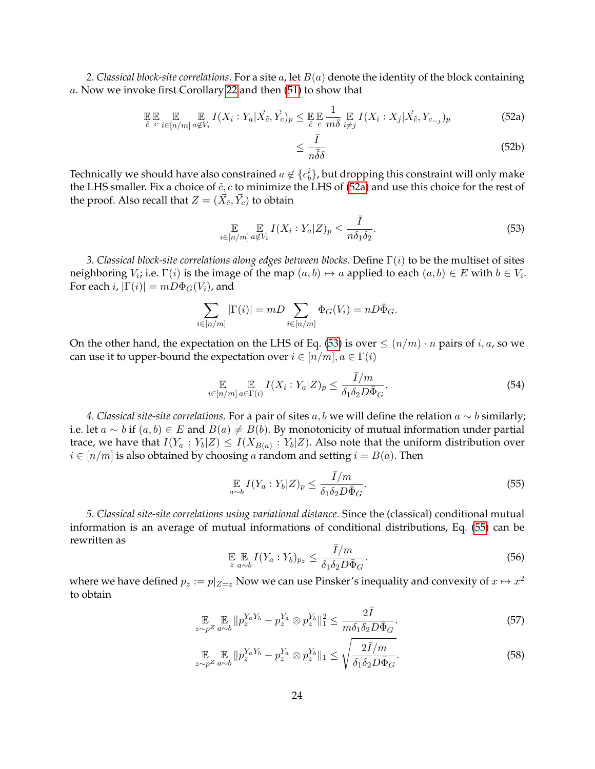*2. Classical block-site correlations.* For a site $a$, let $B(a)$ denote the identity of the block containing $a$. Now we invoke first Corollary 22 and then (51) to show that

$$\mathop{\mathbb{E}}_{\tilde{c}} \mathop{\mathbb{E}}_{c} \mathop{\mathbb{E}}_{i \in [n/m]} \mathop{\mathbb{E}}_{a \notin V_i} I(X_i : Y_a | \vec{X}_{\tilde{c}}, \vec{Y}_c)_p \leq \mathop{\mathbb{E}}_{\tilde{c}} \mathop{\mathbb{E}}_{c} \frac{1}{m\delta} \mathop{\mathbb{E}}_{i \neq j} I(X_i : X_j | \vec{X}_{\tilde{c}}, Y_{c_{-j}})_p \tag{52a}$$

$$\leq \frac{\bar{I}}{n\tilde{\delta}\delta} \tag{52b}$$

Technically we should have also constrained $a \notin \{c_b^i\}$, but dropping this constraint will only make the LHS smaller. Fix a choice of $\tilde{c}, c$ to minimize the LHS of (52a) and use this choice for the rest of the proof. Also recall that $Z = (\vec{X}_{\tilde{c}}, \vec{Y}_c)$ to obtain

$$\mathop{\mathbb{E}}_{i \in [n/m]} \mathop{\mathbb{E}}_{a \notin V_i} I(X_i : Y_a | Z)_p \leq \frac{\bar{I}}{n\delta_1\delta_2}. \tag{53}$$

*3. Classical block-site correlations along edges between blocks.* Define $\Gamma(i)$ to be the multiset of sites neighboring $V_i$; i.e. $\Gamma(i)$ is the image of the map $(a, b) \mapsto a$ applied to each $(a, b) \in E$ with $b \in V_i$. For each $i$, $|\Gamma(i)| = mD\Phi_G(V_i)$, and

$$\sum_{i \in [n/m]} |\Gamma(i)| = mD \sum_{i \in [n/m]} \Phi_G(V_i) = nD\bar{\Phi}_G.$$

On the other hand, the expectation on the LHS of Eq. (53) is over $\leq (n/m) \cdot n$ pairs of $i, a$, so we can use it to upper-bound the expectation over $i \in [n/m], a \in \Gamma(i)$

$$\mathop{\mathbb{E}}_{i \in [n/m]} \mathop{\mathbb{E}}_{a \in \Gamma(i)} I(X_i : Y_a | Z)_p \leq \frac{\bar{I}/m}{\delta_1\delta_2 D\bar{\Phi}_G}. \tag{54}$$

*4. Classical site-site correlations.* For a pair of sites $a, b$ we will define the relation $a \sim b$ similarly; i.e. let $a \sim b$ if $(a, b) \in E$ and $B(a) \neq B(b)$. By monotonicity of mutual information under partial trace, we have that $I(Y_a : Y_b | Z) \leq I(X_{B(a)} : Y_b | Z)$. Also note that the uniform distribution over $i \in [n/m]$ is also obtained by choosing $a$ random and setting $i = B(a)$. Then

$$\mathop{\mathbb{E}}_{a \sim b} I(Y_a : Y_b | Z)_p \leq \frac{\bar{I}/m}{\delta_1\delta_2 D\bar{\Phi}_G}. \tag{55}$$

*5. Classical site-site correlations using variational distance.* Since the (classical) conditional mutual information is an average of mutual informations of conditional distributions, Eq. (55) can be rewritten as

$$\mathop{\mathbb{E}}_{z} \mathop{\mathbb{E}}_{a \sim b} I(Y_a : Y_b)_{p_z} \leq \frac{\bar{I}/m}{\delta_1\delta_2 D\bar{\Phi}_G}. \tag{56}$$

where we have defined $p_z := p|_{Z=z}$ Now we can use Pinsker's inequality and convexity of $x \mapsto x^2$ to obtain

$$\mathop{\mathbb{E}}_{z \sim p^Z} \mathop{\mathbb{E}}_{a \sim b} \|p_z^{Y_aY_b} - p_z^{Y_a} \otimes p_z^{Y_b}\|_1^2 \leq \frac{2\bar{I}}{m\delta_1\delta_2 D\bar{\Phi}_G}. \tag{57}$$

$$\mathop{\mathbb{E}}_{z \sim p^Z} \mathop{\mathbb{E}}_{a \sim b} \|p_z^{Y_aY_b} - p_z^{Y_a} \otimes p_z^{Y_b}\|_1 \leq \sqrt{\frac{2\bar{I}/m}{\delta_1\delta_2 D\bar{\Phi}_G}}. \tag{58}$$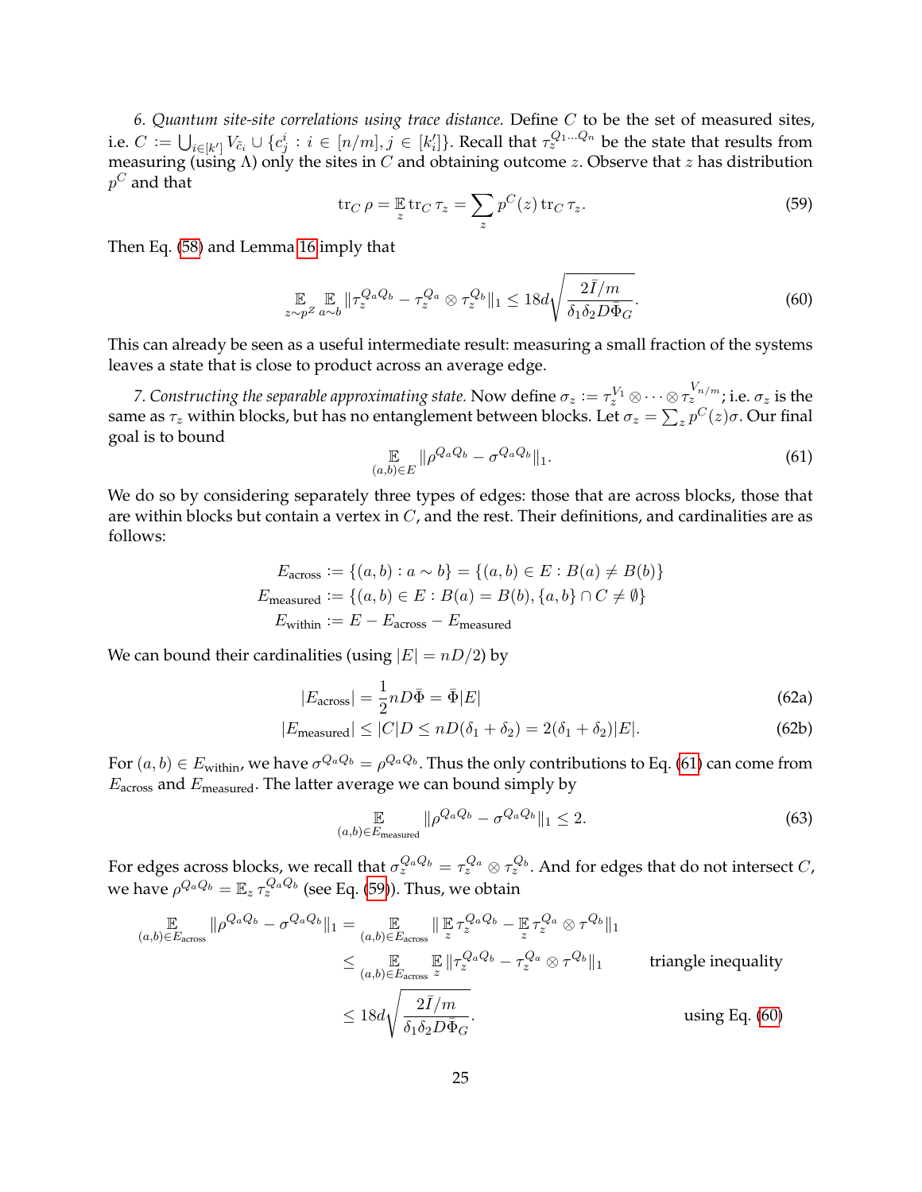*6. Quantum site-site correlations using trace distance.* Define $C$ to be the set of measured sites, i.e. $C := \bigcup_{i\in[k']} V_{\tilde{c}_i} \cup \{c^i_j : i \in [n/m], j \in [k'_i]\}$. Recall that $\tau_z^{Q_1\ldots Q_n}$ be the state that results from measuring (using $\Lambda$) only the sites in $C$ and obtaining outcome $z$. Observe that $z$ has distribution $p^C$ and that

$$\mathrm{tr}_C\,\rho = \mathop{\mathbb{E}}_z \mathrm{tr}_C\,\tau_z = \sum_z p^C(z)\,\mathrm{tr}_C\,\tau_z. \tag{59}$$

Then Eq. (58) and Lemma 16 imply that

$$\mathop{\mathbb{E}}_{z\sim p^Z}\mathop{\mathbb{E}}_{a\sim b} \|\tau_z^{Q_aQ_b} - \tau_z^{Q_a}\otimes\tau_z^{Q_b}\|_1 \le 18d\sqrt{\frac{2\bar{I}/m}{\delta_1\delta_2 D\Phi_G}}. \tag{60}$$

This can already be seen as a useful intermediate result: measuring a small fraction of the systems leaves a state that is close to product across an average edge.

*7. Constructing the separable approximating state.* Now define $\sigma_z := \tau_z^{V_1}\otimes\cdots\otimes\tau_z^{V_{n/m}}$; i.e. $\sigma_z$ is the same as $\tau_z$ within blocks, but has no entanglement between blocks. Let $\sigma_z = \sum_z p^C(z)\sigma$. Our final goal is to bound

$$\mathop{\mathbb{E}}_{(a,b)\in E} \|\rho^{Q_aQ_b} - \sigma^{Q_aQ_b}\|_1. \tag{61}$$

We do so by considering separately three types of edges: those that are across blocks, those that are within blocks but contain a vertex in $C$, and the rest. Their definitions, and cardinalities are as follows:

$$\begin{aligned}
E_{\text{across}} &:= \{(a,b) : a \sim b\} = \{(a,b)\in E : B(a)\neq B(b)\} \\
E_{\text{measured}} &:= \{(a,b)\in E : B(a) = B(b), \{a,b\}\cap C \neq \emptyset\} \\
E_{\text{within}} &:= E - E_{\text{across}} - E_{\text{measured}}
\end{aligned}$$

We can bound their cardinalities (using $|E| = nD/2$) by

$$|E_{\text{across}}| = \frac{1}{2}nD\bar{\Phi} = \bar{\Phi}|E| \tag{62a}$$

$$|E_{\text{measured}}| \le |C|D \le nD(\delta_1+\delta_2) = 2(\delta_1+\delta_2)|E|. \tag{62b}$$

For $(a,b)\in E_{\text{within}}$, we have $\sigma^{Q_aQ_b} = \rho^{Q_aQ_b}$. Thus the only contributions to Eq. (61) can come from $E_{\text{across}}$ and $E_{\text{measured}}$. The latter average we can bound simply by

$$\mathop{\mathbb{E}}_{(a,b)\in E_{\text{measured}}} \|\rho^{Q_aQ_b} - \sigma^{Q_aQ_b}\|_1 \le 2. \tag{63}$$

For edges across blocks, we recall that $\sigma_z^{Q_aQ_b} = \tau_z^{Q_a}\otimes\tau_z^{Q_b}$. And for edges that do not intersect $C$, we have $\rho^{Q_aQ_b} = \mathbb{E}_z\,\tau_z^{Q_aQ_b}$ (see Eq. (59)). Thus, we obtain

$$\begin{aligned}
\mathop{\mathbb{E}}_{(a,b)\in E_{\text{across}}} \|\rho^{Q_aQ_b} - \sigma^{Q_aQ_b}\|_1 &= \mathop{\mathbb{E}}_{(a,b)\in E_{\text{across}}} \|\mathop{\mathbb{E}}_z \tau_z^{Q_aQ_b} - \mathop{\mathbb{E}}_z \tau_z^{Q_a}\otimes\tau^{Q_b}\|_1 \\
&\le \mathop{\mathbb{E}}_{(a,b)\in E_{\text{across}}}\mathop{\mathbb{E}}_z \|\tau_z^{Q_aQ_b} - \tau_z^{Q_a}\otimes\tau^{Q_b}\|_1 \qquad \text{triangle inequality} \\
&\le 18d\sqrt{\frac{2\bar{I}/m}{\delta_1\delta_2 D\bar{\Phi}_G}}. \qquad \text{using Eq. (60)}
\end{aligned}$$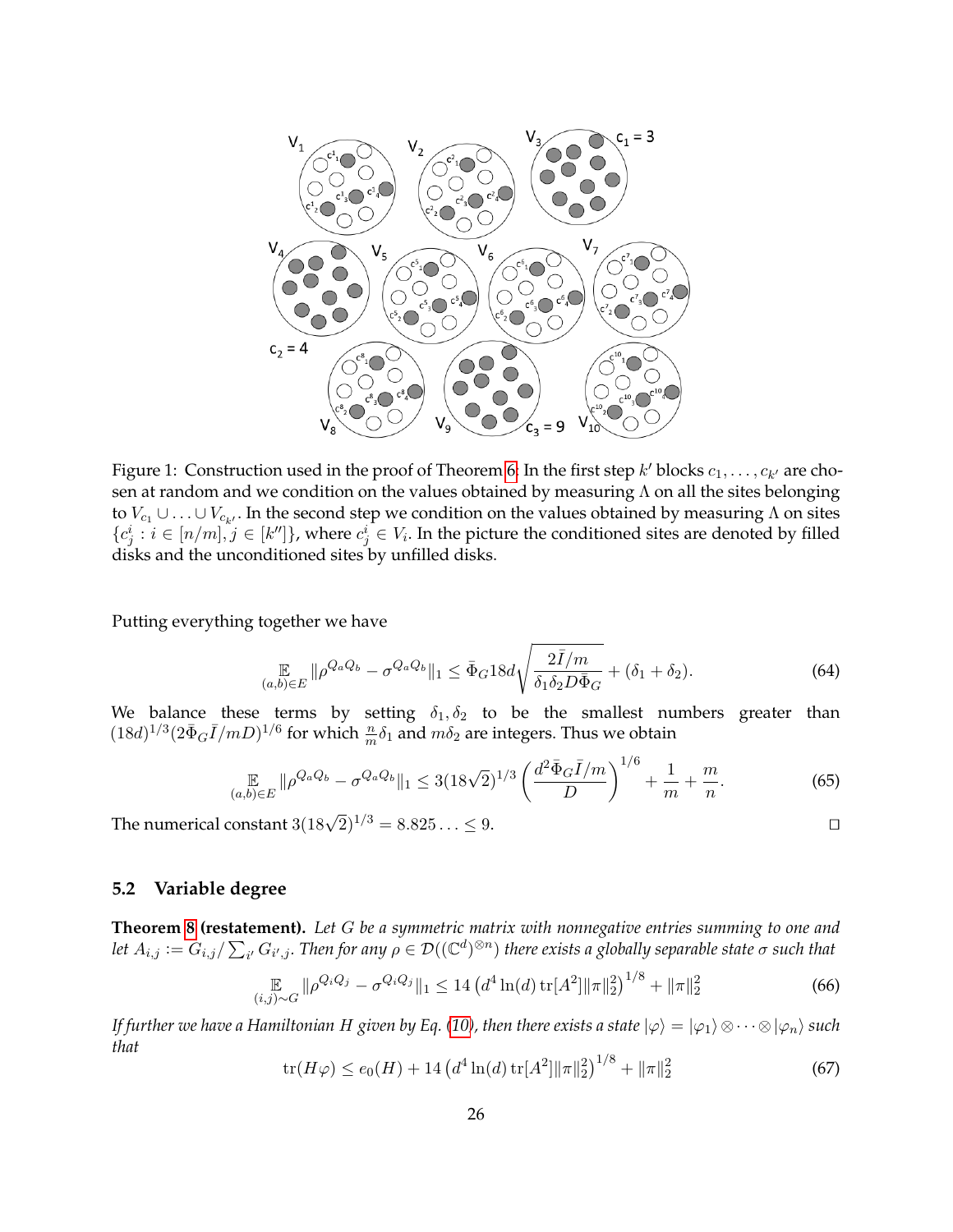Figure 1: Construction used in the proof of Theorem 6: In the first step $k'$ blocks $c_1, \ldots, c_{k'}$ are chosen at random and we condition on the values obtained by measuring $\Lambda$ on all the sites belonging to $V_{c_1} \cup \ldots \cup V_{c_{k'}}$. In the second step we condition on the values obtained by measuring $\Lambda$ on sites $\{c^i_j : i \in [n/m], j \in [k'']\}$, where $c^i_j \in V_i$. In the picture the conditioned sites are denoted by filled disks and the unconditioned sites by unfilled disks.

Putting everything together we have

$$\mathop{\mathbb{E}}_{(a,b)\in E} \|\rho^{Q_aQ_b} - \sigma^{Q_aQ_b}\|_1 \leq \bar{\Phi}_G 18d\sqrt{\frac{2\bar{I}/m}{\delta_1\delta_2 D\bar{\Phi}_G}} + (\delta_1 + \delta_2). \tag{64}$$

We balance these terms by setting $\delta_1, \delta_2$ to be the smallest numbers greater than $(18d)^{1/3}(2\bar{\Phi}_G\bar{I}/mD)^{1/6}$ for which $\frac{n}{m}\delta_1$ and $m\delta_2$ are integers. Thus we obtain

$$\mathop{\mathbb{E}}_{(a,b)\in E} \|\rho^{Q_aQ_b} - \sigma^{Q_aQ_b}\|_1 \leq 3(18\sqrt{2})^{1/3}\left(\frac{d^2\bar{\Phi}_G\bar{I}/m}{D}\right)^{1/6} + \frac{1}{m} + \frac{m}{n}. \tag{65}$$

The numerical constant $3(18\sqrt{2})^{1/3} = 8.825\ldots \leq 9$. □

## 5.2 Variable degree

**Theorem 8 (restatement).** *Let $G$ be a symmetric matrix with nonnegative entries summing to one and let $A_{i,j} := G_{i,j}/\sum_{i'} G_{i',j}$. Then for any $\rho \in \mathcal{D}((\mathbb{C}^d)^{\otimes n})$ there exists a globally separable state $\sigma$ such that*

$$\mathop{\mathbb{E}}_{(i,j)\sim G} \|\rho^{Q_iQ_j} - \sigma^{Q_iQ_j}\|_1 \leq 14\left(d^4\ln(d)\operatorname{tr}[A^2]\|\pi\|_2^2\right)^{1/8} + \|\pi\|_2^2 \tag{66}$$

*If further we have a Hamiltonian $H$ given by Eq. (10), then there exists a state $|\varphi\rangle = |\varphi_1\rangle \otimes \cdots \otimes |\varphi_n\rangle$ such that*

$$\operatorname{tr}(H\varphi) \leq e_0(H) + 14\left(d^4\ln(d)\operatorname{tr}[A^2]\|\pi\|_2^2\right)^{1/8} + \|\pi\|_2^2 \tag{67}$$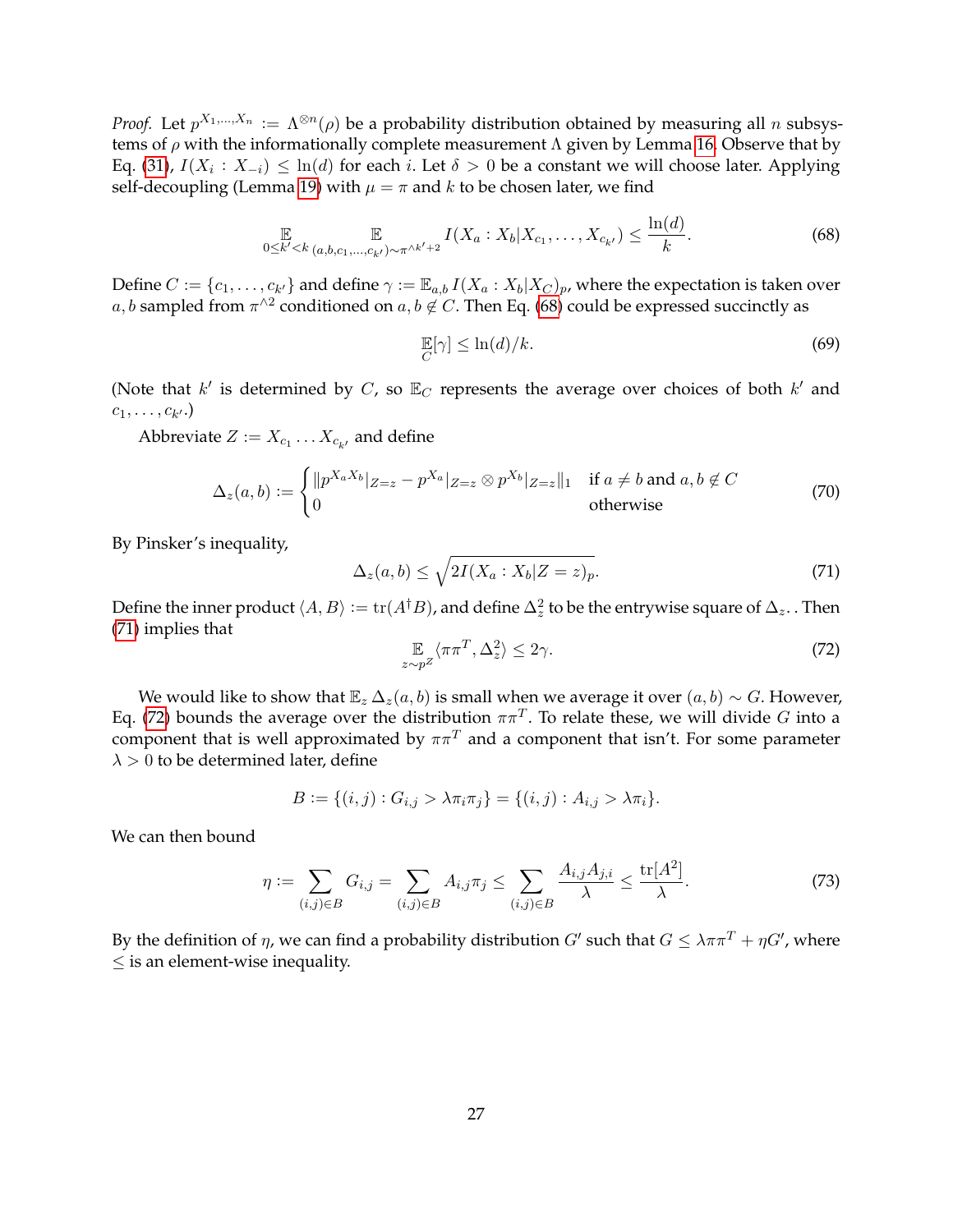*Proof.* Let $p^{X_1,\ldots,X_n} := \Lambda^{\otimes n}(\rho)$ be a probability distribution obtained by measuring all $n$ subsystems of $\rho$ with the informationally complete measurement $\Lambda$ given by Lemma 16. Observe that by Eq. (31), $I(X_i : X_{-i}) \leq \ln(d)$ for each $i$. Let $\delta > 0$ be a constant we will choose later. Applying self-decoupling (Lemma 19) with $\mu = \pi$ and $k$ to be chosen later, we find

$$\mathop{\mathbb{E}}_{0 \leq k' < k} \; \mathop{\mathbb{E}}_{(a,b,c_1,\ldots,c_{k'}) \sim \pi^{\wedge k'+2}} I(X_a : X_b | X_{c_1}, \ldots, X_{c_{k'}}) \leq \frac{\ln(d)}{k}. \tag{68}$$

Define $C := \{c_1, \ldots, c_{k'}\}$ and define $\gamma := \mathbb{E}_{a,b} I(X_a : X_b | X_C)_p$, where the expectation is taken over $a, b$ sampled from $\pi^{\wedge 2}$ conditioned on $a, b \notin C$. Then Eq. (68) could be expressed succinctly as

$$\mathop{\mathbb{E}}_{C}[\gamma] \leq \ln(d)/k. \tag{69}$$

(Note that $k'$ is determined by $C$, so $\mathbb{E}_C$ represents the average over choices of both $k'$ and $c_1, \ldots, c_{k'}$.)

Abbreviate $Z := X_{c_1} \ldots X_{c_{k'}}$ and define

$$\Delta_z(a,b) := \begin{cases} \| p^{X_a X_b}|_{Z=z} - p^{X_a}|_{Z=z} \otimes p^{X_b}|_{Z=z} \|_1 & \text{if } a \neq b \text{ and } a, b \notin C \\ 0 & \text{otherwise} \end{cases} \tag{70}$$

By Pinsker's inequality,

$$\Delta_z(a,b) \leq \sqrt{2 I(X_a : X_b | Z = z)_p}. \tag{71}$$

Define the inner product $\langle A, B \rangle := \mathrm{tr}(A^\dagger B)$, and define $\Delta_z^2$ to be the entrywise square of $\Delta_z$.. Then (71) implies that

$$\mathop{\mathbb{E}}_{z \sim p^Z} \langle \pi\pi^T, \Delta_z^2 \rangle \leq 2\gamma. \tag{72}$$

We would like to show that $\mathbb{E}_z \Delta_z(a,b)$ is small when we average it over $(a,b) \sim G$. However, Eq. (72) bounds the average over the distribution $\pi\pi^T$. To relate these, we will divide $G$ into a component that is well approximated by $\pi\pi^T$ and a component that isn't. For some parameter $\lambda > 0$ to be determined later, define

$$B := \{(i,j) : G_{i,j} > \lambda \pi_i \pi_j\} = \{(i,j) : A_{i,j} > \lambda \pi_i\}.$$

We can then bound

$$\eta := \sum_{(i,j) \in B} G_{i,j} = \sum_{(i,j) \in B} A_{i,j} \pi_j \leq \sum_{(i,j) \in B} \frac{A_{i,j} A_{j,i}}{\lambda} \leq \frac{\mathrm{tr}[A^2]}{\lambda}. \tag{73}$$

By the definition of $\eta$, we can find a probability distribution $G'$ such that $G \leq \lambda \pi\pi^T + \eta G'$, where $\leq$ is an element-wise inequality.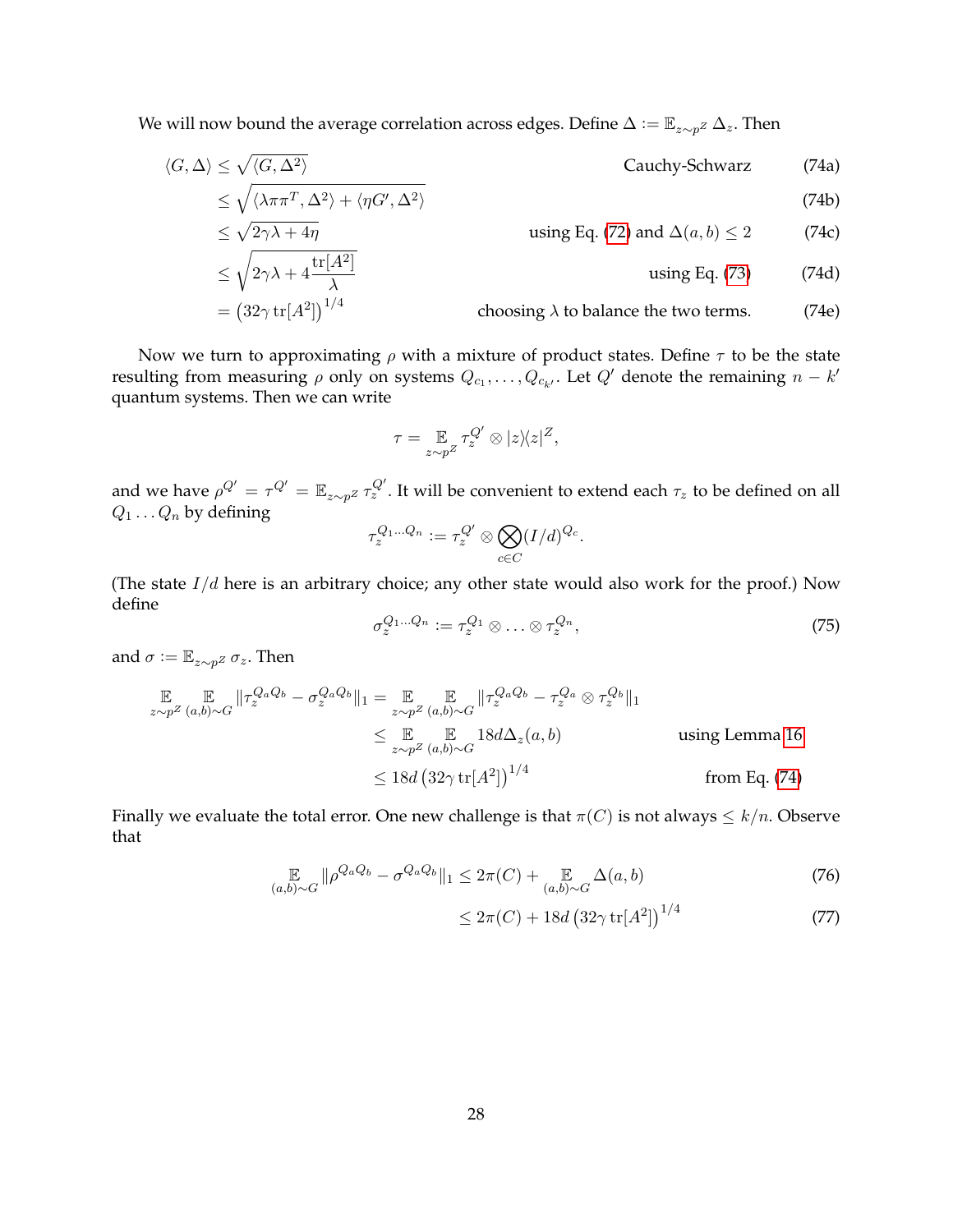We will now bound the average correlation across edges. Define $\Delta := \mathbb{E}_{z\sim p^Z} \Delta_z$. Then

$$
\begin{aligned}
\langle G, \Delta\rangle &\leq \sqrt{\langle G, \Delta^2\rangle} && \text{Cauchy-Schwarz} && \text{(74a)}\\
&\leq \sqrt{\langle \lambda\pi\pi^T, \Delta^2\rangle + \langle \eta G', \Delta^2\rangle} && && \text{(74b)}\\
&\leq \sqrt{2\gamma\lambda + 4\eta} && \text{using Eq. (72) and } \Delta(a,b) \leq 2 && \text{(74c)}\\
&\leq \sqrt{2\gamma\lambda + 4\frac{\operatorname{tr}[A^2]}{\lambda}} && \text{using Eq. (73)} && \text{(74d)}\\
&= \left(32\gamma \operatorname{tr}[A^2]\right)^{1/4} && \text{choosing } \lambda \text{ to balance the two terms.} && \text{(74e)}
\end{aligned}
$$

Now we turn to approximating $\rho$ with a mixture of product states. Define $\tau$ to be the state resulting from measuring $\rho$ only on systems $Q_{c_1}, \ldots, Q_{c_{k'}}$. Let $Q'$ denote the remaining $n - k'$ quantum systems. Then we can write

$$
\tau = \mathop{\mathbb{E}}_{z\sim p^Z} \tau_z^{Q'} \otimes |z\rangle\langle z|^Z,
$$

and we have $\rho^{Q'} = \tau^{Q'} = \mathbb{E}_{z\sim p^Z} \tau_z^{Q'}$. It will be convenient to extend each $\tau_z$ to be defined on all $Q_1 \ldots Q_n$ by defining

$$
\tau_z^{Q_1\ldots Q_n} := \tau_z^{Q'} \otimes \bigotimes_{c\in C} (I/d)^{Q_c}.
$$

(The state $I/d$ here is an arbitrary choice; any other state would also work for the proof.) Now define

$$
\sigma_z^{Q_1\ldots Q_n} := \tau_z^{Q_1} \otimes \ldots \otimes \tau_z^{Q_n}, \tag{75}
$$

and $\sigma := \mathbb{E}_{z\sim p^Z} \sigma_z$. Then

$$
\begin{aligned}
\mathop{\mathbb{E}}_{z\sim p^Z} \mathop{\mathbb{E}}_{(a,b)\sim G} \|\tau_z^{Q_aQ_b} - \sigma_z^{Q_aQ_b}\|_1 &= \mathop{\mathbb{E}}_{z\sim p^Z} \mathop{\mathbb{E}}_{(a,b)\sim G} \|\tau_z^{Q_aQ_b} - \tau_z^{Q_a} \otimes \tau_z^{Q_b}\|_1\\
&\leq \mathop{\mathbb{E}}_{z\sim p^Z} \mathop{\mathbb{E}}_{(a,b)\sim G} 18d\Delta_z(a,b) && \text{using Lemma 16}\\
&\leq 18d\left(32\gamma \operatorname{tr}[A^2]\right)^{1/4} && \text{from Eq. (74)}
\end{aligned}
$$

Finally we evaluate the total error. One new challenge is that $\pi(C)$ is not always $\leq k/n$. Observe that

$$
\begin{aligned}
\mathop{\mathbb{E}}_{(a,b)\sim G} \|\rho^{Q_aQ_b} - \sigma^{Q_aQ_b}\|_1 &\leq 2\pi(C) + \mathop{\mathbb{E}}_{(a,b)\sim G} \Delta(a,b) && \text{(76)}\\
&\leq 2\pi(C) + 18d\left(32\gamma \operatorname{tr}[A^2]\right)^{1/4} && \text{(77)}
\end{aligned}
$$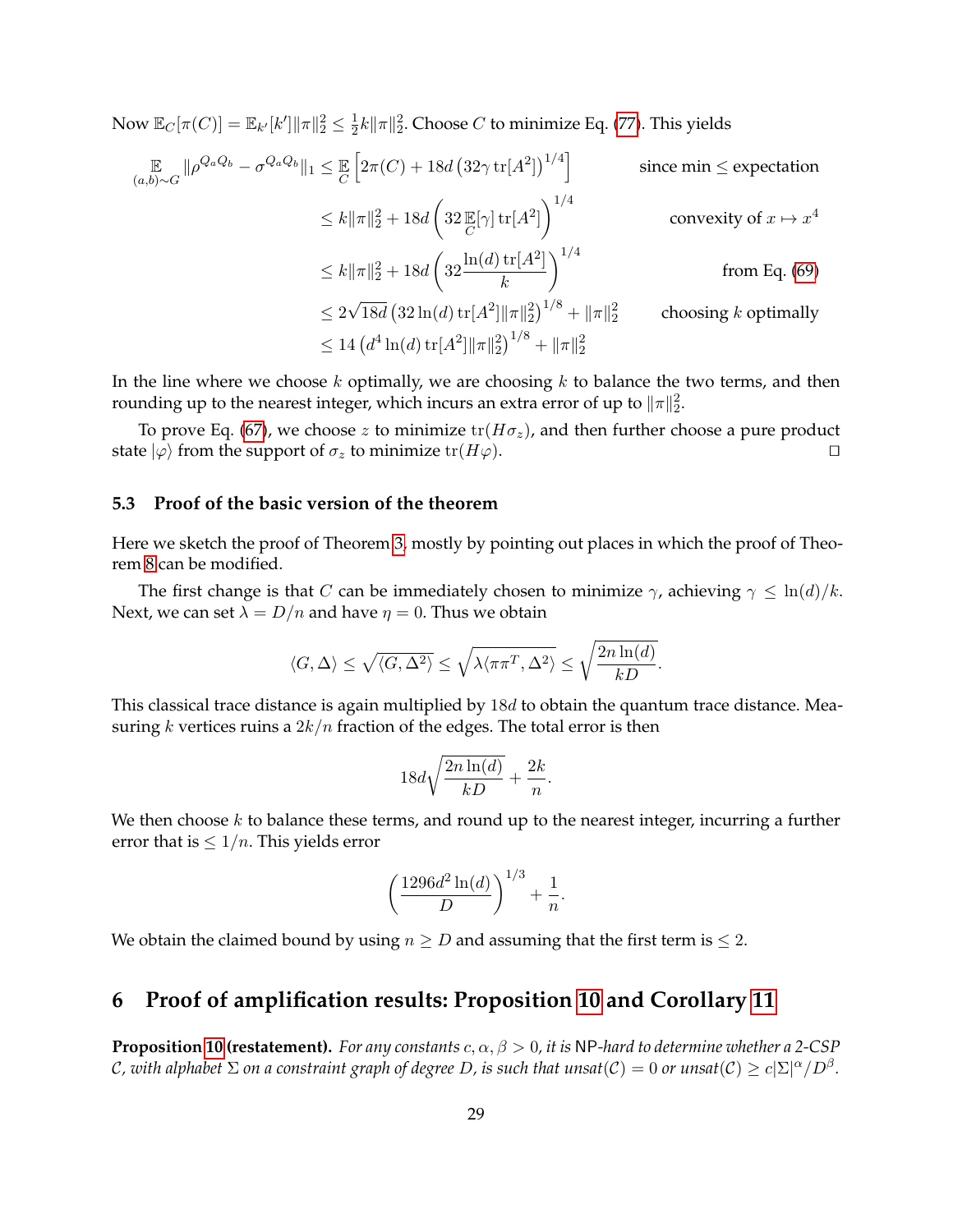Now $\mathbb{E}_C[\pi(C)] = \mathbb{E}_{k'}[k']\|\pi\|_2^2 \le \frac{1}{2}k\|\pi\|_2^2$. Choose $C$ to minimize Eq. (77). This yields

$$
\begin{aligned}
\mathop{\mathbb{E}}_{(a,b)\sim G} \|\rho^{Q_aQ_b} - \sigma^{Q_aQ_b}\|_1 &\le \mathop{\mathbb{E}}_{C}\left[2\pi(C) + 18d\left(32\gamma \operatorname{tr}[A^2]\right)^{1/4}\right] && \text{since min} \le \text{expectation} \\
&\le k\|\pi\|_2^2 + 18d\left(32\mathop{\mathbb{E}}_{C}[\gamma]\operatorname{tr}[A^2]\right)^{1/4} && \text{convexity of } x \mapsto x^4 \\
&\le k\|\pi\|_2^2 + 18d\left(32\frac{\ln(d)\operatorname{tr}[A^2]}{k}\right)^{1/4} && \text{from Eq. (69)} \\
&\le 2\sqrt{18d}\left(32\ln(d)\operatorname{tr}[A^2]\|\pi\|_2^2\right)^{1/8} + \|\pi\|_2^2 && \text{choosing } k \text{ optimally} \\
&\le 14\left(d^4\ln(d)\operatorname{tr}[A^2]\|\pi\|_2^2\right)^{1/8} + \|\pi\|_2^2
\end{aligned}
$$

In the line where we choose $k$ optimally, we are choosing $k$ to balance the two terms, and then rounding up to the nearest integer, which incurs an extra error of up to $\|\pi\|_2^2$.

To prove Eq. (67), we choose $z$ to minimize $\operatorname{tr}(H\sigma_z)$, and then further choose a pure product state $|\varphi\rangle$ from the support of $\sigma_z$ to minimize $\operatorname{tr}(H\varphi)$. $\square$

### 5.3 Proof of the basic version of the theorem

Here we sketch the proof of Theorem 3, mostly by pointing out places in which the proof of Theorem 8 can be modified.

The first change is that $C$ can be immediately chosen to minimize $\gamma$, achieving $\gamma \le \ln(d)/k$. Next, we can set $\lambda = D/n$ and have $\eta = 0$. Thus we obtain

$$
\langle G, \Delta\rangle \le \sqrt{\langle G, \Delta^2\rangle} \le \sqrt{\lambda\langle \pi\pi^T, \Delta^2\rangle} \le \sqrt{\frac{2n\ln(d)}{kD}}.
$$

This classical trace distance is again multiplied by $18d$ to obtain the quantum trace distance. Measuring $k$ vertices ruins a $2k/n$ fraction of the edges. The total error is then

$$
18d\sqrt{\frac{2n\ln(d)}{kD}} + \frac{2k}{n}.
$$

We then choose $k$ to balance these terms, and round up to the nearest integer, incurring a further error that is $\le 1/n$. This yields error

$$
\left(\frac{1296d^2\ln(d)}{D}\right)^{1/3} + \frac{1}{n}.
$$

We obtain the claimed bound by using $n \ge D$ and assuming that the first term is $\le 2$.

## 6 Proof of amplification results: Proposition 10 and Corollary 11

**Proposition 10 (restatement).** *For any constants $c, \alpha, \beta > 0$, it is* NP*-hard to determine whether a 2-CSP $\mathcal{C}$, with alphabet $\Sigma$ on a constraint graph of degree $D$, is such that unsat$(\mathcal{C}) = 0$ or unsat$(\mathcal{C}) \ge c|\Sigma|^\alpha/D^\beta$.*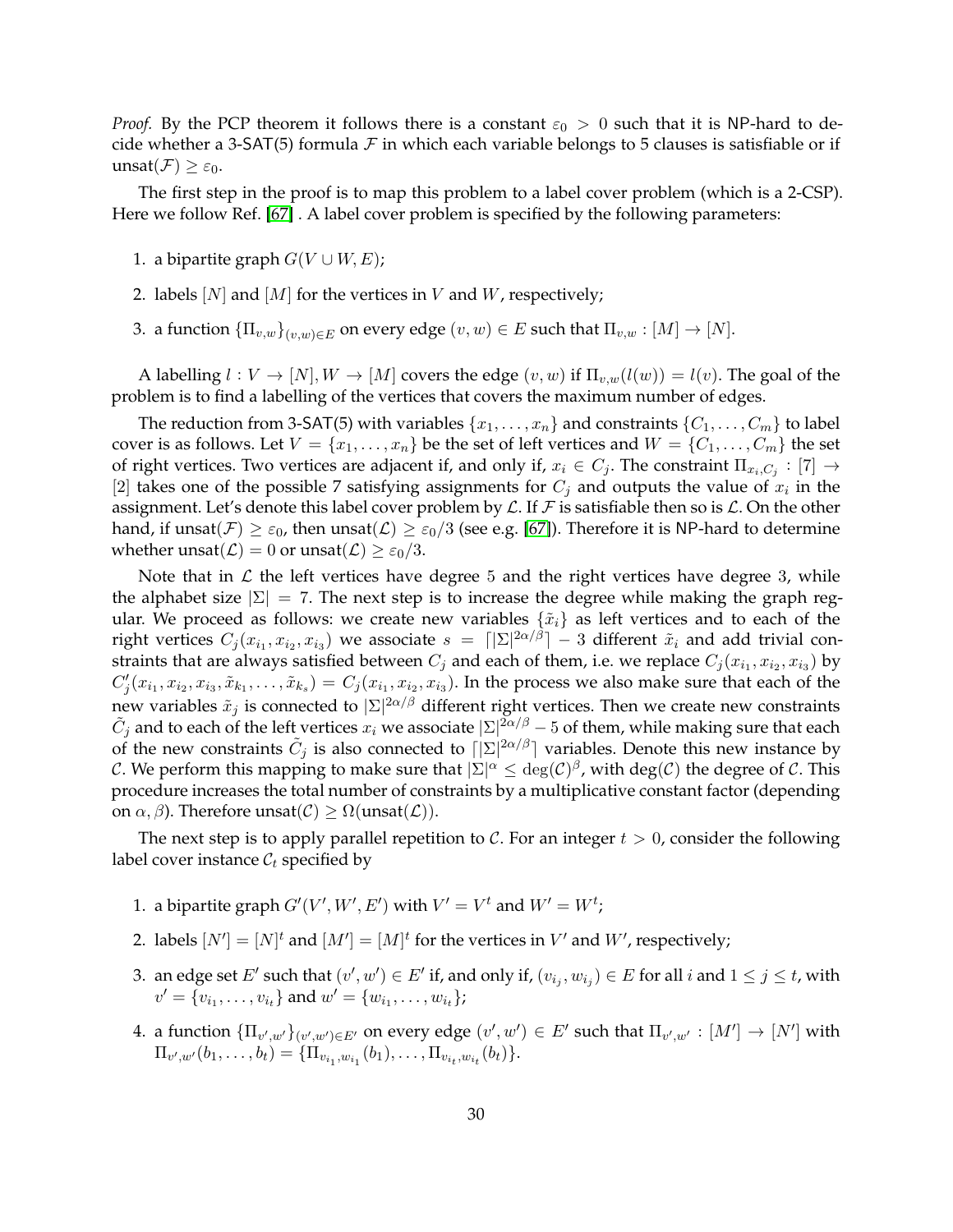*Proof.* By the PCP theorem it follows there is a constant $\varepsilon_0 > 0$ such that it is NP-hard to decide whether a 3-SAT(5) formula $\mathcal{F}$ in which each variable belongs to 5 clauses is satisfiable or if $\text{unsat}(\mathcal{F}) \geq \varepsilon_0$.

The first step in the proof is to map this problem to a label cover problem (which is a 2-CSP). Here we follow Ref. [67] . A label cover problem is specified by the following parameters:

1. a bipartite graph $G(V \cup W, E)$;
2. labels $[N]$ and $[M]$ for the vertices in $V$ and $W$, respectively;
3. a function $\{\Pi_{v,w}\}_{(v,w)\in E}$ on every edge $(v, w) \in E$ such that $\Pi_{v,w} : [M] \to [N]$.

A labelling $l : V \to [N], W \to [M]$ covers the edge $(v, w)$ if $\Pi_{v,w}(l(w)) = l(v)$. The goal of the problem is to find a labelling of the vertices that covers the maximum number of edges.

The reduction from 3-SAT(5) with variables $\{x_1, \ldots, x_n\}$ and constraints $\{C_1, \ldots, C_m\}$ to label cover is as follows. Let $V = \{x_1, \ldots, x_n\}$ be the set of left vertices and $W = \{C_1, \ldots, C_m\}$ the set of right vertices. Two vertices are adjacent if, and only if, $x_i \in C_j$. The constraint $\Pi_{x_i,C_j} : [7] \to [2]$ takes one of the possible 7 satisfying assignments for $C_j$ and outputs the value of $x_i$ in the assignment. Let's denote this label cover problem by $\mathcal{L}$. If $\mathcal{F}$ is satisfiable then so is $\mathcal{L}$. On the other hand, if $\text{unsat}(\mathcal{F}) \geq \varepsilon_0$, then $\text{unsat}(\mathcal{L}) \geq \varepsilon_0/3$ (see e.g. [67]). Therefore it is NP-hard to determine whether $\text{unsat}(\mathcal{L}) = 0$ or $\text{unsat}(\mathcal{L}) \geq \varepsilon_0/3$.

Note that in $\mathcal{L}$ the left vertices have degree 5 and the right vertices have degree 3, while the alphabet size $|\Sigma| = 7$. The next step is to increase the degree while making the graph regular. We proceed as follows: we create new variables $\{\tilde{x}_i\}$ as left vertices and to each of the right vertices $C_j(x_{i_1}, x_{i_2}, x_{i_3})$ we associate $s = \lceil |\Sigma|^{2\alpha/\beta} \rceil - 3$ different $\tilde{x}_i$ and add trivial constraints that are always satisfied between $C_j$ and each of them, i.e. we replace $C_j(x_{i_1}, x_{i_2}, x_{i_3})$ by $C'_j(x_{i_1}, x_{i_2}, x_{i_3}, \tilde{x}_{k_1}, \ldots, \tilde{x}_{k_s}) = C_j(x_{i_1}, x_{i_2}, x_{i_3})$. In the process we also make sure that each of the new variables $\tilde{x}_j$ is connected to $|\Sigma|^{2\alpha/\beta}$ different right vertices. Then we create new constraints $\tilde{C}_j$ and to each of the left vertices $x_i$ we associate $|\Sigma|^{2\alpha/\beta} - 5$ of them, while making sure that each of the new constraints $\tilde{C}_j$ is also connected to $\lceil |\Sigma|^{2\alpha/\beta} \rceil$ variables. Denote this new instance by $\mathcal{C}$. We perform this mapping to make sure that $|\Sigma|^\alpha \leq \deg(\mathcal{C})^\beta$, with $\deg(\mathcal{C})$ the degree of $\mathcal{C}$. This procedure increases the total number of constraints by a multiplicative constant factor (depending on $\alpha, \beta$). Therefore $\text{unsat}(\mathcal{C}) \geq \Omega(\text{unsat}(\mathcal{L}))$.

The next step is to apply parallel repetition to $\mathcal{C}$. For an integer $t > 0$, consider the following label cover instance $\mathcal{C}_t$ specified by

1. a bipartite graph $G'(V', W', E')$ with $V' = V^t$ and $W' = W^t$;
2. labels $[N'] = [N]^t$ and $[M'] = [M]^t$ for the vertices in $V'$ and $W'$, respectively;
3. an edge set $E'$ such that $(v', w') \in E'$ if, and only if, $(v_{i_j}, w_{i_j}) \in E$ for all $i$ and $1 \leq j \leq t$, with $v' = \{v_{i_1}, \ldots, v_{i_t}\}$ and $w' = \{w_{i_1}, \ldots, w_{i_t}\}$;
4. a function $\{\Pi_{v',w'}\}_{(v',w')\in E'}$ on every edge $(v', w') \in E'$ such that $\Pi_{v',w'} : [M'] \to [N']$ with $\Pi_{v',w'}(b_1, \ldots, b_t) = \{\Pi_{v_{i_1},w_{i_1}}(b_1), \ldots, \Pi_{v_{i_t},w_{i_t}}(b_t)\}$.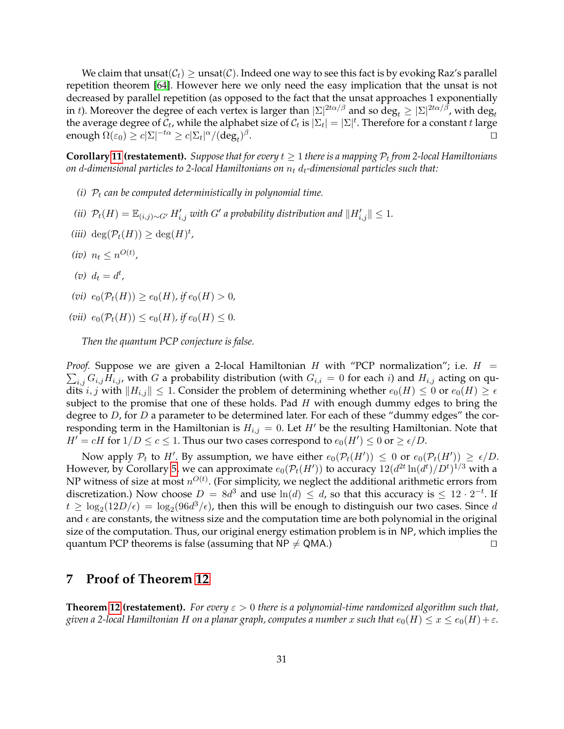We claim that $\text{unsat}(\mathcal{C}_t) \geq \text{unsat}(\mathcal{C})$. Indeed one way to see this fact is by evoking Raz's parallel repetition theorem [64]. However here we only need the easy implication that the unsat is not decreased by parallel repetition (as opposed to the fact that the unsat approaches 1 exponentially in $t$). Moreover the degree of each vertex is larger than $|\Sigma|^{2t\alpha/\beta}$ and so $\deg_t \geq |\Sigma|^{2t\alpha/\beta}$, with $\deg_t$ the average degree of $\mathcal{C}_t$, while the alphabet size of $\mathcal{C}_t$ is $|\Sigma_t| = |\Sigma|^t$. Therefore for a constant $t$ large enough $\Omega(\varepsilon_0) \geq c|\Sigma|^{-t\alpha} \geq c|\Sigma_t|^{\alpha}/(\deg_t)^{\beta}$. □

**Corollary 11 (restatement).** *Suppose that for every $t \geq 1$ there is a mapping $\mathcal{P}_t$ from 2-local Hamiltonians on $d$-dimensional particles to 2-local Hamiltonians on $n_t$ $d_t$-dimensional particles such that:*

*(i)* *$\mathcal{P}_t$ can be computed deterministically in polynomial time.*

*(ii)* *$\mathcal{P}_t(H) = \mathbb{E}_{(i,j)\sim G'} H'_{i,j}$ with $G'$ a probability distribution and $\|H'_{i,j}\| \leq 1$.*

*(iii)* $\deg(\mathcal{P}_t(H)) \geq \deg(H)^t$,

*(iv)* $n_t \leq n^{O(t)}$,

*(v)* $d_t = d^t$,

*(vi)* *$e_0(\mathcal{P}_t(H)) \geq e_0(H)$, if $e_0(H) > 0$,*

*(vii)* *$e_0(\mathcal{P}_t(H)) \leq e_0(H)$, if $e_0(H) \leq 0$.*

*Then the quantum PCP conjecture is false.*

*Proof.* Suppose we are given a 2-local Hamiltonian $H$ with "PCP normalization"; i.e. $H = \sum_{i,j} G_{i,j} H_{i,j}$, with $G$ a probability distribution (with $G_{i,i} = 0$ for each $i$) and $H_{i,j}$ acting on qudits $i, j$ with $\|H_{i,j}\| \leq 1$. Consider the problem of determining whether $e_0(H) \leq 0$ or $e_0(H) \geq \epsilon$ subject to the promise that one of these holds. Pad $H$ with enough dummy edges to bring the degree to $D$, for $D$ a parameter to be determined later. For each of these "dummy edges" the corresponding term in the Hamiltonian is $H_{i,j} = 0$. Let $H'$ be the resulting Hamiltonian. Note that $H' = cH$ for $1/D \leq c \leq 1$. Thus our two cases correspond to $e_0(H') \leq 0$ or $\geq \epsilon/D$.

Now apply $\mathcal{P}_t$ to $H'$. By assumption, we have either $e_0(\mathcal{P}_t(H')) \leq 0$ or $e_0(\mathcal{P}_t(H')) \geq \epsilon/D$. However, by Corollary 5, we can approximate $e_0(\mathcal{P}_t(H'))$ to accuracy $12(d^{2t}\ln(d^t)/D^t)^{1/3}$ with a NP witness of size at most $n^{O(t)}$. (For simplicity, we neglect the additional arithmetic errors from discretization.) Now choose $D = 8d^3$ and use $\ln(d) \leq d$, so that this accuracy is $\leq 12 \cdot 2^{-t}$. If $t \geq \log_2(12D/\epsilon) = \log_2(96d^3/\epsilon)$, then this will be enough to distinguish our two cases. Since $d$ and $\epsilon$ are constants, the witness size and the computation time are both polynomial in the original size of the computation. Thus, our original energy estimation problem is in NP, which implies the quantum PCP theorems is false (assuming that NP $\neq$ QMA.) □

## 7 Proof of Theorem 12

**Theorem 12 (restatement).** *For every $\varepsilon > 0$ there is a polynomial-time randomized algorithm such that, given a 2-local Hamiltonian $H$ on a planar graph, computes a number $x$ such that $e_0(H) \leq x \leq e_0(H) + \varepsilon$.*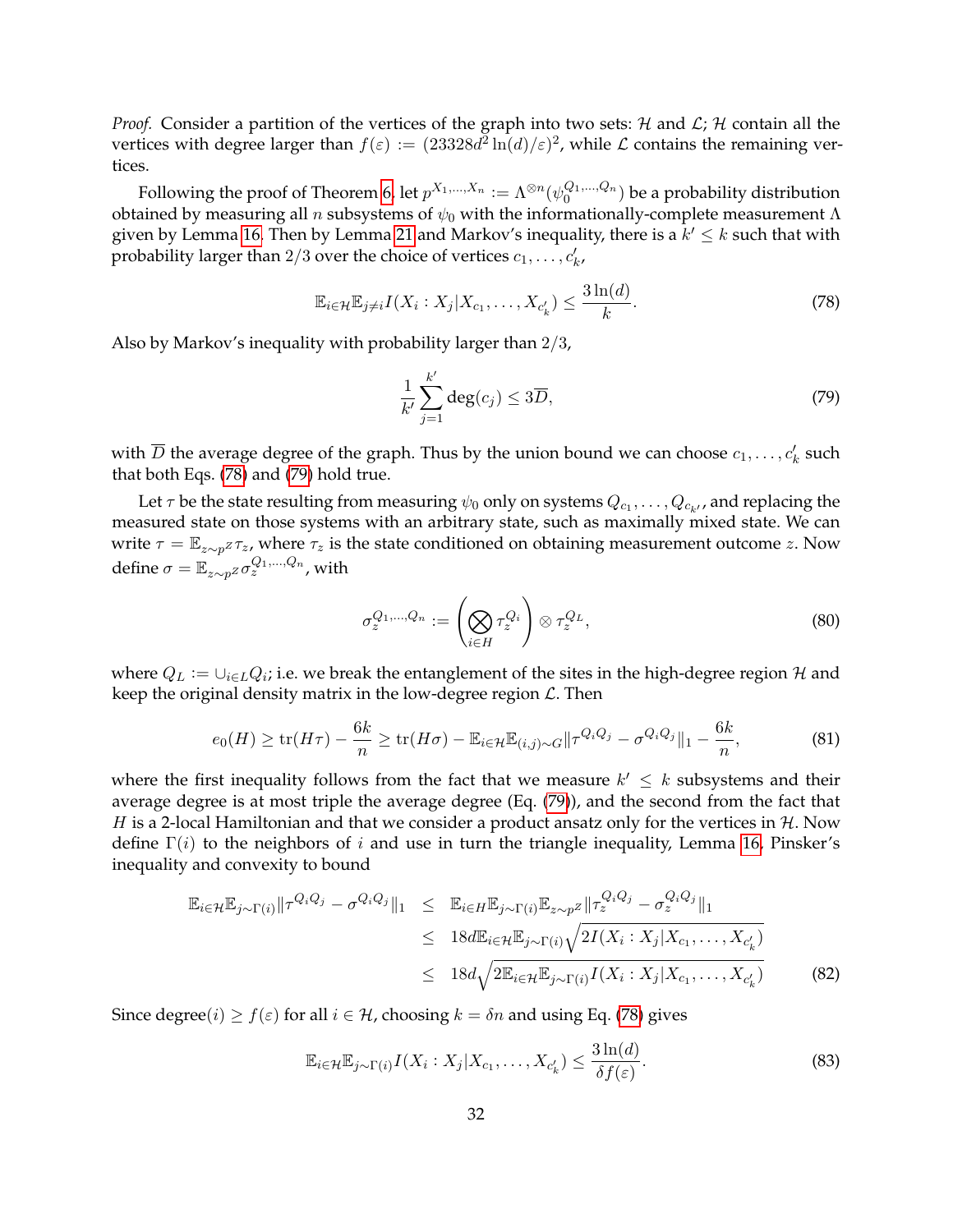*Proof.* Consider a partition of the vertices of the graph into two sets: $\mathcal{H}$ and $\mathcal{L}$; $\mathcal{H}$ contain all the vertices with degree larger than $f(\varepsilon) := (23328d^2 \ln(d)/\varepsilon)^2$, while $\mathcal{L}$ contains the remaining vertices.

Following the proof of Theorem 6, let $p^{X_1,\ldots,X_n} := \Lambda^{\otimes n}(\psi_0^{Q_1,\ldots,Q_n})$ be a probability distribution obtained by measuring all $n$ subsystems of $\psi_0$ with the informationally-complete measurement $\Lambda$ given by Lemma 16. Then by Lemma 21 and Markov's inequality, there is a $k' \leq k$ such that with probability larger than $2/3$ over the choice of vertices $c_1, \ldots, c'_{k'}$,

$$\mathbb{E}_{i \in \mathcal{H}} \mathbb{E}_{j \neq i} I(X_i : X_j | X_{c_1}, \ldots, X_{c'_k}) \leq \frac{3 \ln(d)}{k}. \tag{78}$$

Also by Markov's inequality with probability larger than $2/3$,

$$\frac{1}{k'} \sum_{j=1}^{k'} \deg(c_j) \leq 3\overline{D}, \tag{79}$$

with $\overline{D}$ the average degree of the graph. Thus by the union bound we can choose $c_1, \ldots, c'_k$ such that both Eqs. (78) and (79) hold true.

Let $\tau$ be the state resulting from measuring $\psi_0$ only on systems $Q_{c_1}, \ldots, Q_{c_{k'}}$, and replacing the measured state on those systems with an arbitrary state, such as maximally mixed state. We can write $\tau = \mathbb{E}_{z \sim p^Z} \tau_z$, where $\tau_z$ is the state conditioned on obtaining measurement outcome $z$. Now define $\sigma = \mathbb{E}_{z \sim p^Z} \sigma_z^{Q_1,\ldots,Q_n}$, with

$$\sigma_z^{Q_1,\ldots,Q_n} := \left( \bigotimes_{i \in H} \tau_z^{Q_i} \right) \otimes \tau_z^{Q_L}, \tag{80}$$

where $Q_L := \cup_{i \in L} Q_i$; i.e. we break the entanglement of the sites in the high-degree region $\mathcal{H}$ and keep the original density matrix in the low-degree region $\mathcal{L}$. Then

$$e_0(H) \geq \operatorname{tr}(H\tau) - \frac{6k}{n} \geq \operatorname{tr}(H\sigma) - \mathbb{E}_{i \in \mathcal{H}} \mathbb{E}_{(i,j) \sim G} \| \tau^{Q_i Q_j} - \sigma^{Q_i Q_j} \|_1 - \frac{6k}{n}, \tag{81}$$

where the first inequality follows from the fact that we measure $k' \leq k$ subsystems and their average degree is at most triple the average degree (Eq. (79)), and the second from the fact that $H$ is a 2-local Hamiltonian and that we consider a product ansatz only for the vertices in $\mathcal{H}$. Now define $\Gamma(i)$ to the neighbors of $i$ and use in turn the triangle inequality, Lemma 16, Pinsker's inequality and convexity to bound

$$\begin{aligned}
\mathbb{E}_{i \in \mathcal{H}} \mathbb{E}_{j \sim \Gamma(i)} \| \tau^{Q_i Q_j} - \sigma^{Q_i Q_j} \|_1 &\leq \mathbb{E}_{i \in H} \mathbb{E}_{j \sim \Gamma(i)} \mathbb{E}_{z \sim p^Z} \| \tau_z^{Q_i Q_j} - \sigma_z^{Q_i Q_j} \|_1 \\
&\leq 18d \, \mathbb{E}_{i \in \mathcal{H}} \mathbb{E}_{j \sim \Gamma(i)} \sqrt{2 I(X_i : X_j | X_{c_1}, \ldots, X_{c'_k})} \\
&\leq 18d \sqrt{2 \mathbb{E}_{i \in \mathcal{H}} \mathbb{E}_{j \sim \Gamma(i)} I(X_i : X_j | X_{c_1}, \ldots, X_{c'_k})}
\end{aligned} \tag{82}$$

Since degree$(i) \geq f(\varepsilon)$ for all $i \in \mathcal{H}$, choosing $k = \delta n$ and using Eq. (78) gives

$$\mathbb{E}_{i \in \mathcal{H}} \mathbb{E}_{j \sim \Gamma(i)} I(X_i : X_j | X_{c_1}, \ldots, X_{c'_k}) \leq \frac{3 \ln(d)}{\delta f(\varepsilon)}. \tag{83}$$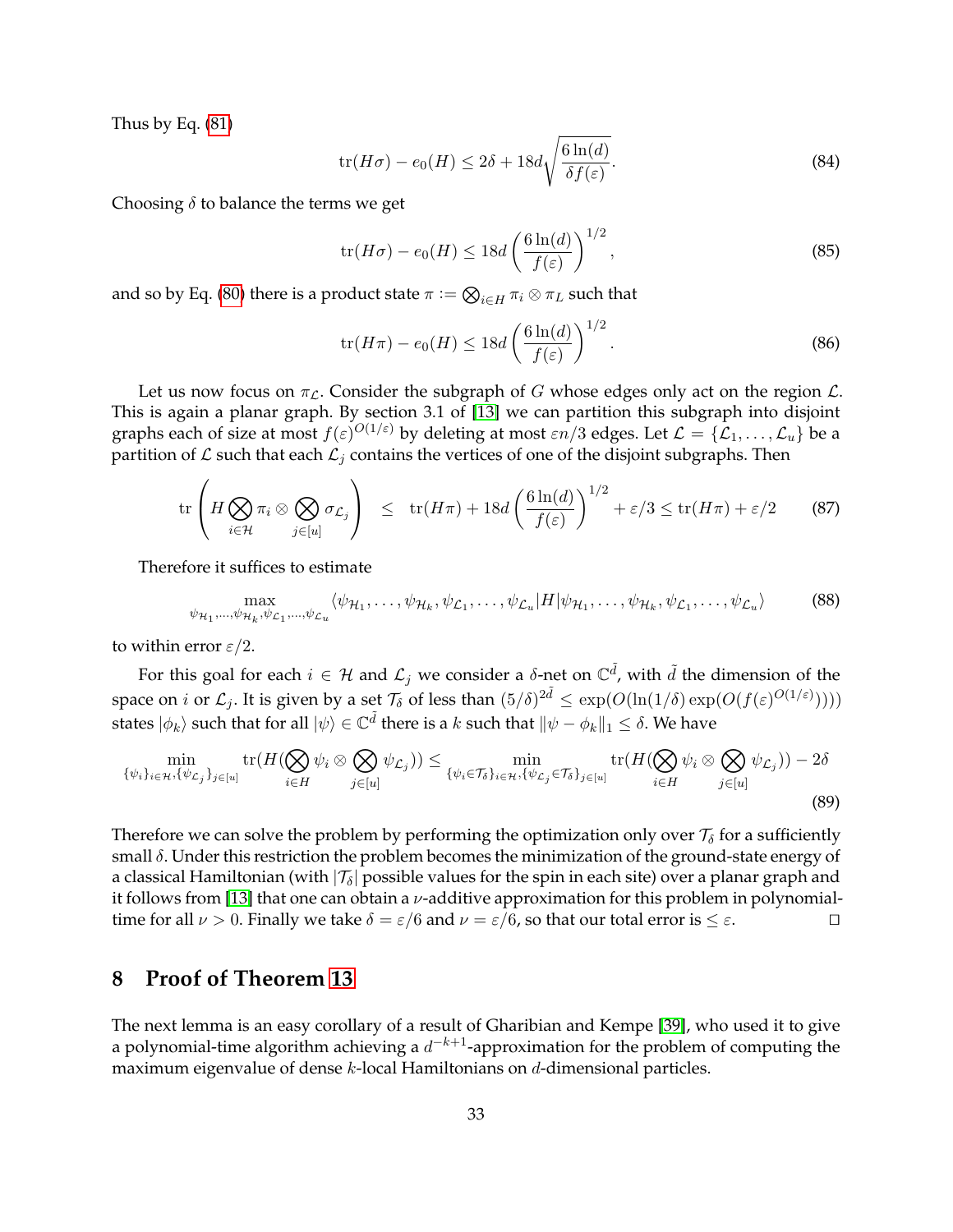Thus by Eq. (81)

$$\mathrm{tr}(H\sigma) - e_0(H) \leq 2\delta + 18d\sqrt{\frac{6\ln(d)}{\delta f(\varepsilon)}}. \tag{84}$$

Choosing $\delta$ to balance the terms we get

$$\mathrm{tr}(H\sigma) - e_0(H) \leq 18d\left(\frac{6\ln(d)}{f(\varepsilon)}\right)^{1/2}, \tag{85}$$

and so by Eq. (80) there is a product state $\pi := \bigotimes_{i\in H} \pi_i \otimes \pi_L$ such that

$$\mathrm{tr}(H\pi) - e_0(H) \leq 18d\left(\frac{6\ln(d)}{f(\varepsilon)}\right)^{1/2}. \tag{86}$$

Let us now focus on $\pi_{\mathcal{L}}$. Consider the subgraph of $G$ whose edges only act on the region $\mathcal{L}$. This is again a planar graph. By section 3.1 of [13] we can partition this subgraph into disjoint graphs each of size at most $f(\varepsilon)^{O(1/\varepsilon)}$ by deleting at most $\varepsilon n/3$ edges. Let $\mathcal{L} = \{\mathcal{L}_1, \ldots, \mathcal{L}_u\}$ be a partition of $\mathcal{L}$ such that each $\mathcal{L}_j$ contains the vertices of one of the disjoint subgraphs. Then

$$\mathrm{tr}\left(H \bigotimes_{i\in\mathcal{H}} \pi_i \otimes \bigotimes_{j\in[u]} \sigma_{\mathcal{L}_j}\right) \leq \mathrm{tr}(H\pi) + 18d\left(\frac{6\ln(d)}{f(\varepsilon)}\right)^{1/2} + \varepsilon/3 \leq \mathrm{tr}(H\pi) + \varepsilon/2 \tag{87}$$

Therefore it suffices to estimate

$$\max_{\psi_{\mathcal{H}_1},\ldots,\psi_{\mathcal{H}_k},\psi_{\mathcal{L}_1},\ldots,\psi_{\mathcal{L}_u}} \langle \psi_{\mathcal{H}_1},\ldots,\psi_{\mathcal{H}_k},\psi_{\mathcal{L}_1},\ldots,\psi_{\mathcal{L}_u}|H|\psi_{\mathcal{H}_1},\ldots,\psi_{\mathcal{H}_k},\psi_{\mathcal{L}_1},\ldots,\psi_{\mathcal{L}_u}\rangle \tag{88}$$

to within error $\varepsilon/2$.

For this goal for each $i \in \mathcal{H}$ and $\mathcal{L}_j$ we consider a $\delta$-net on $\mathbb{C}^{\tilde{d}}$, with $\tilde{d}$ the dimension of the space on $i$ or $\mathcal{L}_j$. It is given by a set $\mathcal{T}_\delta$ of less than $(5/\delta)^{2\tilde{d}} \leq \exp(O(\ln(1/\delta)\exp(O(f(\varepsilon)^{O(1/\varepsilon)}))))$ states $|\phi_k\rangle$ such that for all $|\psi\rangle \in \mathbb{C}^{\tilde{d}}$ there is a $k$ such that $\|\psi - \phi_k\|_1 \leq \delta$. We have

$$\min_{\{\psi_i\}_{i\in\mathcal{H}},\{\psi_{\mathcal{L}_j}\}_{j\in[u]}} \mathrm{tr}(H(\bigotimes_{i\in H}\psi_i \otimes \bigotimes_{j\in[u]}\psi_{\mathcal{L}_j})) \leq \min_{\{\psi_i\in\mathcal{T}_\delta\}_{i\in\mathcal{H}},\{\psi_{\mathcal{L}_j}\in\mathcal{T}_\delta\}_{j\in[u]}} \mathrm{tr}(H(\bigotimes_{i\in H}\psi_i \otimes \bigotimes_{j\in[u]}\psi_{\mathcal{L}_j})) - 2\delta \tag{89}$$

Therefore we can solve the problem by performing the optimization only over $\mathcal{T}_\delta$ for a sufficiently small $\delta$. Under this restriction the problem becomes the minimization of the ground-state energy of a classical Hamiltonian (with $|\mathcal{T}_\delta|$ possible values for the spin in each site) over a planar graph and it follows from [13] that one can obtain a $\nu$-additive approximation for this problem in polynomial-time for all $\nu > 0$. Finally we take $\delta = \varepsilon/6$ and $\nu = \varepsilon/6$, so that our total error is $\leq \varepsilon$. $\square$

# 8 Proof of Theorem 13

The next lemma is an easy corollary of a result of Gharibian and Kempe [39], who used it to give a polynomial-time algorithm achieving a $d^{-k+1}$-approximation for the problem of computing the maximum eigenvalue of dense $k$-local Hamiltonians on $d$-dimensional particles.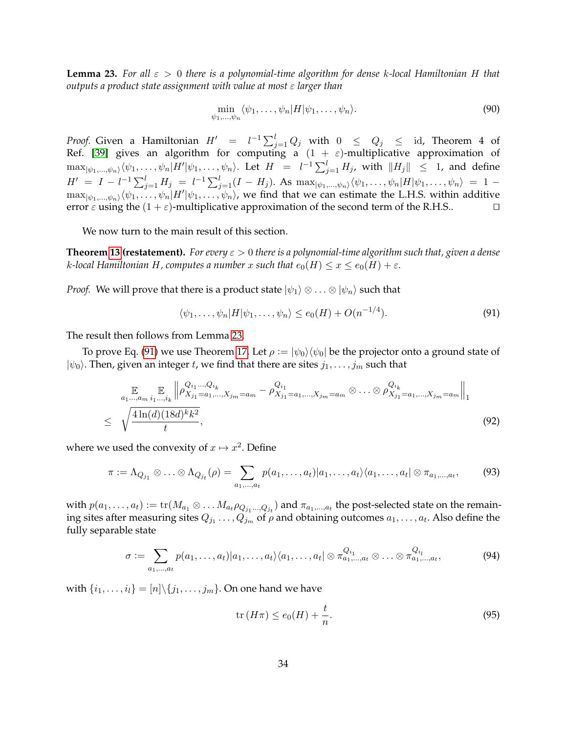**Lemma 23.** *For all $\varepsilon > 0$ there is a polynomial-time algorithm for dense $k$-local Hamiltonian $H$ that outputs a product state assignment with value at most $\varepsilon$ larger than*

$$\min_{\psi_1,\ldots,\psi_n} \langle \psi_1, \ldots, \psi_n | H | \psi_1, \ldots, \psi_n \rangle. \tag{90}$$

*Proof.* Given a Hamiltonian $H' = l^{-1} \sum_{j=1}^{l} Q_j$ with $0 \leq Q_j \leq \mathrm{id}$, Theorem 4 of Ref. [39] gives an algorithm for computing a $(1+\varepsilon)$-multiplicative approximation of $\max_{|\psi_1,\ldots,\psi_n\rangle} \langle \psi_1, \ldots, \psi_n | H' | \psi_1, \ldots, \psi_n \rangle$. Let $H = l^{-1} \sum_{j=1}^{l} H_j$, with $\|H_j\| \leq 1$, and define $H' = I - l^{-1} \sum_{j=1}^{l} H_j = l^{-1} \sum_{j=1}^{l} (I - H_j)$. As $\max_{|\psi_1,\ldots,\psi_n\rangle} \langle \psi_1, \ldots, \psi_n | H | \psi_1, \ldots, \psi_n \rangle = 1 - \max_{|\psi_1,\ldots,\psi_n\rangle} \langle \psi_1, \ldots, \psi_n | H' | \psi_1, \ldots, \psi_n \rangle$, we find that we can estimate the L.H.S. within additive error $\varepsilon$ using the $(1+\varepsilon)$-multiplicative approximation of the second term of the R.H.S.. $\square$

We now turn to the main result of this section.

**Theorem 13 (restatement).** *For every $\varepsilon > 0$ there is a polynomial-time algorithm such that, given a dense $k$-local Hamiltonian $H$, computes a number $x$ such that $e_0(H) \leq x \leq e_0(H) + \varepsilon$.*

*Proof.* We will prove that there is a product state $|\psi_1\rangle \otimes \ldots \otimes |\psi_n\rangle$ such that

$$\langle \psi_1, \ldots, \psi_n | H | \psi_1, \ldots, \psi_n \rangle \leq e_0(H) + O(n^{-1/4}). \tag{91}$$

The result then follows from Lemma 23.

To prove Eq. (91) we use Theorem 17. Let $\rho := |\psi_0\rangle\langle\psi_0|$ be the projector onto a ground state of $|\psi_0\rangle$. Then, given an integer $t$, we find that there are sites $j_1, \ldots, j_m$ such that

$$\begin{aligned}
&\mathop{\mathbb{E}}_{a_1\ldots,a_m} \mathop{\mathbb{E}}_{i_1\ldots,i_k} \left\| \rho^{Q_{i_1}\ldots,Q_{i_k}}_{X_{j_1}=a_1,\ldots,X_{j_m}=a_m} - \rho^{Q_{i_1}}_{X_{j_1}=a_1,\ldots,X_{j_m}=a_m} \otimes \ldots \otimes \rho^{Q_{i_k}}_{X_{j_1}=a_1,\ldots,X_{j_m}=a_m} \right\|_1 \\
\leq\ & \sqrt{\frac{4\ln(d)(18d)^k k^2}{t}},
\end{aligned} \tag{92}$$

where we used the convexity of $x \mapsto x^2$. Define

$$\pi := \Lambda_{Q_{j_1}} \otimes \ldots \otimes \Lambda_{Q_{j_t}}(\rho) = \sum_{a_1,\ldots,a_t} p(a_1, \ldots, a_t) |a_1, \ldots, a_t\rangle\langle a_1, \ldots, a_t| \otimes \pi_{a_1,\ldots,a_t}, \tag{93}$$

with $p(a_1, \ldots, a_t) := \mathrm{tr}(M_{a_1} \otimes \ldots M_{a_t} \rho_{Q_{j_1}\ldots,Q_{j_t}})$ and $\pi_{a_1,\ldots,a_t}$ the post-selected state on the remaining sites after measuring sites $Q_{j_1} \ldots, Q_{j_m}$ of $\rho$ and obtaining outcomes $a_1, \ldots, a_t$. Also define the fully separable state

$$\sigma := \sum_{a_1,\ldots,a_t} p(a_1, \ldots, a_t) |a_1, \ldots, a_t\rangle\langle a_1, \ldots, a_t| \otimes \pi^{Q_{i_1}}_{a_1,\ldots,a_t} \otimes \ldots \otimes \pi^{Q_{i_l}}_{a_1,\ldots,a_t}, \tag{94}$$

with $\{i_1, \ldots, i_l\} = [n] \backslash \{j_1, \ldots, j_m\}$. On one hand we have

$$\mathrm{tr}\,(H\pi) \leq e_0(H) + \frac{t}{n}. \tag{95}$$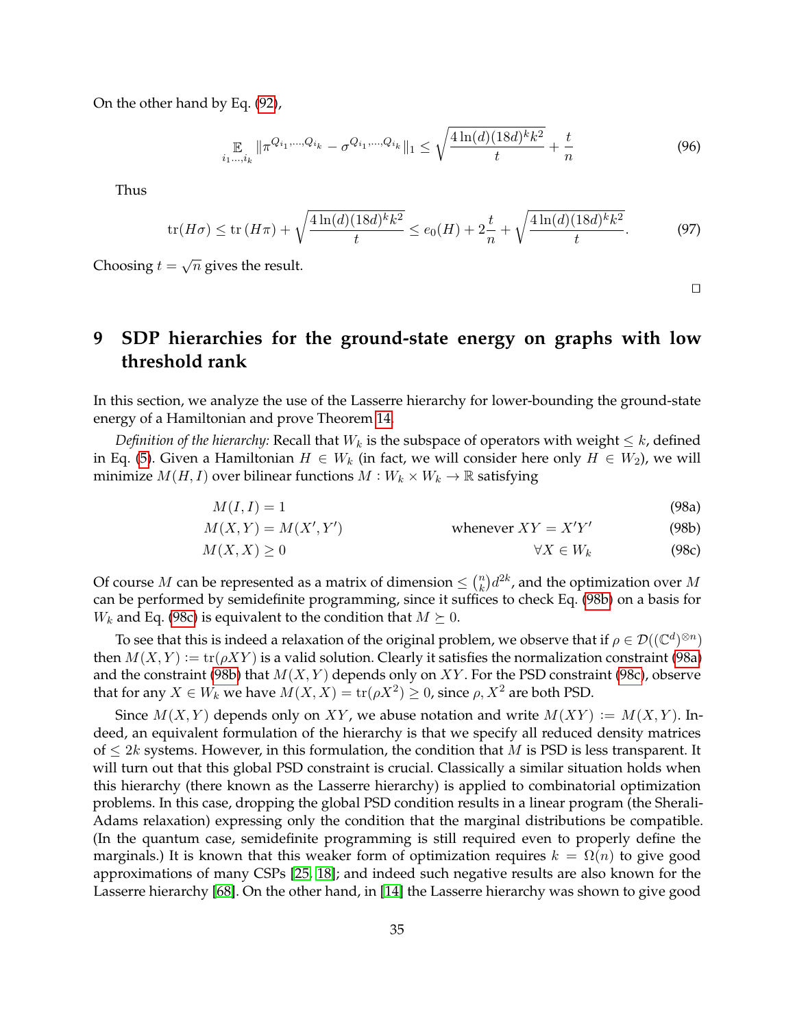On the other hand by Eq. (92),

$$\mathop{\mathbb{E}}_{i_1 \dots, i_k} \|\pi^{Q_{i_1}, \dots, Q_{i_k}} - \sigma^{Q_{i_1}, \dots, Q_{i_k}}\|_1 \leq \sqrt{\frac{4 \ln(d)(18d)^k k^2}{t}} + \frac{t}{n} \tag{96}$$

Thus

$$\operatorname{tr}(H\sigma) \leq \operatorname{tr}(H\pi) + \sqrt{\frac{4 \ln(d)(18d)^k k^2}{t}} \leq e_0(H) + 2\frac{t}{n} + \sqrt{\frac{4 \ln(d)(18d)^k k^2}{t}}. \tag{97}$$

Choosing $t = \sqrt{n}$ gives the result.

□

# 9 SDP hierarchies for the ground-state energy on graphs with low threshold rank

In this section, we analyze the use of the Lasserre hierarchy for lower-bounding the ground-state energy of a Hamiltonian and prove Theorem 14.

*Definition of the hierarchy:* Recall that $W_k$ is the subspace of operators with weight $\leq k$, defined in Eq. (5). Given a Hamiltonian $H \in W_k$ (in fact, we will consider here only $H \in W_2$), we will minimize $M(H, I)$ over bilinear functions $M : W_k \times W_k \to \mathbb{R}$ satisfying

$$M(I, I) = 1 \tag{98a}$$

$$M(X, Y) = M(X', Y') \qquad \text{whenever } XY = X'Y' \tag{98b}$$

$$M(X, X) \geq 0 \qquad \forall X \in W_k \tag{98c}$$

Of course $M$ can be represented as a matrix of dimension $\leq \binom{n}{k} d^{2k}$, and the optimization over $M$ can be performed by semidefinite programming, since it suffices to check Eq. (98b) on a basis for $W_k$ and Eq. (98c) is equivalent to the condition that $M \succeq 0$.

To see that this is indeed a relaxation of the original problem, we observe that if $\rho \in \mathcal{D}((\mathbb{C}^d)^{\otimes n})$ then $M(X, Y) := \operatorname{tr}(\rho XY)$ is a valid solution. Clearly it satisfies the normalization constraint (98a) and the constraint (98b) that $M(X, Y)$ depends only on $XY$. For the PSD constraint (98c), observe that for any $X \in W_k$ we have $M(X, X) = \operatorname{tr}(\rho X^2) \geq 0$, since $\rho, X^2$ are both PSD.

Since $M(X, Y)$ depends only on $XY$, we abuse notation and write $M(XY) := M(X, Y)$. Indeed, an equivalent formulation of the hierarchy is that we specify all reduced density matrices of $\leq 2k$ systems. However, in this formulation, the condition that $M$ is PSD is less transparent. It will turn out that this global PSD constraint is crucial. Classically a similar situation holds when this hierarchy (there known as the Lasserre hierarchy) is applied to combinatorial optimization problems. In this case, dropping the global PSD condition results in a linear program (the Sherali-Adams relaxation) expressing only the condition that the marginal distributions be compatible. (In the quantum case, semidefinite programming is still required even to properly define the marginals.) It is known that this weaker form of optimization requires $k = \Omega(n)$ to give good approximations of many CSPs [25, 18]; and indeed such negative results are also known for the Lasserre hierarchy [68]. On the other hand, in [14] the Lasserre hierarchy was shown to give good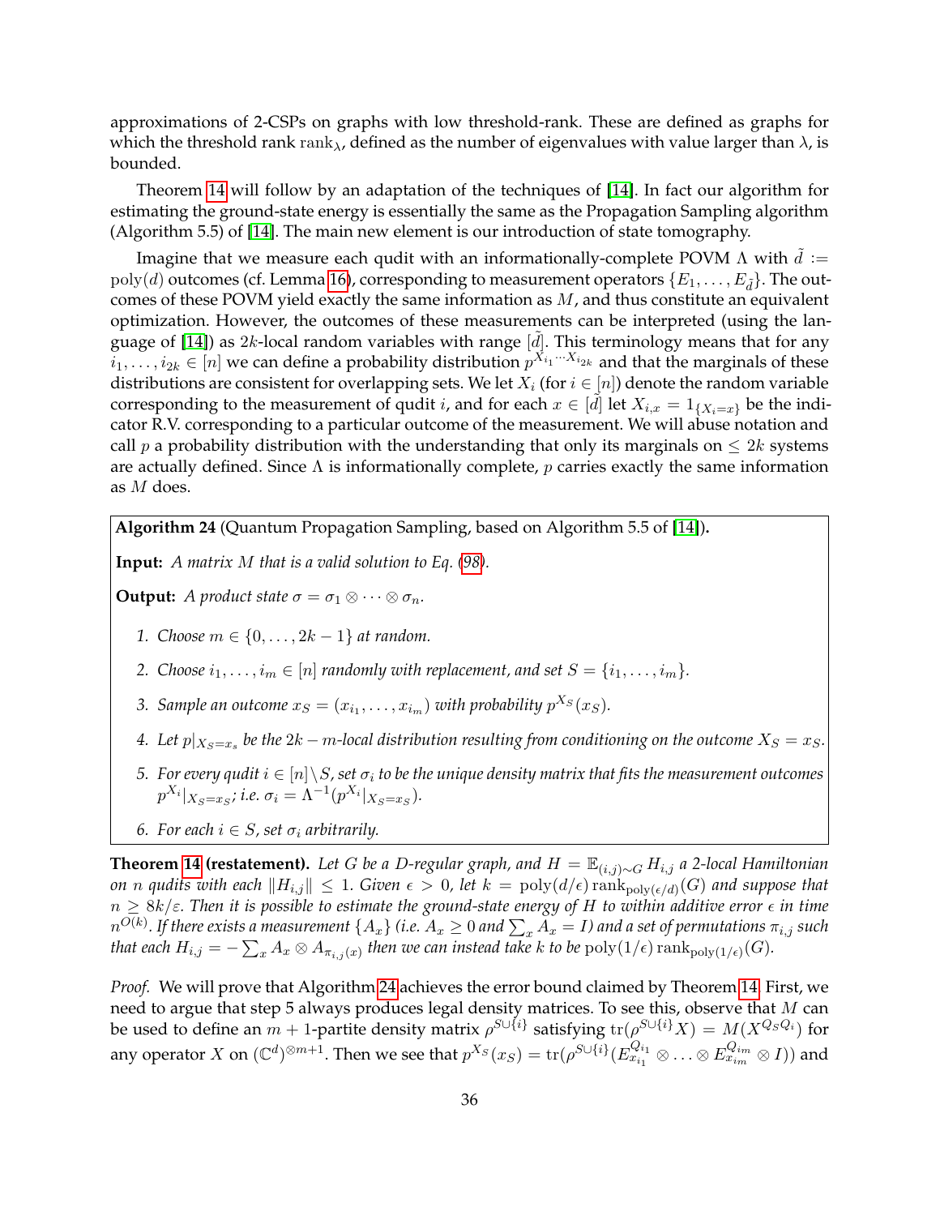approximations of 2-CSPs on graphs with low threshold-rank. These are defined as graphs for which the threshold rank $\text{rank}_\lambda$, defined as the number of eigenvalues with value larger than $\lambda$, is bounded.

Theorem 14 will follow by an adaptation of the techniques of [14]. In fact our algorithm for estimating the ground-state energy is essentially the same as the Propagation Sampling algorithm (Algorithm 5.5) of [14]. The main new element is our introduction of state tomography.

Imagine that we measure each qudit with an informationally-complete POVM $\Lambda$ with $\tilde{d} := \text{poly}(d)$ outcomes (cf. Lemma 16), corresponding to measurement operators $\{E_1, \ldots, E_{\tilde{d}}\}$. The outcomes of these POVM yield exactly the same information as $M$, and thus constitute an equivalent optimization. However, the outcomes of these measurements can be interpreted (using the language of [14]) as $2k$-local random variables with range $[\tilde{d}]$. This terminology means that for any $i_1, \ldots, i_{2k} \in [n]$ we can define a probability distribution $p^{X_{i_1} \cdots X_{i_{2k}}}$ and that the marginals of these distributions are consistent for overlapping sets. We let $X_i$ (for $i \in [n]$) denote the random variable corresponding to the measurement of qudit $i$, and for each $x \in [\tilde{d}]$ let $X_{i,x} = 1_{\{X_i = x\}}$ be the indicator R.V. corresponding to a particular outcome of the measurement. We will abuse notation and call $p$ a probability distribution with the understanding that only its marginals on $\leq 2k$ systems are actually defined. Since $\Lambda$ is informationally complete, $p$ carries exactly the same information as $M$ does.

**Algorithm 24** (Quantum Propagation Sampling, based on Algorithm 5.5 of [14])**.**

**Input:** *A matrix $M$ that is a valid solution to Eq. (98).*

**Output:** *A product state $\sigma = \sigma_1 \otimes \cdots \otimes \sigma_n$.*

1. *Choose $m \in \{0, \ldots, 2k-1\}$ at random.*
2. *Choose $i_1, \ldots, i_m \in [n]$ randomly with replacement, and set $S = \{i_1, \ldots, i_m\}$.*
3. *Sample an outcome $x_S = (x_{i_1}, \ldots, x_{i_m})$ with probability $p^{X_S}(x_S)$.*
4. *Let $p|_{X_S = x_s}$ be the $2k - m$-local distribution resulting from conditioning on the outcome $X_S = x_S$.*
5. *For every qudit $i \in [n] \backslash S$, set $\sigma_i$ to be the unique density matrix that fits the measurement outcomes $p^{X_i}|_{X_S = x_S}$; i.e. $\sigma_i = \Lambda^{-1}(p^{X_i}|_{X_S = x_S})$.*
6. *For each $i \in S$, set $\sigma_i$ arbitrarily.*

**Theorem 14 (restatement).** *Let $G$ be a $D$-regular graph, and $H = \mathbb{E}_{(i,j) \sim G} H_{i,j}$ a 2-local Hamiltonian on $n$ qudits with each $\|H_{i,j}\| \leq 1$. Given $\epsilon > 0$, let $k = \text{poly}(d/\epsilon) \, \text{rank}_{\text{poly}(\epsilon/d)}(G)$ and suppose that $n \geq 8k/\varepsilon$. Then it is possible to estimate the ground-state energy of $H$ to within additive error $\epsilon$ in time $n^{O(k)}$. If there exists a measurement $\{A_x\}$ (i.e. $A_x \geq 0$ and $\sum_x A_x = I$) and a set of permutations $\pi_{i,j}$ such that each $H_{i,j} = -\sum_x A_x \otimes A_{\pi_{i,j}(x)}$ then we can instead take $k$ to be $\text{poly}(1/\epsilon) \, \text{rank}_{\text{poly}(1/\epsilon)}(G)$.*

*Proof.* We will prove that Algorithm 24 achieves the error bound claimed by Theorem 14. First, we need to argue that step 5 always produces legal density matrices. To see this, observe that $M$ can be used to define an $m+1$-partite density matrix $\rho^{S \cup \{i\}}$ satisfying $\text{tr}(\rho^{S \cup \{i\}} X) = M(X^{Q_S Q_i})$ for any operator $X$ on $(\mathbb{C}^d)^{\otimes m+1}$. Then we see that $p^{X_S}(x_S) = \text{tr}(\rho^{S \cup \{i\}}(E_{x_{i_1}}^{Q_{i_1}} \otimes \ldots \otimes E_{x_{i_m}}^{Q_{i_m}} \otimes I))$ and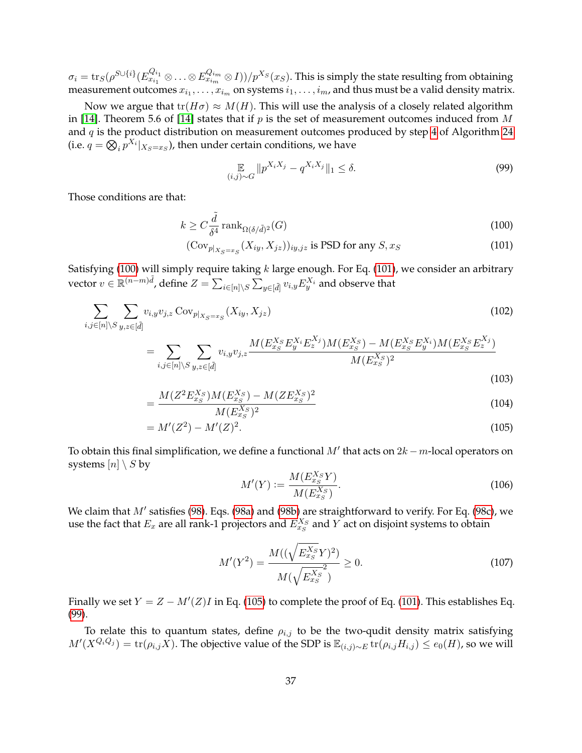$\sigma_i = \operatorname{tr}_S(\rho^{S\cup\{i\}}(E^{Q_{i_1}}_{x_{i_1}} \otimes \ldots \otimes E^{Q_{i_m}}_{x_{i_m}} \otimes I))/p^{X_S}(x_S)$. This is simply the state resulting from obtaining measurement outcomes $x_{i_1}, \ldots, x_{i_m}$ on systems $i_1, \ldots, i_m$, and thus must be a valid density matrix.

Now we argue that $\operatorname{tr}(H\sigma) \approx M(H)$. This will use the analysis of a closely related algorithm in [14]. Theorem 5.6 of [14] states that if $p$ is the set of measurement outcomes induced from $M$ and $q$ is the product distribution on measurement outcomes produced by step 4 of Algorithm 24 (i.e. $q = \bigotimes_i p^{X_i}|_{X_S=x_S}$), then under certain conditions, we have

$$\mathop{\mathbb{E}}_{(i,j)\sim G} \|p^{X_iX_j} - q^{X_iX_j}\|_1 \leq \delta. \tag{99}$$

Those conditions are that:

$$k \geq C\frac{\tilde{d}}{\delta^4} \operatorname{rank}_{\Omega(\delta/\tilde{d})^2}(G) \tag{100}$$

$$(\operatorname{Cov}_{p|_{X_S=x_S}}(X_{iy}, X_{jz}))_{iy,jz} \text{ is PSD for any } S, x_S \tag{101}$$

Satisfying (100) will simply require taking $k$ large enough. For Eq. (101), we consider an arbitrary vector $v \in \mathbb{R}^{(n-m)\tilde{d}}$, define $Z = \sum_{i\in[n]\setminus S}\sum_{y\in[\tilde{d}]} v_{i,y}E^{X_i}_y$ and observe that

$$\sum_{i,j\in[n]\setminus S}\sum_{y,z\in[\tilde{d}]} v_{i,y}v_{j,z}\operatorname{Cov}_{p|_{X_S=x_S}}(X_{iy}, X_{jz}) \tag{102}$$

$$= \sum_{i,j\in[n]\setminus S}\sum_{y,z\in[\tilde{d}]} v_{i,y}v_{j,z}\frac{M(E^{X_S}_{x_S}E^{X_i}_yE^{X_j}_z)M(E^{X_S}_{x_S}) - M(E^{X_S}_{x_S}E^{X_i}_y)M(E^{X_S}_{x_S}E^{X_j}_z)}{M(E^{X_S}_{x_S})^2} \tag{103}$$

$$= \frac{M(Z^2E^{X_S}_{x_S})M(E^{X_S}_{x_S}) - M(ZE^{X_S}_{x_S})^2}{M(E^{X_S}_{x_S})^2} \tag{104}$$

$$= M'(Z^2) - M'(Z)^2. \tag{105}$$

To obtain this final simplification, we define a functional $M'$ that acts on $2k-m$-local operators on systems $[n]\setminus S$ by

$$M'(Y) := \frac{M(E^{X_S}_{x_S}Y)}{M(E^{X_S}_{x_S})}. \tag{106}$$

We claim that $M'$ satisfies (98). Eqs. (98a) and (98b) are straightforward to verify. For Eq. (98c), we use the fact that $E_x$ are all rank-1 projectors and $E^{X_S}_{x_S}$ and $Y$ act on disjoint systems to obtain

$$M'(Y^2) = \frac{M((\sqrt{E^{X_S}_{x_S}}Y)^2)}{M(\sqrt{E^{X_S}_{x_S}}^2)} \geq 0. \tag{107}$$

Finally we set $Y = Z - M'(Z)I$ in Eq. (105) to complete the proof of Eq. (101). This establishes Eq. (99).

To relate this to quantum states, define $\rho_{i,j}$ to be the two-qudit density matrix satisfying $M'(X^{Q_iQ_j}) = \operatorname{tr}(\rho_{i,j}X)$. The objective value of the SDP is $\mathbb{E}_{(i,j)\sim E}\operatorname{tr}(\rho_{i,j}H_{i,j}) \leq e_0(H)$, so we will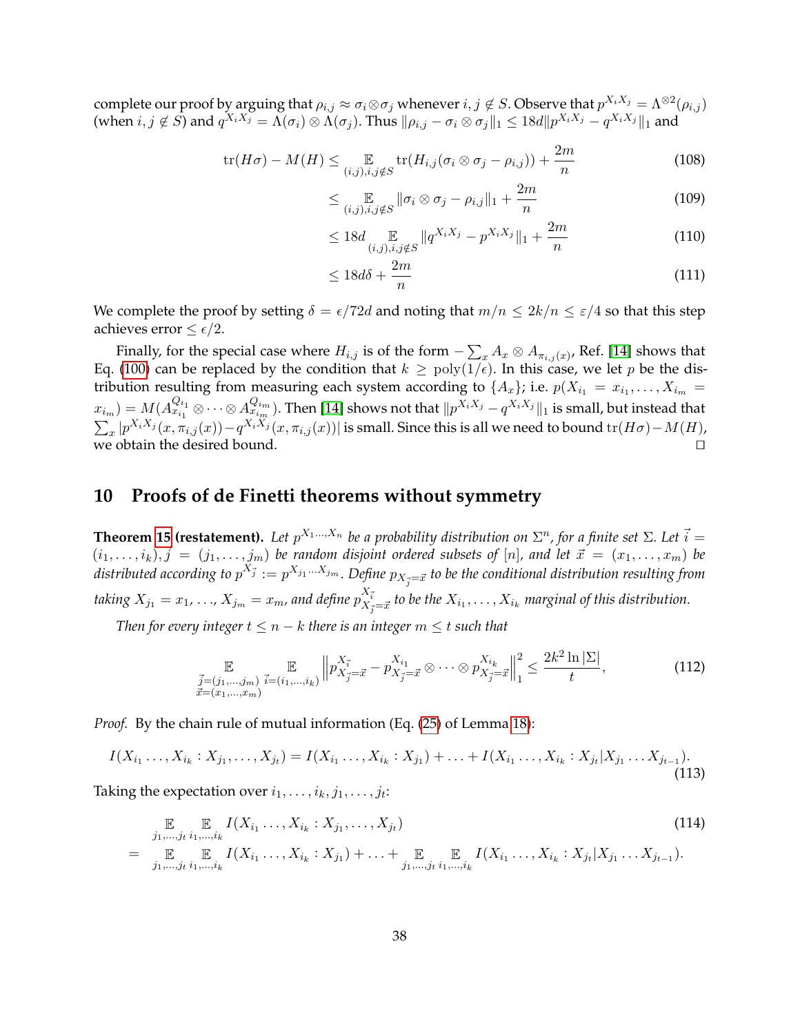complete our proof by arguing that $\rho_{i,j} \approx \sigma_i \otimes \sigma_j$ whenever $i, j \notin S$. Observe that $p^{X_i X_j} = \Lambda^{\otimes 2}(\rho_{i,j})$ (when $i, j \notin S$) and $q^{X_i X_j} = \Lambda(\sigma_i) \otimes \Lambda(\sigma_j)$. Thus $\|\rho_{i,j} - \sigma_i \otimes \sigma_j\|_1 \leq 18d \|p^{X_i X_j} - q^{X_i X_j}\|_1$ and

$$\operatorname{tr}(H\sigma) - M(H) \leq \mathop{\mathbb{E}}_{(i,j), i,j \notin S} \operatorname{tr}(H_{i,j}(\sigma_i \otimes \sigma_j - \rho_{i,j})) + \frac{2m}{n} \tag{108}$$

$$\leq \mathop{\mathbb{E}}_{(i,j), i,j \notin S} \|\sigma_i \otimes \sigma_j - \rho_{i,j}\|_1 + \frac{2m}{n} \tag{109}$$

$$\leq 18d \mathop{\mathbb{E}}_{(i,j), i,j \notin S} \|q^{X_i X_j} - p^{X_i X_j}\|_1 + \frac{2m}{n} \tag{110}$$

$$\leq 18d\delta + \frac{2m}{n} \tag{111}$$

We complete the proof by setting $\delta = \epsilon/72d$ and noting that $m/n \leq 2k/n \leq \varepsilon/4$ so that this step achieves error $\leq \epsilon/2$.

Finally, for the special case where $H_{i,j}$ is of the form $-\sum_x A_x \otimes A_{\pi_{i,j}(x)}$, Ref. [14] shows that Eq. (100) can be replaced by the condition that $k \geq \operatorname{poly}(1/\epsilon)$. In this case, we let $p$ be the distribution resulting from measuring each system according to $\{A_x\}$; i.e. $p(X_{i_1} = x_{i_1}, \ldots, X_{i_m} = x_{i_m}) = M(A^{Q_{i_1}}_{x_{i_1}} \otimes \cdots \otimes A^{Q_{i_m}}_{x_{i_m}})$. Then [14] shows not that $\|p^{X_i X_j} - q^{X_i X_j}\|_1$ is small, but instead that $\sum_x |p^{X_i X_j}(x, \pi_{i,j}(x)) - q^{X_i X_j}(x, \pi_{i,j}(x))|$ is small. Since this is all we need to bound $\operatorname{tr}(H\sigma) - M(H)$, we obtain the desired bound. □

## 10 Proofs of de Finetti theorems without symmetry

**Theorem 15 (restatement).** *Let $p^{X_1 \ldots X_n}$ be a probability distribution on $\Sigma^n$, for a finite set $\Sigma$. Let $\vec{i} = (i_1, \ldots, i_k), \vec{j} = (j_1, \ldots, j_m)$ be random disjoint ordered subsets of $[n]$, and let $\vec{x} = (x_1, \ldots, x_m)$ be distributed according to $p^{X_{\vec{j}}} := p^{X_{j_1} \ldots X_{j_m}}$. Define $p_{X_{\vec{j}} = \vec{x}}$ to be the conditional distribution resulting from taking $X_{j_1} = x_1, \ldots, X_{j_m} = x_m$, and define $p^{X_{\vec{i}}}_{X_{\vec{j}} = \vec{x}}$ to be the $X_{i_1}, \ldots, X_{i_k}$ marginal of this distribution.*

*Then for every integer $t \leq n - k$ there is an integer $m \leq t$ such that*

$$\mathop{\mathbb{E}}_{\substack{\vec{j}=(j_1,\ldots,j_m) \\ \vec{x}=(x_1,\ldots,x_m)}} \mathop{\mathbb{E}}_{\vec{i}=(i_1,\ldots,i_k)} \left\| p^{X_{\vec{i}}}_{X_{\vec{j}}=\vec{x}} - p^{X_{i_1}}_{X_{\vec{j}}=\vec{x}} \otimes \cdots \otimes p^{X_{i_k}}_{X_{\vec{j}}=\vec{x}} \right\|_1^2 \leq \frac{2k^2 \ln |\Sigma|}{t}, \tag{112}$$

*Proof.* By the chain rule of mutual information (Eq. (25) of Lemma 18):

$$I(X_{i_1} \ldots, X_{i_k} : X_{j_1}, \ldots, X_{j_t}) = I(X_{i_1} \ldots, X_{i_k} : X_{j_1}) + \ldots + I(X_{i_1} \ldots, X_{i_k} : X_{j_t} | X_{j_1} \ldots X_{j_{t-1}}). \tag{113}$$

Taking the expectation over $i_1, \ldots, i_k, j_1, \ldots, j_t$:

$$\mathop{\mathbb{E}}_{j_1,\ldots,j_t} \mathop{\mathbb{E}}_{i_1,\ldots,i_k} I(X_{i_1} \ldots, X_{i_k} : X_{j_1}, \ldots, X_{j_t}) \tag{114}$$

$$= \mathop{\mathbb{E}}_{j_1,\ldots,j_t} \mathop{\mathbb{E}}_{i_1,\ldots,i_k} I(X_{i_1} \ldots, X_{i_k} : X_{j_1}) + \ldots + \mathop{\mathbb{E}}_{j_1,\ldots,j_t} \mathop{\mathbb{E}}_{i_1,\ldots,i_k} I(X_{i_1} \ldots, X_{i_k} : X_{j_t} | X_{j_1} \ldots X_{j_{t-1}}).$$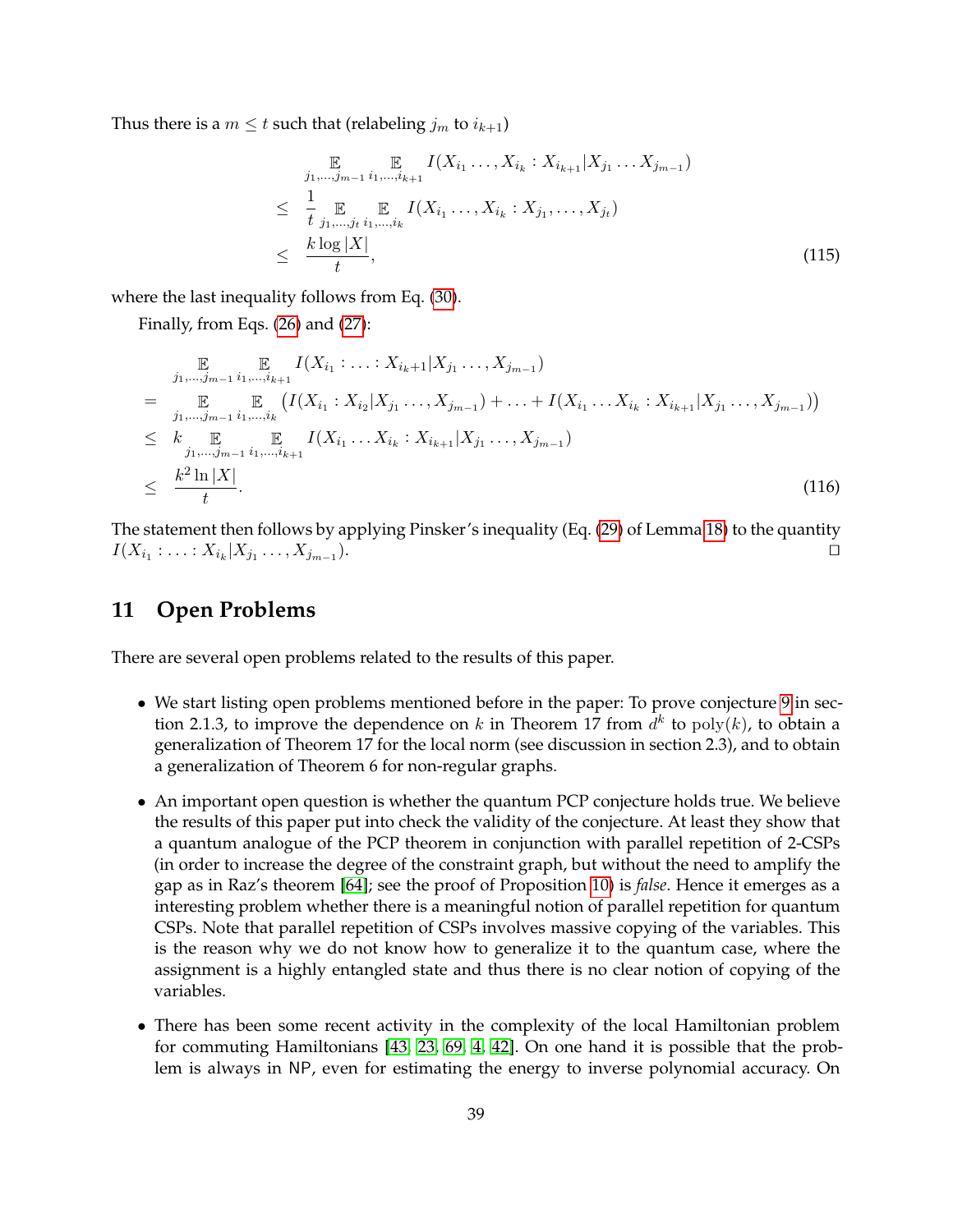Thus there is a $m \leq t$ such that (relabeling $j_m$ to $i_{k+1}$)

$$
\begin{aligned}
& \mathop{\mathbb{E}}_{j_1,\ldots,j_{m-1}} \mathop{\mathbb{E}}_{i_1,\ldots,i_{k+1}} I(X_{i_1} \ldots, X_{i_k} : X_{i_{k+1}} | X_{j_1} \ldots X_{j_{m-1}}) \\
\leq \; & \frac{1}{t} \mathop{\mathbb{E}}_{j_1,\ldots,j_t} \mathop{\mathbb{E}}_{i_1,\ldots,i_k} I(X_{i_1} \ldots, X_{i_k} : X_{j_1}, \ldots, X_{j_t}) \\
\leq \; & \frac{k \log |X|}{t}, \qquad (115)
\end{aligned}
$$

where the last inequality follows from Eq. (30).

Finally, from Eqs. (26) and (27):

$$
\begin{aligned}
& \mathop{\mathbb{E}}_{j_1,\ldots,j_{m-1}} \mathop{\mathbb{E}}_{i_1,\ldots,i_{k+1}} I(X_{i_1} : \ldots : X_{i_k+1} | X_{j_1} \ldots, X_{j_{m-1}}) \\
= \; & \mathop{\mathbb{E}}_{j_1,\ldots,j_{m-1}} \mathop{\mathbb{E}}_{i_1,\ldots,i_k} \left( I(X_{i_1} : X_{i_2} | X_{j_1} \ldots, X_{j_{m-1}}) + \ldots + I(X_{i_1} \ldots X_{i_k} : X_{i_{k+1}} | X_{j_1} \ldots, X_{j_{m-1}}) \right) \\
\leq \; & k \mathop{\mathbb{E}}_{j_1,\ldots,j_{m-1}} \mathop{\mathbb{E}}_{i_1,\ldots,i_{k+1}} I(X_{i_1} \ldots X_{i_k} : X_{i_{k+1}} | X_{j_1} \ldots, X_{j_{m-1}}) \\
\leq \; & \frac{k^2 \ln |X|}{t}. \qquad (116)
\end{aligned}
$$

The statement then follows by applying Pinsker's inequality (Eq. (29) of Lemma 18) to the quantity $I(X_{i_1} : \ldots : X_{i_k} | X_{j_1} \ldots, X_{j_{m-1}})$. $\square$

## 11 Open Problems

There are several open problems related to the results of this paper.

- We start listing open problems mentioned before in the paper: To prove conjecture 9 in section 2.1.3, to improve the dependence on $k$ in Theorem 17 from $d^k$ to $\mathrm{poly}(k)$, to obtain a generalization of Theorem 17 for the local norm (see discussion in section 2.3), and to obtain a generalization of Theorem 6 for non-regular graphs.
- An important open question is whether the quantum PCP conjecture holds true. We believe the results of this paper put into check the validity of the conjecture. At least they show that a quantum analogue of the PCP theorem in conjunction with parallel repetition of 2-CSPs (in order to increase the degree of the constraint graph, but without the need to amplify the gap as in Raz's theorem [64]; see the proof of Proposition 10) is *false*. Hence it emerges as a interesting problem whether there is a meaningful notion of parallel repetition for quantum CSPs. Note that parallel repetition of CSPs involves massive copying of the variables. This is the reason why we do not know how to generalize it to the quantum case, where the assignment is a highly entangled state and thus there is no clear notion of copying of the variables.
- There has been some recent activity in the complexity of the local Hamiltonian problem for commuting Hamiltonians [43, 23, 69, 4, 42]. On one hand it is possible that the problem is always in NP, even for estimating the energy to inverse polynomial accuracy. On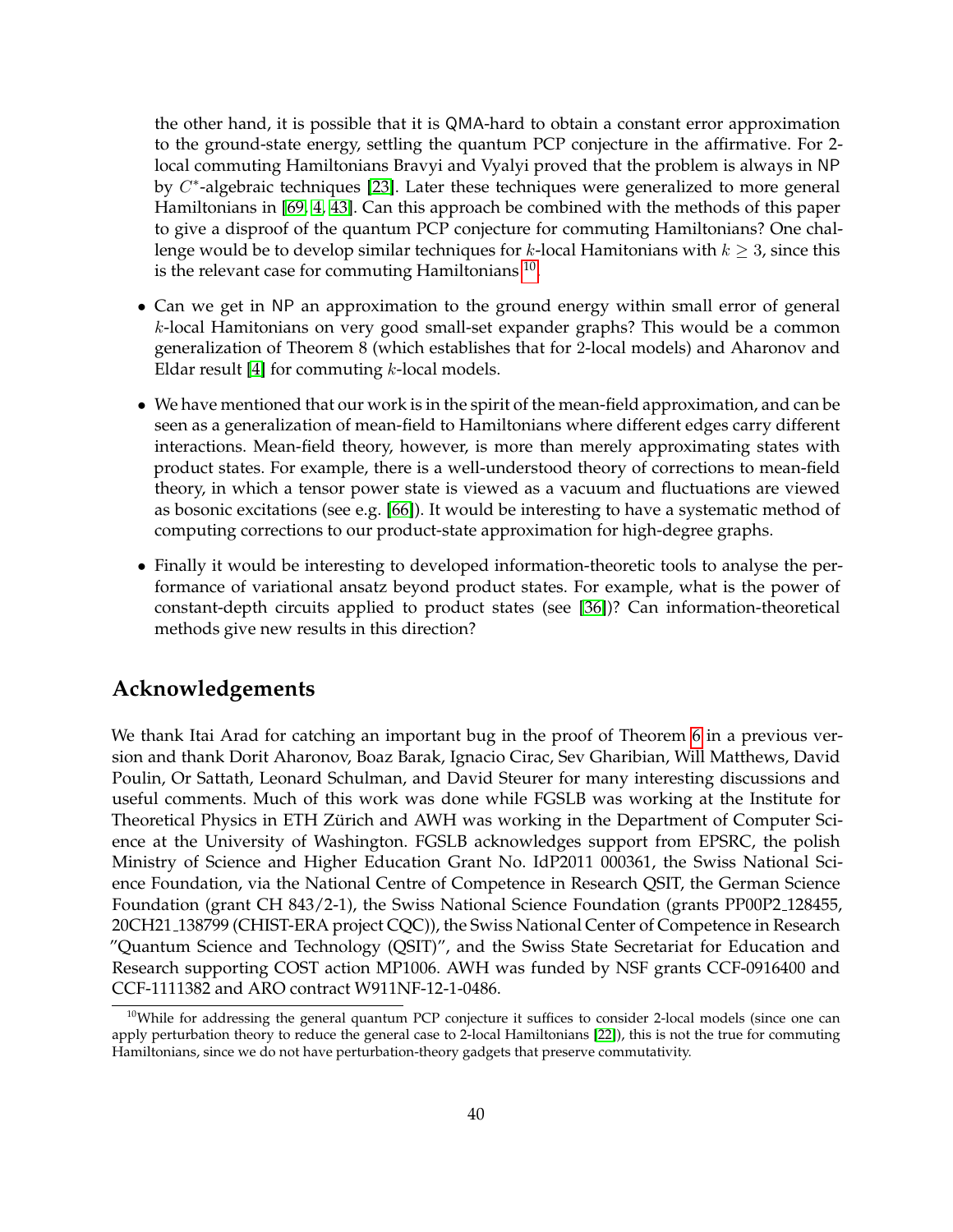the other hand, it is possible that it is QMA-hard to obtain a constant error approximation to the ground-state energy, settling the quantum PCP conjecture in the affirmative. For 2-local commuting Hamiltonians Bravyi and Vyalyi proved that the problem is always in NP by $C^*$-algebraic techniques [23]. Later these techniques were generalized to more general Hamiltonians in [69, 4, 43]. Can this approach be combined with the methods of this paper to give a disproof of the quantum PCP conjecture for commuting Hamiltonians? One challenge would be to develop similar techniques for $k$-local Hamitonians with $k \geq 3$, since this is the relevant case for commuting Hamiltonians [10].

- Can we get in NP an approximation to the ground energy within small error of general $k$-local Hamitonians on very good small-set expander graphs? This would be a common generalization of Theorem 8 (which establishes that for 2-local models) and Aharonov and Eldar result [4] for commuting $k$-local models.

- We have mentioned that our work is in the spirit of the mean-field approximation, and can be seen as a generalization of mean-field to Hamiltonians where different edges carry different interactions. Mean-field theory, however, is more than merely approximating states with product states. For example, there is a well-understood theory of corrections to mean-field theory, in which a tensor power state is viewed as a vacuum and fluctuations are viewed as bosonic excitations (see e.g. [66]). It would be interesting to have a systematic method of computing corrections to our product-state approximation for high-degree graphs.

- Finally it would be interesting to developed information-theoretic tools to analyse the performance of variational ansatz beyond product states. For example, what is the power of constant-depth circuits applied to product states (see [36])? Can information-theoretical methods give new results in this direction?

## Acknowledgements

We thank Itai Arad for catching an important bug in the proof of Theorem 6 in a previous version and thank Dorit Aharonov, Boaz Barak, Ignacio Cirac, Sev Gharibian, Will Matthews, David Poulin, Or Sattath, Leonard Schulman, and David Steurer for many interesting discussions and useful comments. Much of this work was done while FGSLB was working at the Institute for Theoretical Physics in ETH Zürich and AWH was working in the Department of Computer Science at the University of Washington. FGSLB acknowledges support from EPSRC, the polish Ministry of Science and Higher Education Grant No. IdP2011 000361, the Swiss National Science Foundation, via the National Centre of Competence in Research QSIT, the German Science Foundation (grant CH 843/2-1), the Swiss National Science Foundation (grants PP00P2_128455, 20CH21_138799 (CHIST-ERA project CQC)), the Swiss National Center of Competence in Research "Quantum Science and Technology (QSIT)", and the Swiss State Secretariat for Education and Research supporting COST action MP1006. AWH was funded by NSF grants CCF-0916400 and CCF-1111382 and ARO contract W911NF-12-1-0486.

[10] While for addressing the general quantum PCP conjecture it suffices to consider 2-local models (since one can apply perturbation theory to reduce the general case to 2-local Hamiltonians [22]), this is not the true for commuting Hamiltonians, since we do not have perturbation-theory gadgets that preserve commutativity.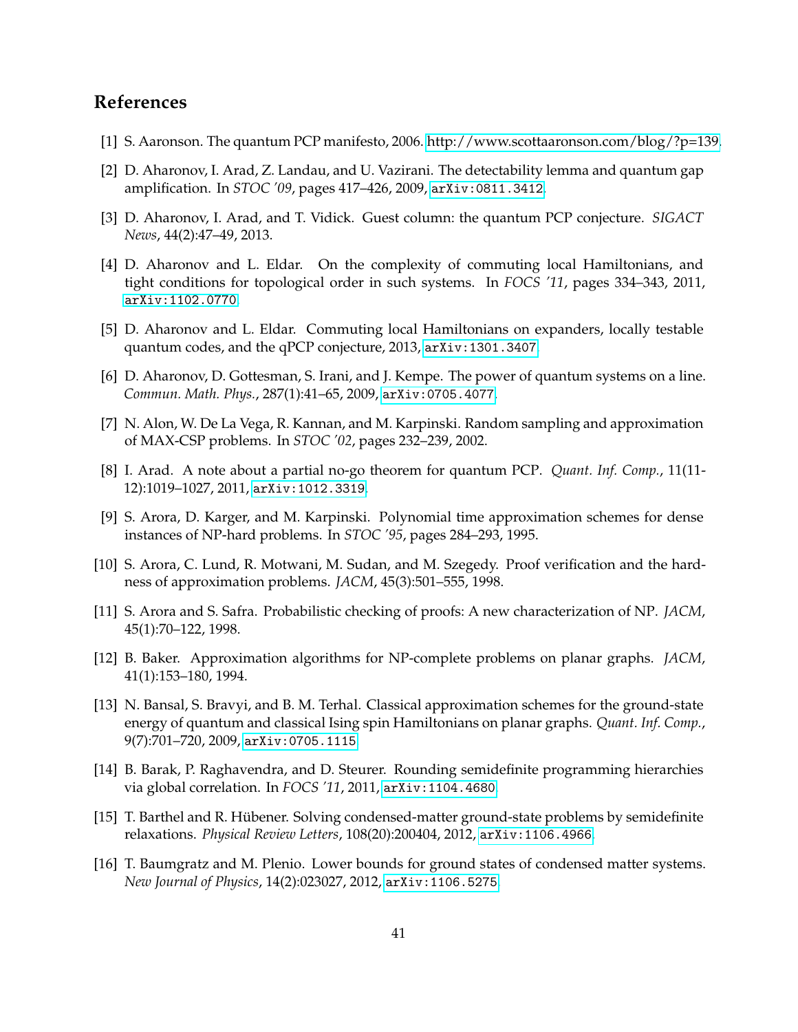## References

[1] S. Aaronson. The quantum PCP manifesto, 2006. http://www.scottaaronson.com/blog/?p=139.

[2] D. Aharonov, I. Arad, Z. Landau, and U. Vazirani. The detectability lemma and quantum gap amplification. In *STOC '09*, pages 417–426, 2009, `arXiv:0811.3412`.

[3] D. Aharonov, I. Arad, and T. Vidick. Guest column: the quantum PCP conjecture. *SIGACT News*, 44(2):47–49, 2013.

[4] D. Aharonov and L. Eldar. On the complexity of commuting local Hamiltonians, and tight conditions for topological order in such systems. In *FOCS '11*, pages 334–343, 2011, `arXiv:1102.0770`.

[5] D. Aharonov and L. Eldar. Commuting local Hamiltonians on expanders, locally testable quantum codes, and the qPCP conjecture, 2013, `arXiv:1301.3407`.

[6] D. Aharonov, D. Gottesman, S. Irani, and J. Kempe. The power of quantum systems on a line. *Commun. Math. Phys.*, 287(1):41–65, 2009, `arXiv:0705.4077`.

[7] N. Alon, W. De La Vega, R. Kannan, and M. Karpinski. Random sampling and approximation of MAX-CSP problems. In *STOC '02*, pages 232–239, 2002.

[8] I. Arad. A note about a partial no-go theorem for quantum PCP. *Quant. Inf. Comp.*, 11(11-12):1019–1027, 2011, `arXiv:1012.3319`.

[9] S. Arora, D. Karger, and M. Karpinski. Polynomial time approximation schemes for dense instances of NP-hard problems. In *STOC '95*, pages 284–293, 1995.

[10] S. Arora, C. Lund, R. Motwani, M. Sudan, and M. Szegedy. Proof verification and the hardness of approximation problems. *JACM*, 45(3):501–555, 1998.

[11] S. Arora and S. Safra. Probabilistic checking of proofs: A new characterization of NP. *JACM*, 45(1):70–122, 1998.

[12] B. Baker. Approximation algorithms for NP-complete problems on planar graphs. *JACM*, 41(1):153–180, 1994.

[13] N. Bansal, S. Bravyi, and B. M. Terhal. Classical approximation schemes for the ground-state energy of quantum and classical Ising spin Hamiltonians on planar graphs. *Quant. Inf. Comp.*, 9(7):701–720, 2009, `arXiv:0705.1115`.

[14] B. Barak, P. Raghavendra, and D. Steurer. Rounding semidefinite programming hierarchies via global correlation. In *FOCS '11*, 2011, `arXiv:1104.4680`.

[15] T. Barthel and R. Hübener. Solving condensed-matter ground-state problems by semidefinite relaxations. *Physical Review Letters*, 108(20):200404, 2012, `arXiv:1106.4966`.

[16] T. Baumgratz and M. Plenio. Lower bounds for ground states of condensed matter systems. *New Journal of Physics*, 14(2):023027, 2012, `arXiv:1106.5275`.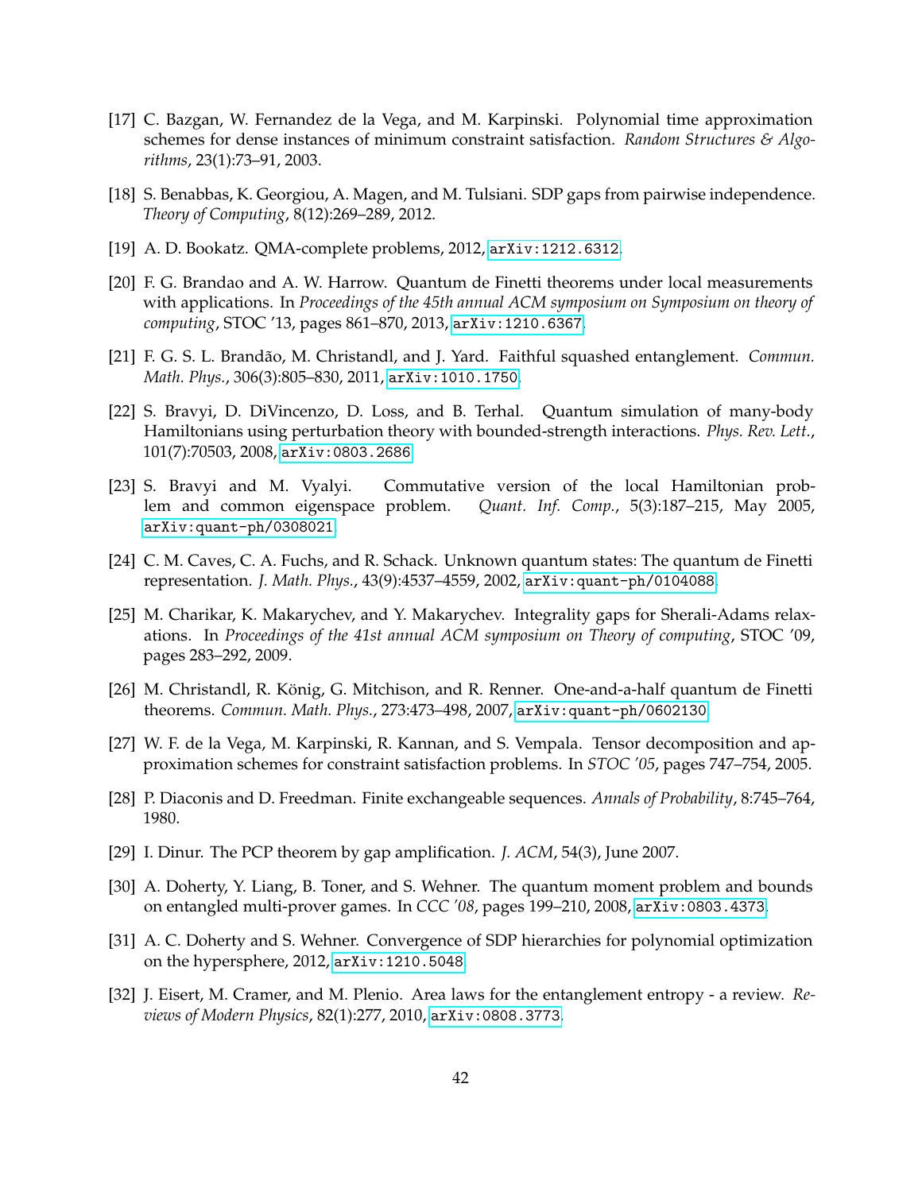[17] C. Bazgan, W. Fernandez de la Vega, and M. Karpinski. Polynomial time approximation schemes for dense instances of minimum constraint satisfaction. *Random Structures & Algorithms*, 23(1):73–91, 2003.

[18] S. Benabbas, K. Georgiou, A. Magen, and M. Tulsiani. SDP gaps from pairwise independence. *Theory of Computing*, 8(12):269–289, 2012.

[19] A. D. Bookatz. QMA-complete problems, 2012, arXiv:1212.6312.

[20] F. G. Brandao and A. W. Harrow. Quantum de Finetti theorems under local measurements with applications. In *Proceedings of the 45th annual ACM symposium on Symposium on theory of computing*, STOC '13, pages 861–870, 2013, arXiv:1210.6367.

[21] F. G. S. L. Brandão, M. Christandl, and J. Yard. Faithful squashed entanglement. *Commun. Math. Phys.*, 306(3):805–830, 2011, arXiv:1010.1750.

[22] S. Bravyi, D. DiVincenzo, D. Loss, and B. Terhal. Quantum simulation of many-body Hamiltonians using perturbation theory with bounded-strength interactions. *Phys. Rev. Lett.*, 101(7):70503, 2008, arXiv:0803.2686.

[23] S. Bravyi and M. Vyalyi. Commutative version of the local Hamiltonian problem and common eigenspace problem. *Quant. Inf. Comp.*, 5(3):187–215, May 2005, arXiv:quant-ph/0308021.

[24] C. M. Caves, C. A. Fuchs, and R. Schack. Unknown quantum states: The quantum de Finetti representation. *J. Math. Phys.*, 43(9):4537–4559, 2002, arXiv:quant-ph/0104088.

[25] M. Charikar, K. Makarychev, and Y. Makarychev. Integrality gaps for Sherali-Adams relaxations. In *Proceedings of the 41st annual ACM symposium on Theory of computing*, STOC '09, pages 283–292, 2009.

[26] M. Christandl, R. König, G. Mitchison, and R. Renner. One-and-a-half quantum de Finetti theorems. *Commun. Math. Phys.*, 273:473–498, 2007, arXiv:quant-ph/0602130.

[27] W. F. de la Vega, M. Karpinski, R. Kannan, and S. Vempala. Tensor decomposition and approximation schemes for constraint satisfaction problems. In *STOC '05*, pages 747–754, 2005.

[28] P. Diaconis and D. Freedman. Finite exchangeable sequences. *Annals of Probability*, 8:745–764, 1980.

[29] I. Dinur. The PCP theorem by gap amplification. *J. ACM*, 54(3), June 2007.

[30] A. Doherty, Y. Liang, B. Toner, and S. Wehner. The quantum moment problem and bounds on entangled multi-prover games. In *CCC '08*, pages 199–210, 2008, arXiv:0803.4373.

[31] A. C. Doherty and S. Wehner. Convergence of SDP hierarchies for polynomial optimization on the hypersphere, 2012, arXiv:1210.5048.

[32] J. Eisert, M. Cramer, and M. Plenio. Area laws for the entanglement entropy - a review. *Reviews of Modern Physics*, 82(1):277, 2010, arXiv:0808.3773.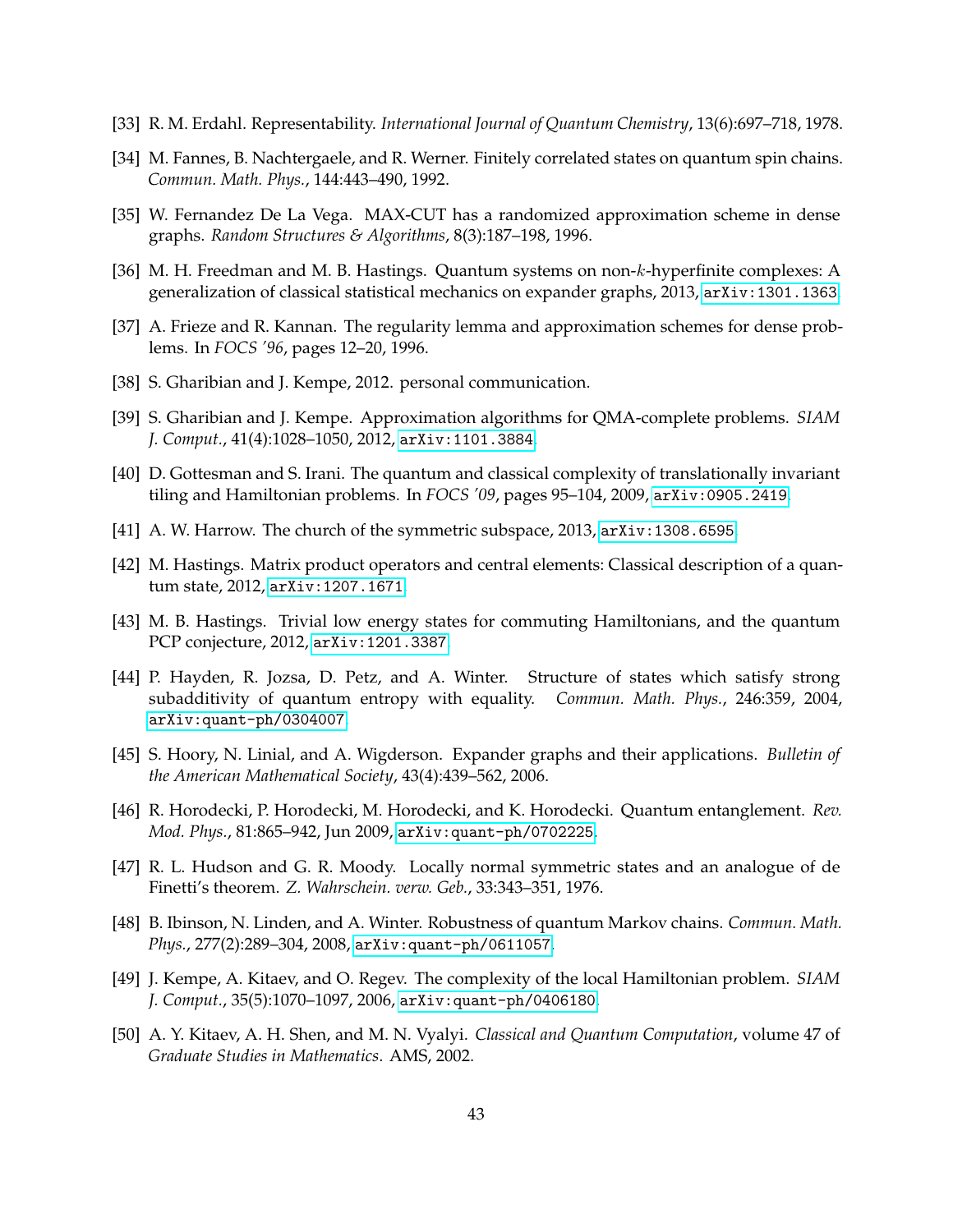[33] R. M. Erdahl. Representability. *International Journal of Quantum Chemistry*, 13(6):697–718, 1978.

[34] M. Fannes, B. Nachtergaele, and R. Werner. Finitely correlated states on quantum spin chains. *Commun. Math. Phys.*, 144:443–490, 1992.

[35] W. Fernandez De La Vega. MAX-CUT has a randomized approximation scheme in dense graphs. *Random Structures & Algorithms*, 8(3):187–198, 1996.

[36] M. H. Freedman and M. B. Hastings. Quantum systems on non-$k$-hyperfinite complexes: A generalization of classical statistical mechanics on expander graphs, 2013, arXiv:1301.1363.

[37] A. Frieze and R. Kannan. The regularity lemma and approximation schemes for dense problems. In *FOCS '96*, pages 12–20, 1996.

[38] S. Gharibian and J. Kempe, 2012. personal communication.

[39] S. Gharibian and J. Kempe. Approximation algorithms for QMA-complete problems. *SIAM J. Comput.*, 41(4):1028–1050, 2012, arXiv:1101.3884.

[40] D. Gottesman and S. Irani. The quantum and classical complexity of translationally invariant tiling and Hamiltonian problems. In *FOCS '09*, pages 95–104, 2009, arXiv:0905.2419.

[41] A. W. Harrow. The church of the symmetric subspace, 2013, arXiv:1308.6595.

[42] M. Hastings. Matrix product operators and central elements: Classical description of a quantum state, 2012, arXiv:1207.1671.

[43] M. B. Hastings. Trivial low energy states for commuting Hamiltonians, and the quantum PCP conjecture, 2012, arXiv:1201.3387.

[44] P. Hayden, R. Jozsa, D. Petz, and A. Winter. Structure of states which satisfy strong subadditivity of quantum entropy with equality. *Commun. Math. Phys.*, 246:359, 2004, arXiv:quant-ph/0304007.

[45] S. Hoory, N. Linial, and A. Wigderson. Expander graphs and their applications. *Bulletin of the American Mathematical Society*, 43(4):439–562, 2006.

[46] R. Horodecki, P. Horodecki, M. Horodecki, and K. Horodecki. Quantum entanglement. *Rev. Mod. Phys.*, 81:865–942, Jun 2009, arXiv:quant-ph/0702225.

[47] R. L. Hudson and G. R. Moody. Locally normal symmetric states and an analogue of de Finetti's theorem. *Z. Wahrschein. verw. Geb.*, 33:343–351, 1976.

[48] B. Ibinson, N. Linden, and A. Winter. Robustness of quantum Markov chains. *Commun. Math. Phys.*, 277(2):289–304, 2008, arXiv:quant-ph/0611057.

[49] J. Kempe, A. Kitaev, and O. Regev. The complexity of the local Hamiltonian problem. *SIAM J. Comput.*, 35(5):1070–1097, 2006, arXiv:quant-ph/0406180.

[50] A. Y. Kitaev, A. H. Shen, and M. N. Vyalyi. *Classical and Quantum Computation*, volume 47 of *Graduate Studies in Mathematics*. AMS, 2002.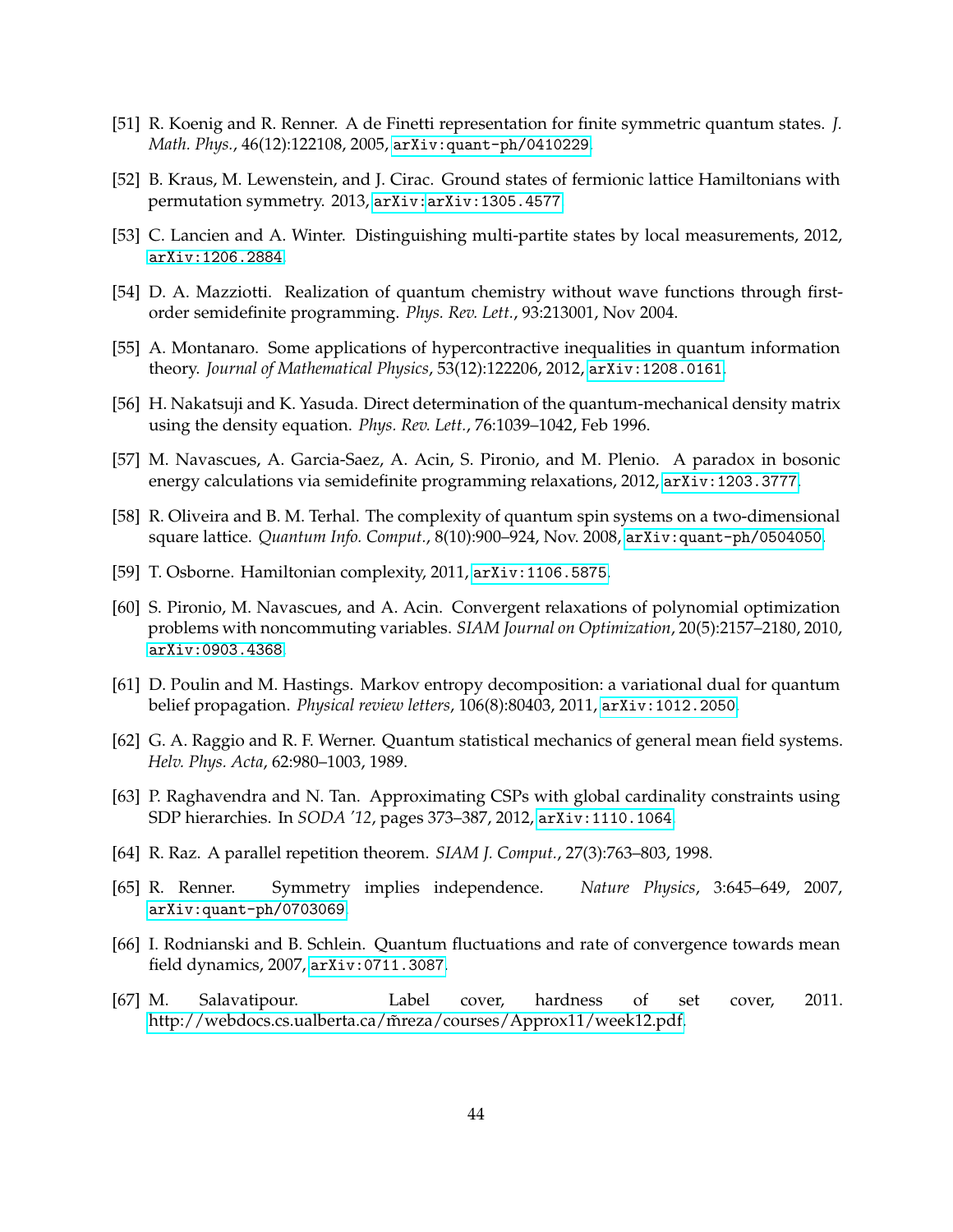[51] R. Koenig and R. Renner. A de Finetti representation for finite symmetric quantum states. *J. Math. Phys.*, 46(12):122108, 2005, arXiv:quant-ph/0410229.

[52] B. Kraus, M. Lewenstein, and J. Cirac. Ground states of fermionic lattice Hamiltonians with permutation symmetry. 2013, arXiv:arXiv:1305.4577.

[53] C. Lancien and A. Winter. Distinguishing multi-partite states by local measurements, 2012, arXiv:1206.2884.

[54] D. A. Mazziotti. Realization of quantum chemistry without wave functions through first-order semidefinite programming. *Phys. Rev. Lett.*, 93:213001, Nov 2004.

[55] A. Montanaro. Some applications of hypercontractive inequalities in quantum information theory. *Journal of Mathematical Physics*, 53(12):122206, 2012, arXiv:1208.0161.

[56] H. Nakatsuji and K. Yasuda. Direct determination of the quantum-mechanical density matrix using the density equation. *Phys. Rev. Lett.*, 76:1039–1042, Feb 1996.

[57] M. Navascues, A. Garcia-Saez, A. Acin, S. Pironio, and M. Plenio. A paradox in bosonic energy calculations via semidefinite programming relaxations, 2012, arXiv:1203.3777.

[58] R. Oliveira and B. M. Terhal. The complexity of quantum spin systems on a two-dimensional square lattice. *Quantum Info. Comput.*, 8(10):900–924, Nov. 2008, arXiv:quant-ph/0504050.

[59] T. Osborne. Hamiltonian complexity, 2011, arXiv:1106.5875.

[60] S. Pironio, M. Navascues, and A. Acin. Convergent relaxations of polynomial optimization problems with noncommuting variables. *SIAM Journal on Optimization*, 20(5):2157–2180, 2010, arXiv:0903.4368.

[61] D. Poulin and M. Hastings. Markov entropy decomposition: a variational dual for quantum belief propagation. *Physical review letters*, 106(8):80403, 2011, arXiv:1012.2050.

[62] G. A. Raggio and R. F. Werner. Quantum statistical mechanics of general mean field systems. *Helv. Phys. Acta*, 62:980–1003, 1989.

[63] P. Raghavendra and N. Tan. Approximating CSPs with global cardinality constraints using SDP hierarchies. In *SODA '12*, pages 373–387, 2012, arXiv:1110.1064.

[64] R. Raz. A parallel repetition theorem. *SIAM J. Comput.*, 27(3):763–803, 1998.

[65] R. Renner. Symmetry implies independence. *Nature Physics*, 3:645–649, 2007, arXiv:quant-ph/0703069.

[66] I. Rodnianski and B. Schlein. Quantum fluctuations and rate of convergence towards mean field dynamics, 2007, arXiv:0711.3087.

[67] M. Salavatipour. Label cover, hardness of set cover, 2011. http://webdocs.cs.ualberta.ca/m̃reza/courses/Approx11/week12.pdf.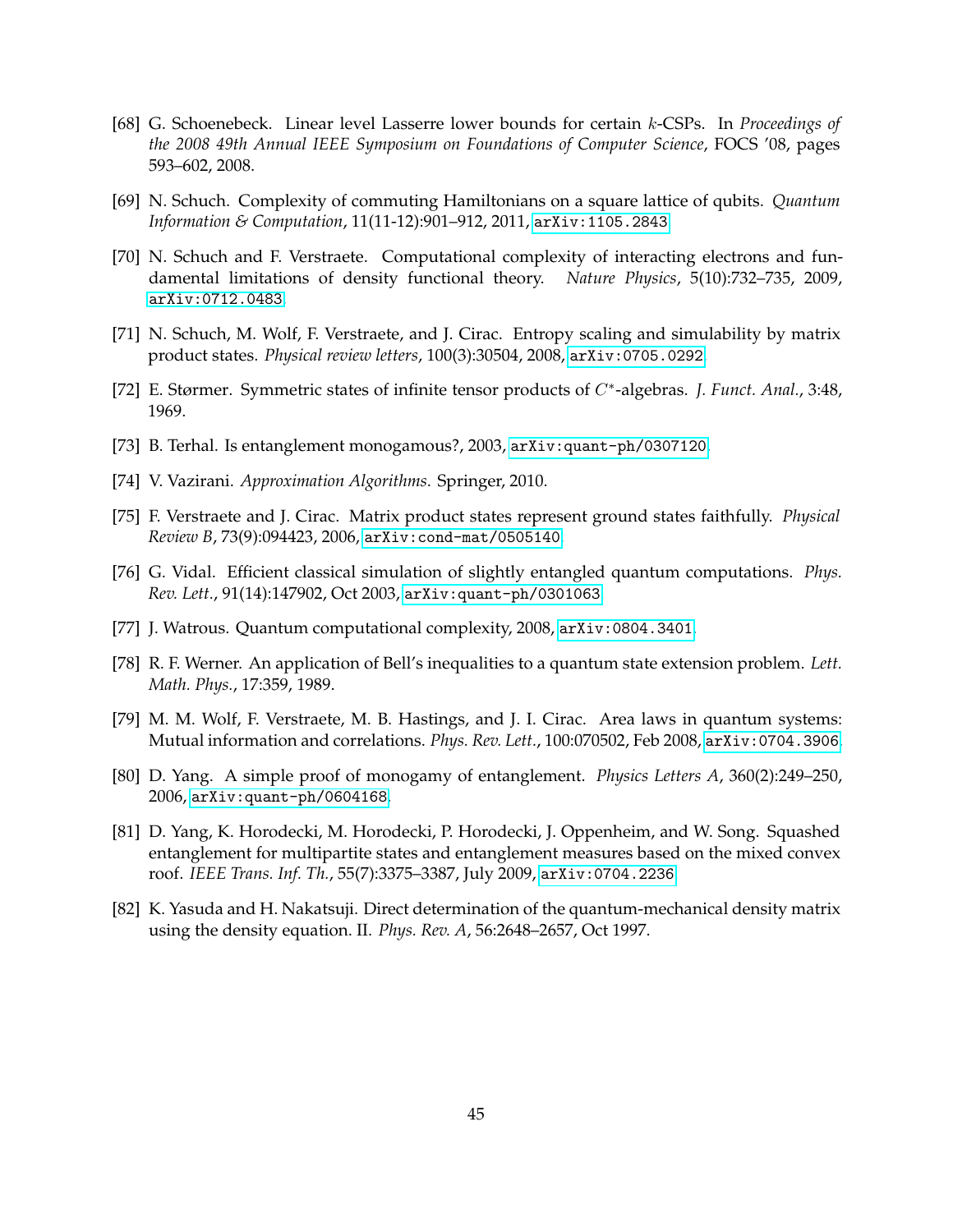[68] G. Schoenebeck. Linear level Lasserre lower bounds for certain $k$-CSPs. In *Proceedings of the 2008 49th Annual IEEE Symposium on Foundations of Computer Science*, FOCS '08, pages 593–602, 2008.

[69] N. Schuch. Complexity of commuting Hamiltonians on a square lattice of qubits. *Quantum Information & Computation*, 11(11-12):901–912, 2011, arXiv:1105.2843.

[70] N. Schuch and F. Verstraete. Computational complexity of interacting electrons and fundamental limitations of density functional theory. *Nature Physics*, 5(10):732–735, 2009, arXiv:0712.0483.

[71] N. Schuch, M. Wolf, F. Verstraete, and J. Cirac. Entropy scaling and simulability by matrix product states. *Physical review letters*, 100(3):30504, 2008, arXiv:0705.0292.

[72] E. Størmer. Symmetric states of infinite tensor products of $C^*$-algebras. *J. Funct. Anal.*, 3:48, 1969.

[73] B. Terhal. Is entanglement monogamous?, 2003, arXiv:quant-ph/0307120.

[74] V. Vazirani. *Approximation Algorithms*. Springer, 2010.

[75] F. Verstraete and J. Cirac. Matrix product states represent ground states faithfully. *Physical Review B*, 73(9):094423, 2006, arXiv:cond-mat/0505140.

[76] G. Vidal. Efficient classical simulation of slightly entangled quantum computations. *Phys. Rev. Lett.*, 91(14):147902, Oct 2003, arXiv:quant-ph/0301063.

[77] J. Watrous. Quantum computational complexity, 2008, arXiv:0804.3401.

[78] R. F. Werner. An application of Bell's inequalities to a quantum state extension problem. *Lett. Math. Phys.*, 17:359, 1989.

[79] M. M. Wolf, F. Verstraete, M. B. Hastings, and J. I. Cirac. Area laws in quantum systems: Mutual information and correlations. *Phys. Rev. Lett.*, 100:070502, Feb 2008, arXiv:0704.3906.

[80] D. Yang. A simple proof of monogamy of entanglement. *Physics Letters A*, 360(2):249–250, 2006, arXiv:quant-ph/0604168.

[81] D. Yang, K. Horodecki, M. Horodecki, P. Horodecki, J. Oppenheim, and W. Song. Squashed entanglement for multipartite states and entanglement measures based on the mixed convex roof. *IEEE Trans. Inf. Th.*, 55(7):3375–3387, July 2009, arXiv:0704.2236.

[82] K. Yasuda and H. Nakatsuji. Direct determination of the quantum-mechanical density matrix using the density equation. II. *Phys. Rev. A*, 56:2648–2657, Oct 1997.